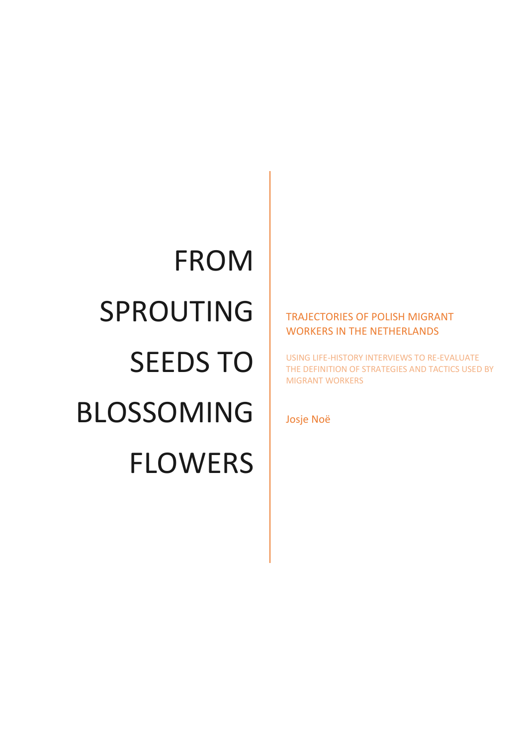# FROM SPROUTING SEEDS TO BLOSSOMING FLOWERS

## TRAJECTORIES OF POLISH MIGRANT WORKERS IN THE NETHERLANDS

USING LIFE-HISTORY INTERVIEWS TO RE-EVALUATE THE DEFINITION OF STRATEGIES AND TACTICS USED BY MIGRANT WORKERS

Josje Noë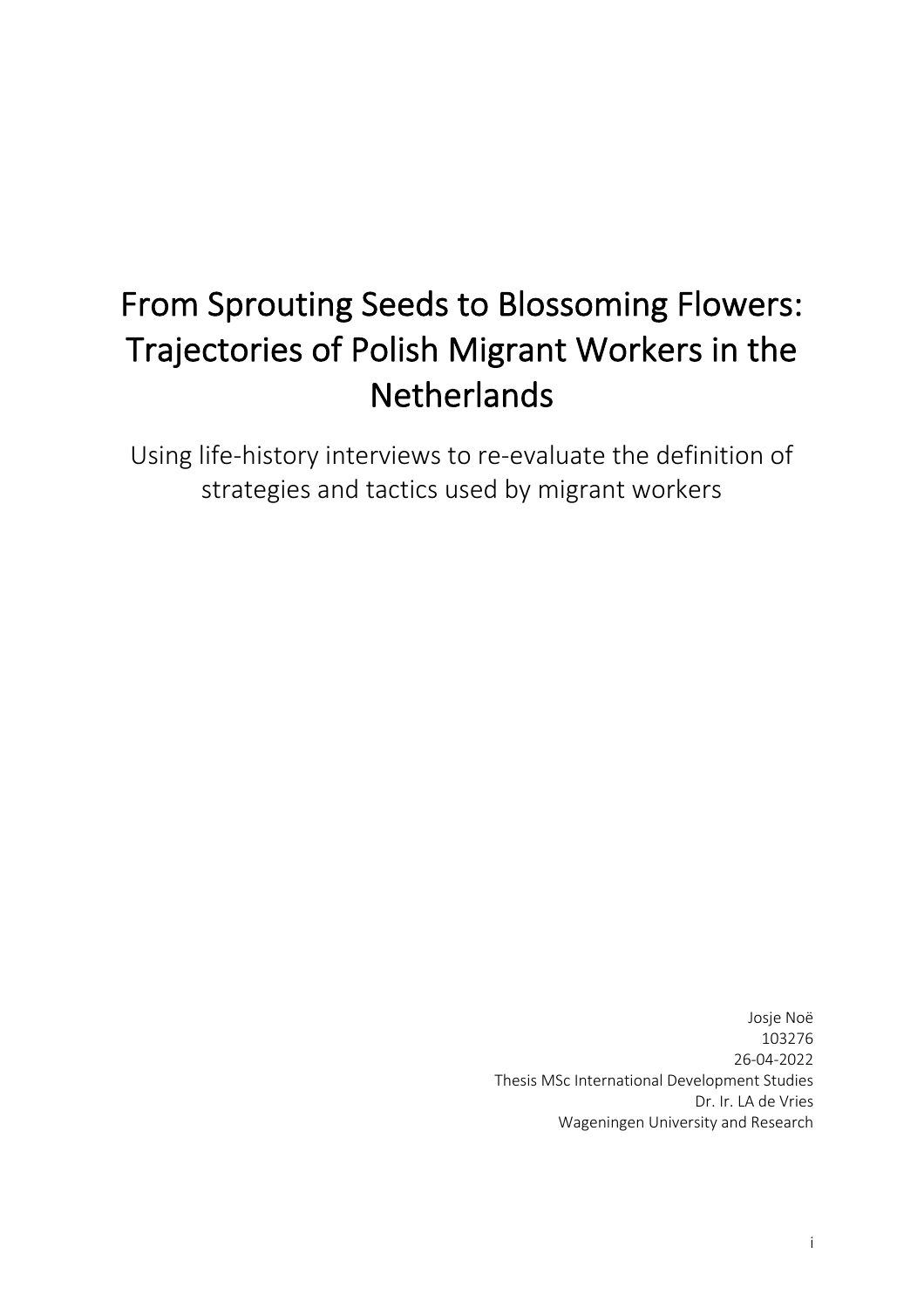# From Sprouting Seeds to Blossoming Flowers: Trajectories of Polish Migrant Workers in the Netherlands

Using life-history interviews to re-evaluate the definition of strategies and tactics used by migrant workers

Josje Noë
103276
26-04-2022
Thesis MSc International Development Studies
Dr. Ir. LA de Vries
Wageningen University and Research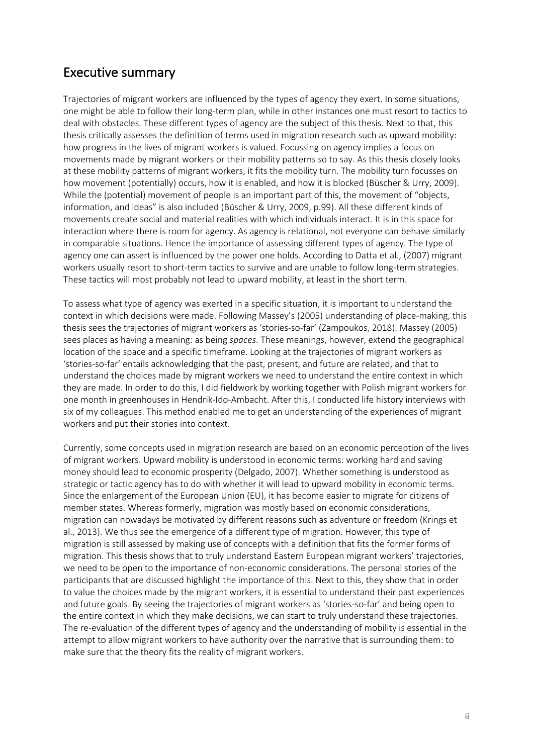## Executive summary

Trajectories of migrant workers are influenced by the types of agency they exert. In some situations, one might be able to follow their long-term plan, while in other instances one must resort to tactics to deal with obstacles. These different types of agency are the subject of this thesis. Next to that, this thesis critically assesses the definition of terms used in migration research such as upward mobility: how progress in the lives of migrant workers is valued. Focussing on agency implies a focus on movements made by migrant workers or their mobility patterns so to say. As this thesis closely looks at these mobility patterns of migrant workers, it fits the mobility turn. The mobility turn focusses on how movement (potentially) occurs, how it is enabled, and how it is blocked (Büscher & Urry, 2009). While the (potential) movement of people is an important part of this, the movement of "objects, information, and ideas" is also included (Büscher & Urry, 2009, p.99). All these different kinds of movements create social and material realities with which individuals interact. It is in this space for interaction where there is room for agency. As agency is relational, not everyone can behave similarly in comparable situations. Hence the importance of assessing different types of agency. The type of agency one can assert is influenced by the power one holds. According to Datta et al., (2007) migrant workers usually resort to short-term tactics to survive and are unable to follow long-term strategies. These tactics will most probably not lead to upward mobility, at least in the short term.

To assess what type of agency was exerted in a specific situation, it is important to understand the context in which decisions were made. Following Massey's (2005) understanding of place-making, this thesis sees the trajectories of migrant workers as 'stories-so-far' (Zampoukos, 2018). Massey (2005) sees places as having a meaning: as being *spaces*. These meanings, however, extend the geographical location of the space and a specific timeframe. Looking at the trajectories of migrant workers as 'stories-so-far' entails acknowledging that the past, present, and future are related, and that to understand the choices made by migrant workers we need to understand the entire context in which they are made. In order to do this, I did fieldwork by working together with Polish migrant workers for one month in greenhouses in Hendrik-Ido-Ambacht. After this, I conducted life history interviews with six of my colleagues. This method enabled me to get an understanding of the experiences of migrant workers and put their stories into context.

Currently, some concepts used in migration research are based on an economic perception of the lives of migrant workers. Upward mobility is understood in economic terms: working hard and saving money should lead to economic prosperity (Delgado, 2007). Whether something is understood as strategic or tactic agency has to do with whether it will lead to upward mobility in economic terms. Since the enlargement of the European Union (EU), it has become easier to migrate for citizens of member states. Whereas formerly, migration was mostly based on economic considerations, migration can nowadays be motivated by different reasons such as adventure or freedom (Krings et al., 2013). We thus see the emergence of a different type of migration. However, this type of migration is still assessed by making use of concepts with a definition that fits the former forms of migration. This thesis shows that to truly understand Eastern European migrant workers' trajectories, we need to be open to the importance of non-economic considerations. The personal stories of the participants that are discussed highlight the importance of this. Next to this, they show that in order to value the choices made by the migrant workers, it is essential to understand their past experiences and future goals. By seeing the trajectories of migrant workers as 'stories-so-far' and being open to the entire context in which they make decisions, we can start to truly understand these trajectories. The re-evaluation of the different types of agency and the understanding of mobility is essential in the attempt to allow migrant workers to have authority over the narrative that is surrounding them: to make sure that the theory fits the reality of migrant workers.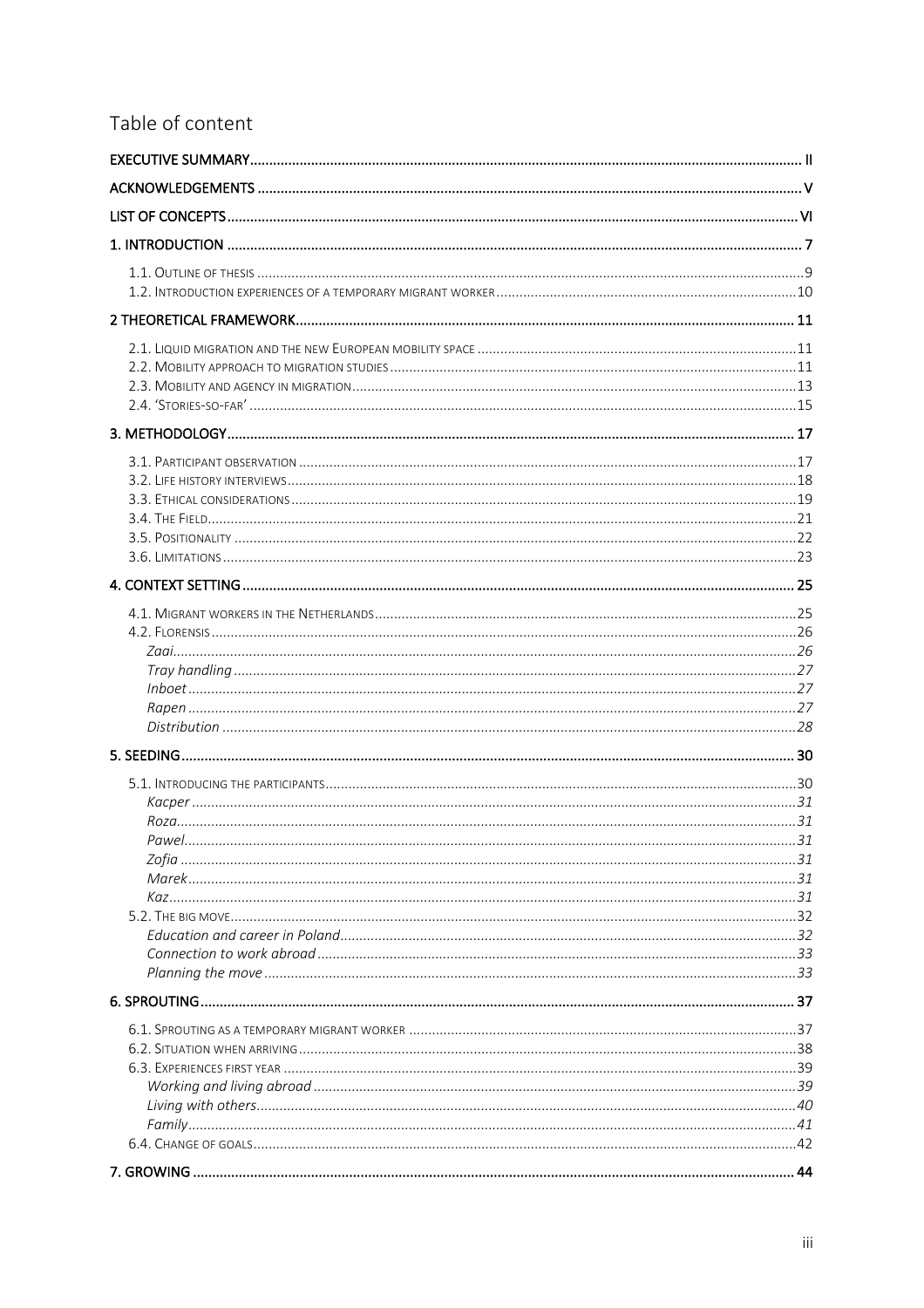# Table of content

EXECUTIVE SUMMARY ........ II

ACKNOWLEDGEMENTS ........ V

LIST OF CONCEPTS ........ VI

1. INTRODUCTION ........ 7
   - 1.1. Outline of thesis ........ 9
   - 1.2. Introduction experiences of a temporary migrant worker ........ 10

2 THEORETICAL FRAMEWORK ........ 11
   - 2.1. Liquid migration and the new European mobility space ........ 11
   - 2.2. Mobility approach to migration studies ........ 11
   - 2.3. Mobility and agency in migration ........ 13
   - 2.4. 'Stories-so-far' ........ 15

3. METHODOLOGY ........ 17
   - 3.1. Participant observation ........ 17
   - 3.2. Life history interviews ........ 18
   - 3.3. Ethical considerations ........ 19
   - 3.4. The Field ........ 21
   - 3.5. Positionality ........ 22
   - 3.6. Limitations ........ 23

4. CONTEXT SETTING ........ 25
   - 4.1. Migrant workers in the Netherlands ........ 25
   - 4.2. Florensis ........ 26
     - *Zaai* ........ 26
     - *Tray handling* ........ 27
     - *Inboet* ........ 27
     - *Rapen* ........ 27
     - *Distribution* ........ 28

5. SEEDING ........ 30
   - 5.1. Introducing the participants ........ 30
     - *Kacper* ........ 31
     - *Roza* ........ 31
     - *Pawel* ........ 31
     - *Zofia* ........ 31
     - *Marek* ........ 31
     - *Kaz* ........ 31
   - 5.2. The big move ........ 32
     - *Education and career in Poland* ........ 32
     - *Connection to work abroad* ........ 33
     - *Planning the move* ........ 33

6. SPROUTING ........ 37
   - 6.1. Sprouting as a temporary migrant worker ........ 37
   - 6.2. Situation when arriving ........ 38
   - 6.3. Experiences first year ........ 39
     - *Working and living abroad* ........ 39
     - *Living with others* ........ 40
     - *Family* ........ 41
   - 6.4. Change of goals ........ 42

7. GROWING ........ 44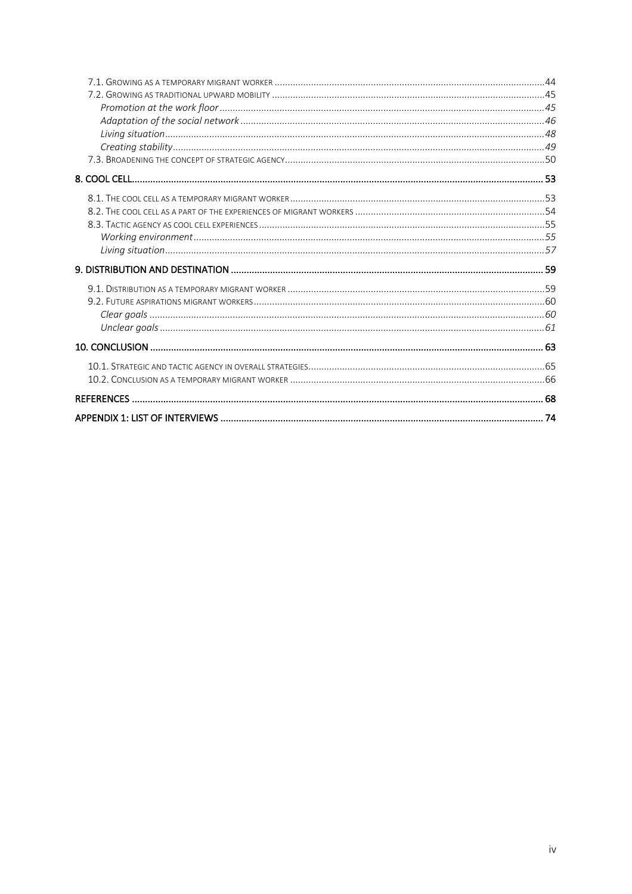7.1. Growing as a temporary migrant worker ........................................................................................................44
7.2. Growing as traditional upward mobility .........................................................................................................45
*Promotion at the work floor* ............................................................................................................................45
*Adaptation of the social network* ....................................................................................................................46
*Living situation* ..............................................................................................................................................48
*Creating stability* ............................................................................................................................................49
7.3. Broadening the concept of strategic agency ...................................................................................................50

8. COOL CELL ........................................................................................................................................................ 53

8.1. The cool cell as a temporary migrant worker .................................................................................................53
8.2. The cool cell as a part of the experiences of migrant workers .........................................................................54
8.3. Tactic agency as cool cell experiences .............................................................................................................55
*Working environment* ......................................................................................................................................55
*Living situation* ..............................................................................................................................................57

9. DISTRIBUTION AND DESTINATION ..................................................................................................................... 59

9.1. Distribution as a temporary migrant worker ..................................................................................................59
9.2. Future aspirations migrant workers ...............................................................................................................60
*Clear goals* .....................................................................................................................................................60
*Unclear goals* ..................................................................................................................................................61

10. CONCLUSION ..................................................................................................................................................... 63

10.1. Strategic and tactic agency in overall strategies ...........................................................................................65
10.2. Conclusion as a temporary migrant worker .................................................................................................66

REFERENCES .......................................................................................................................................................... 68

APPENDIX 1: LIST OF INTERVIEWS ......................................................................................................................... 74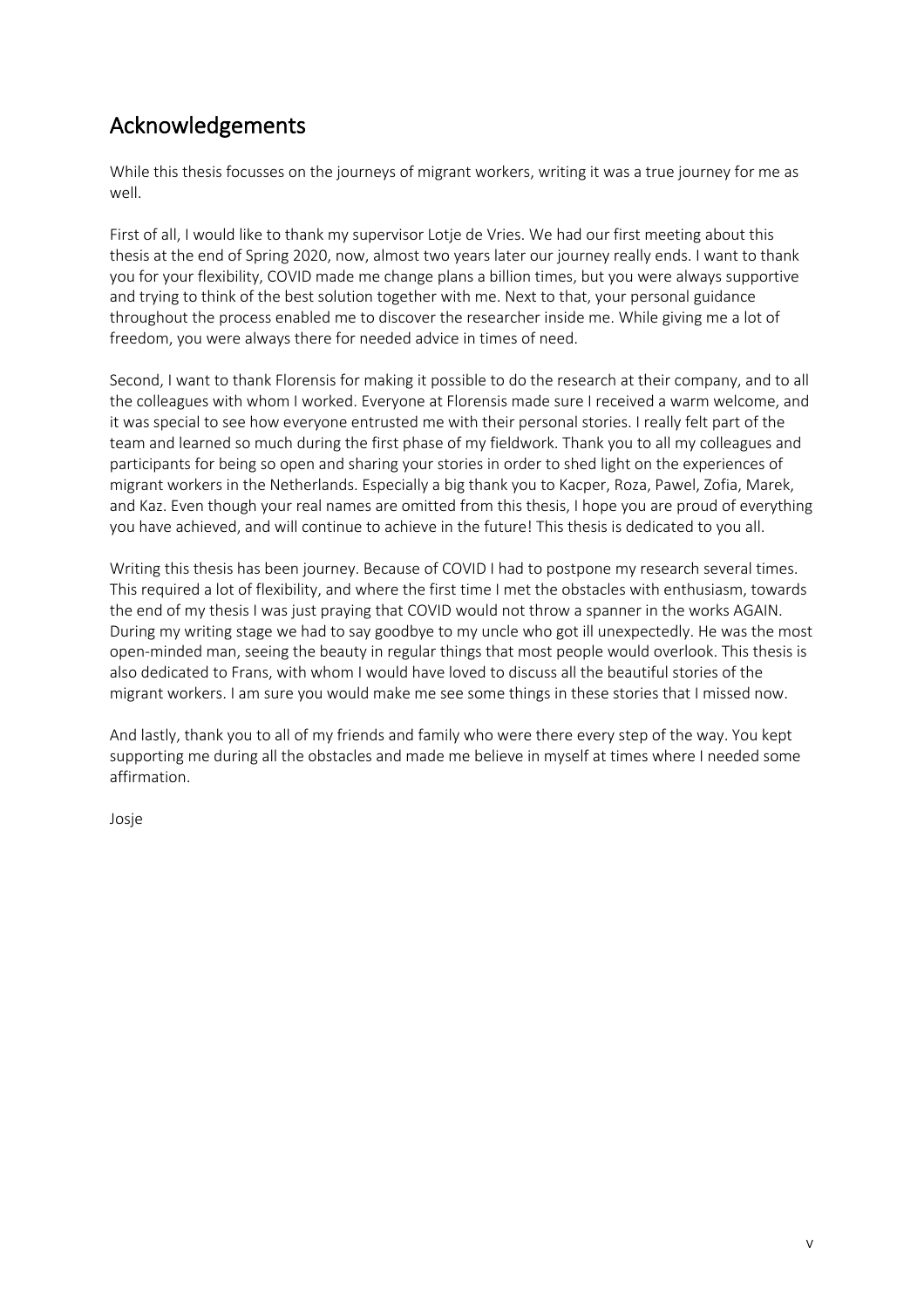## Acknowledgements

While this thesis focusses on the journeys of migrant workers, writing it was a true journey for me as well.

First of all, I would like to thank my supervisor Lotje de Vries. We had our first meeting about this thesis at the end of Spring 2020, now, almost two years later our journey really ends. I want to thank you for your flexibility, COVID made me change plans a billion times, but you were always supportive and trying to think of the best solution together with me. Next to that, your personal guidance throughout the process enabled me to discover the researcher inside me. While giving me a lot of freedom, you were always there for needed advice in times of need.

Second, I want to thank Florensis for making it possible to do the research at their company, and to all the colleagues with whom I worked. Everyone at Florensis made sure I received a warm welcome, and it was special to see how everyone entrusted me with their personal stories. I really felt part of the team and learned so much during the first phase of my fieldwork. Thank you to all my colleagues and participants for being so open and sharing your stories in order to shed light on the experiences of migrant workers in the Netherlands. Especially a big thank you to Kacper, Roza, Pawel, Zofia, Marek, and Kaz. Even though your real names are omitted from this thesis, I hope you are proud of everything you have achieved, and will continue to achieve in the future! This thesis is dedicated to you all.

Writing this thesis has been journey. Because of COVID I had to postpone my research several times. This required a lot of flexibility, and where the first time I met the obstacles with enthusiasm, towards the end of my thesis I was just praying that COVID would not throw a spanner in the works AGAIN. During my writing stage we had to say goodbye to my uncle who got ill unexpectedly. He was the most open-minded man, seeing the beauty in regular things that most people would overlook. This thesis is also dedicated to Frans, with whom I would have loved to discuss all the beautiful stories of the migrant workers. I am sure you would make me see some things in these stories that I missed now.

And lastly, thank you to all of my friends and family who were there every step of the way. You kept supporting me during all the obstacles and made me believe in myself at times where I needed some affirmation.

Josje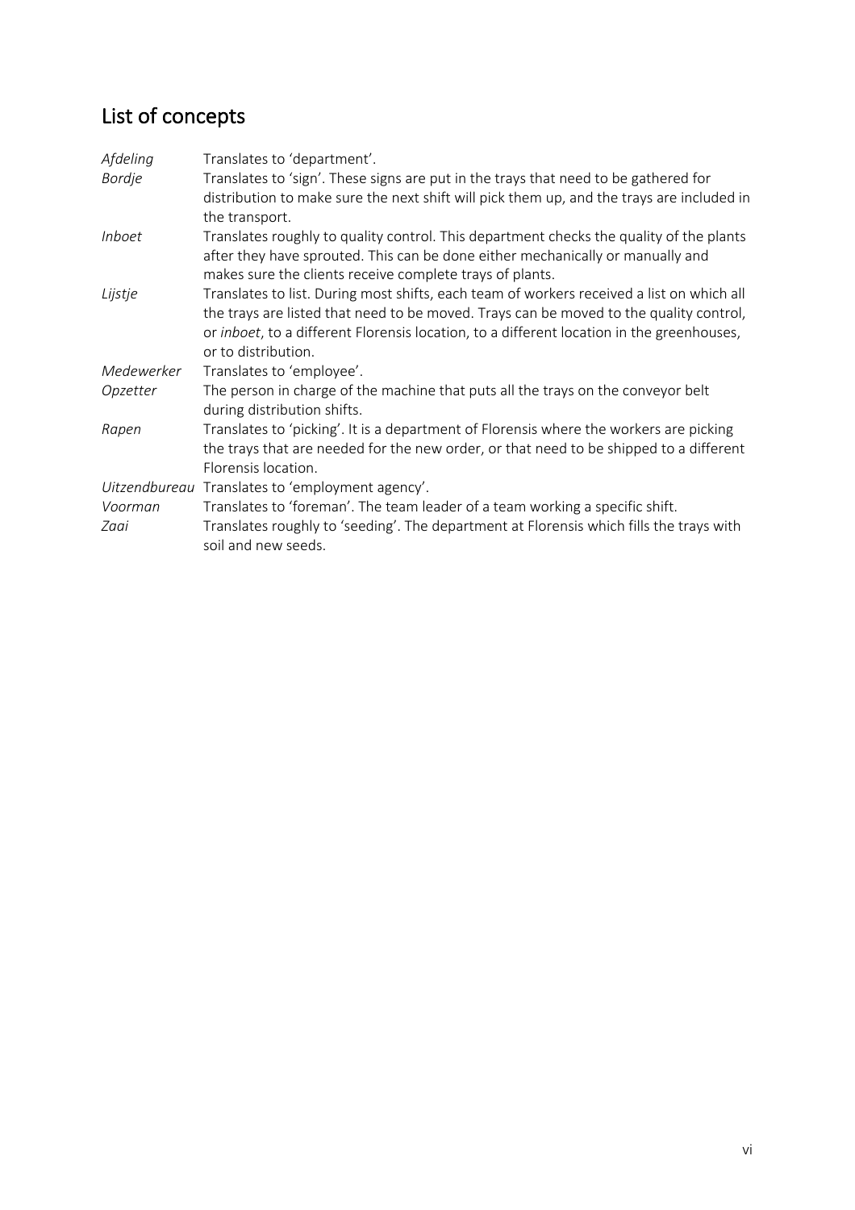## List of concepts

| | |
|---|---|
| *Afdeling* | Translates to 'department'. |
| *Bordje* | Translates to 'sign'. These signs are put in the trays that need to be gathered for distribution to make sure the next shift will pick them up, and the trays are included in the transport. |
| *Inboet* | Translates roughly to quality control. This department checks the quality of the plants after they have sprouted. This can be done either mechanically or manually and makes sure the clients receive complete trays of plants. |
| *Lijstje* | Translates to list. During most shifts, each team of workers received a list on which all the trays are listed that need to be moved. Trays can be moved to the quality control, or *inboet*, to a different Florensis location, to a different location in the greenhouses, or to distribution. |
| *Medewerker* | Translates to 'employee'. |
| *Opzetter* | The person in charge of the machine that puts all the trays on the conveyor belt during distribution shifts. |
| *Rapen* | Translates to 'picking'. It is a department of Florensis where the workers are picking the trays that are needed for the new order, or that need to be shipped to a different Florensis location. |
| *Uitzendbureau* | Translates to 'employment agency'. |
| *Voorman* | Translates to 'foreman'. The team leader of a team working a specific shift. |
| *Zaai* | Translates roughly to 'seeding'. The department at Florensis which fills the trays with soil and new seeds. |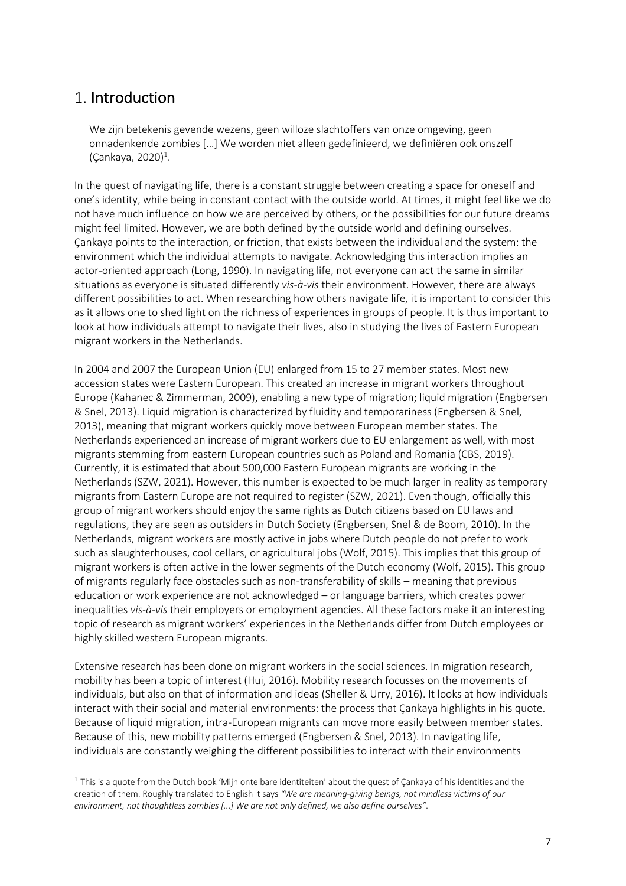# 1. Introduction

> We zijn betekenis gevende wezens, geen willoze slachtoffers van onze omgeving, geen onnadenkende zombies […] We worden niet alleen gedefinieerd, we definiëren ook onszelf (Çankaya, 2020)[1].

In the quest of navigating life, there is a constant struggle between creating a space for oneself and one's identity, while being in constant contact with the outside world. At times, it might feel like we do not have much influence on how we are perceived by others, or the possibilities for our future dreams might feel limited. However, we are both defined by the outside world and defining ourselves. Çankaya points to the interaction, or friction, that exists between the individual and the system: the environment which the individual attempts to navigate. Acknowledging this interaction implies an actor-oriented approach (Long, 1990). In navigating life, not everyone can act the same in similar situations as everyone is situated differently *vis-à-vis* their environment. However, there are always different possibilities to act. When researching how others navigate life, it is important to consider this as it allows one to shed light on the richness of experiences in groups of people. It is thus important to look at how individuals attempt to navigate their lives, also in studying the lives of Eastern European migrant workers in the Netherlands.

In 2004 and 2007 the European Union (EU) enlarged from 15 to 27 member states. Most new accession states were Eastern European. This created an increase in migrant workers throughout Europe (Kahanec & Zimmerman, 2009), enabling a new type of migration; liquid migration (Engbersen & Snel, 2013). Liquid migration is characterized by fluidity and temporariness (Engbersen & Snel, 2013), meaning that migrant workers quickly move between European member states. The Netherlands experienced an increase of migrant workers due to EU enlargement as well, with most migrants stemming from eastern European countries such as Poland and Romania (CBS, 2019). Currently, it is estimated that about 500,000 Eastern European migrants are working in the Netherlands (SZW, 2021). However, this number is expected to be much larger in reality as temporary migrants from Eastern Europe are not required to register (SZW, 2021). Even though, officially this group of migrant workers should enjoy the same rights as Dutch citizens based on EU laws and regulations, they are seen as outsiders in Dutch Society (Engbersen, Snel & de Boom, 2010). In the Netherlands, migrant workers are mostly active in jobs where Dutch people do not prefer to work such as slaughterhouses, cool cellars, or agricultural jobs (Wolf, 2015). This implies that this group of migrant workers is often active in the lower segments of the Dutch economy (Wolf, 2015). This group of migrants regularly face obstacles such as non-transferability of skills – meaning that previous education or work experience are not acknowledged – or language barriers, which creates power inequalities *vis-à-vis* their employers or employment agencies. All these factors make it an interesting topic of research as migrant workers' experiences in the Netherlands differ from Dutch employees or highly skilled western European migrants.

Extensive research has been done on migrant workers in the social sciences. In migration research, mobility has been a topic of interest (Hui, 2016). Mobility research focusses on the movements of individuals, but also on that of information and ideas (Sheller & Urry, 2016). It looks at how individuals interact with their social and material environments: the process that Çankaya highlights in his quote. Because of liquid migration, intra-European migrants can move more easily between member states. Because of this, new mobility patterns emerged (Engbersen & Snel, 2013). In navigating life, individuals are constantly weighing the different possibilities to interact with their environments

[1] This is a quote from the Dutch book 'Mijn ontelbare identiteiten' about the quest of Çankaya of his identities and the creation of them. Roughly translated to English it says *"We are meaning-giving beings, not mindless victims of our environment, not thoughtless zombies [...] We are not only defined, we also define ourselves".*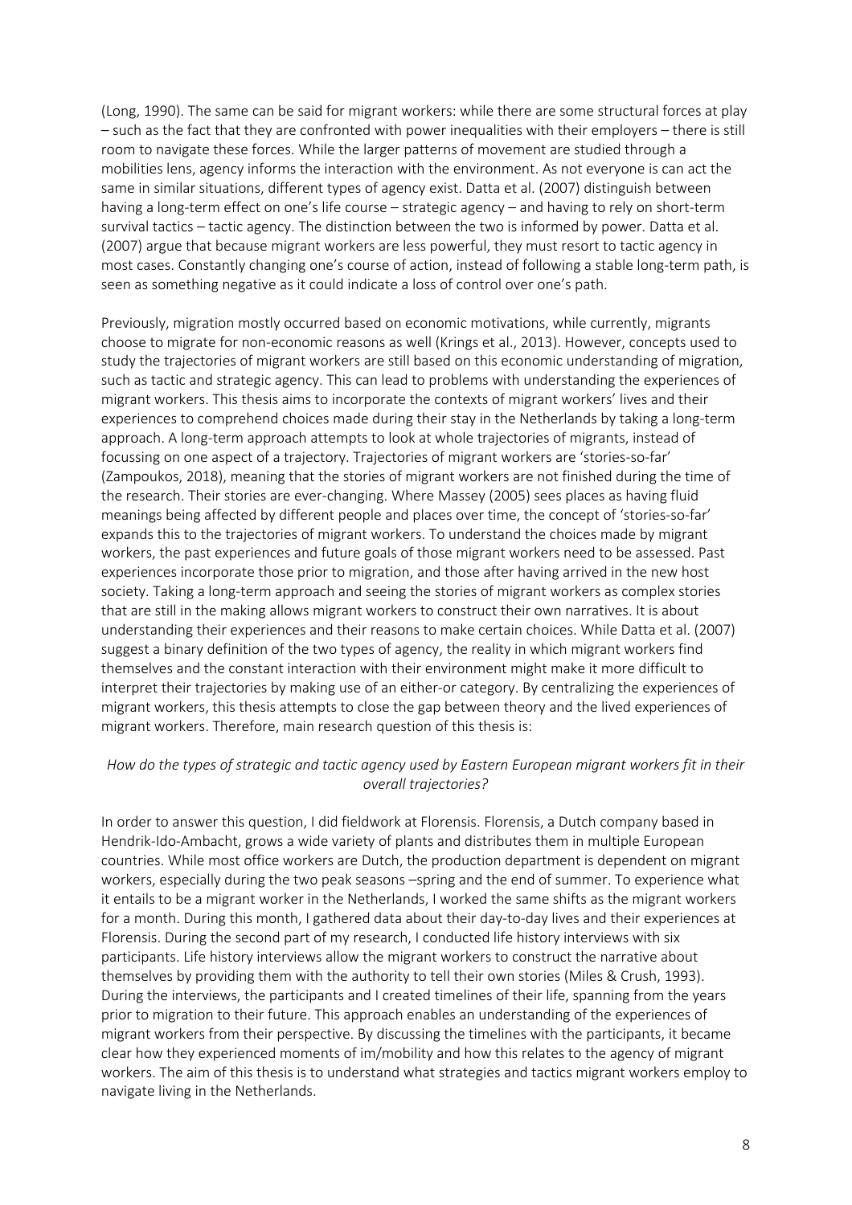(Long, 1990). The same can be said for migrant workers: while there are some structural forces at play – such as the fact that they are confronted with power inequalities with their employers – there is still room to navigate these forces. While the larger patterns of movement are studied through a mobilities lens, agency informs the interaction with the environment. As not everyone is can act the same in similar situations, different types of agency exist. Datta et al. (2007) distinguish between having a long-term effect on one's life course – strategic agency – and having to rely on short-term survival tactics – tactic agency. The distinction between the two is informed by power. Datta et al. (2007) argue that because migrant workers are less powerful, they must resort to tactic agency in most cases. Constantly changing one's course of action, instead of following a stable long-term path, is seen as something negative as it could indicate a loss of control over one's path.

Previously, migration mostly occurred based on economic motivations, while currently, migrants choose to migrate for non-economic reasons as well (Krings et al., 2013). However, concepts used to study the trajectories of migrant workers are still based on this economic understanding of migration, such as tactic and strategic agency. This can lead to problems with understanding the experiences of migrant workers. This thesis aims to incorporate the contexts of migrant workers' lives and their experiences to comprehend choices made during their stay in the Netherlands by taking a long-term approach. A long-term approach attempts to look at whole trajectories of migrants, instead of focussing on one aspect of a trajectory. Trajectories of migrant workers are 'stories-so-far' (Zampoukos, 2018), meaning that the stories of migrant workers are not finished during the time of the research. Their stories are ever-changing. Where Massey (2005) sees places as having fluid meanings being affected by different people and places over time, the concept of 'stories-so-far' expands this to the trajectories of migrant workers. To understand the choices made by migrant workers, the past experiences and future goals of those migrant workers need to be assessed. Past experiences incorporate those prior to migration, and those after having arrived in the new host society. Taking a long-term approach and seeing the stories of migrant workers as complex stories that are still in the making allows migrant workers to construct their own narratives. It is about understanding their experiences and their reasons to make certain choices. While Datta et al. (2007) suggest a binary definition of the two types of agency, the reality in which migrant workers find themselves and the constant interaction with their environment might make it more difficult to interpret their trajectories by making use of an either-or category. By centralizing the experiences of migrant workers, this thesis attempts to close the gap between theory and the lived experiences of migrant workers. Therefore, main research question of this thesis is:

*How do the types of strategic and tactic agency used by Eastern European migrant workers fit in their overall trajectories?*

In order to answer this question, I did fieldwork at Florensis. Florensis, a Dutch company based in Hendrik-Ido-Ambacht, grows a wide variety of plants and distributes them in multiple European countries. While most office workers are Dutch, the production department is dependent on migrant workers, especially during the two peak seasons –spring and the end of summer. To experience what it entails to be a migrant worker in the Netherlands, I worked the same shifts as the migrant workers for a month. During this month, I gathered data about their day-to-day lives and their experiences at Florensis. During the second part of my research, I conducted life history interviews with six participants. Life history interviews allow the migrant workers to construct the narrative about themselves by providing them with the authority to tell their own stories (Miles & Crush, 1993). During the interviews, the participants and I created timelines of their life, spanning from the years prior to migration to their future. This approach enables an understanding of the experiences of migrant workers from their perspective. By discussing the timelines with the participants, it became clear how they experienced moments of im/mobility and how this relates to the agency of migrant workers. The aim of this thesis is to understand what strategies and tactics migrant workers employ to navigate living in the Netherlands.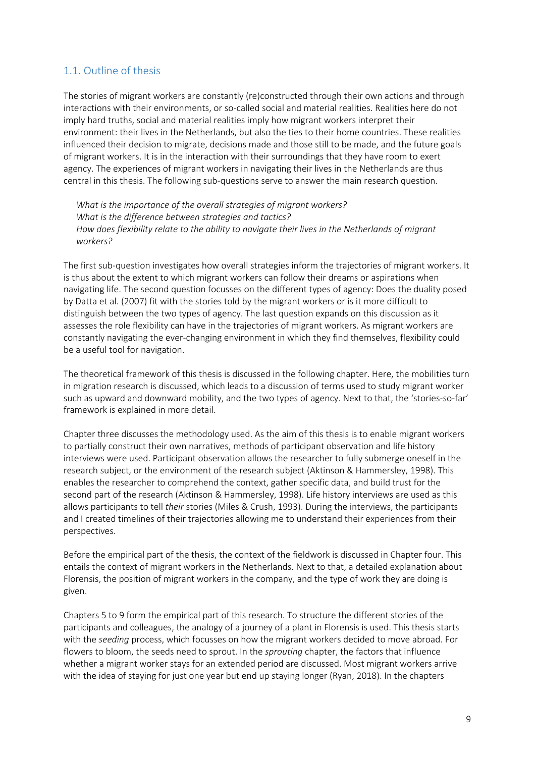## 1.1. Outline of thesis

The stories of migrant workers are constantly (re)constructed through their own actions and through interactions with their environments, or so-called social and material realities. Realities here do not imply hard truths, social and material realities imply how migrant workers interpret their environment: their lives in the Netherlands, but also the ties to their home countries. These realities influenced their decision to migrate, decisions made and those still to be made, and the future goals of migrant workers. It is in the interaction with their surroundings that they have room to exert agency. The experiences of migrant workers in navigating their lives in the Netherlands are thus central in this thesis. The following sub-questions serve to answer the main research question.

*What is the importance of the overall strategies of migrant workers?*
*What is the difference between strategies and tactics?*
*How does flexibility relate to the ability to navigate their lives in the Netherlands of migrant workers?*

The first sub-question investigates how overall strategies inform the trajectories of migrant workers. It is thus about the extent to which migrant workers can follow their dreams or aspirations when navigating life. The second question focusses on the different types of agency: Does the duality posed by Datta et al. (2007) fit with the stories told by the migrant workers or is it more difficult to distinguish between the two types of agency. The last question expands on this discussion as it assesses the role flexibility can have in the trajectories of migrant workers. As migrant workers are constantly navigating the ever-changing environment in which they find themselves, flexibility could be a useful tool for navigation.

The theoretical framework of this thesis is discussed in the following chapter. Here, the mobilities turn in migration research is discussed, which leads to a discussion of terms used to study migrant worker such as upward and downward mobility, and the two types of agency. Next to that, the 'stories-so-far' framework is explained in more detail.

Chapter three discusses the methodology used. As the aim of this thesis is to enable migrant workers to partially construct their own narratives, methods of participant observation and life history interviews were used. Participant observation allows the researcher to fully submerge oneself in the research subject, or the environment of the research subject (Aktinson & Hammersley, 1998). This enables the researcher to comprehend the context, gather specific data, and build trust for the second part of the research (Aktinson & Hammersley, 1998). Life history interviews are used as this allows participants to tell *their* stories (Miles & Crush, 1993). During the interviews, the participants and I created timelines of their trajectories allowing me to understand their experiences from their perspectives.

Before the empirical part of the thesis, the context of the fieldwork is discussed in Chapter four. This entails the context of migrant workers in the Netherlands. Next to that, a detailed explanation about Florensis, the position of migrant workers in the company, and the type of work they are doing is given.

Chapters 5 to 9 form the empirical part of this research. To structure the different stories of the participants and colleagues, the analogy of a journey of a plant in Florensis is used. This thesis starts with the *seeding* process, which focusses on how the migrant workers decided to move abroad. For flowers to bloom, the seeds need to sprout. In the *sprouting* chapter, the factors that influence whether a migrant worker stays for an extended period are discussed. Most migrant workers arrive with the idea of staying for just one year but end up staying longer (Ryan, 2018). In the chapters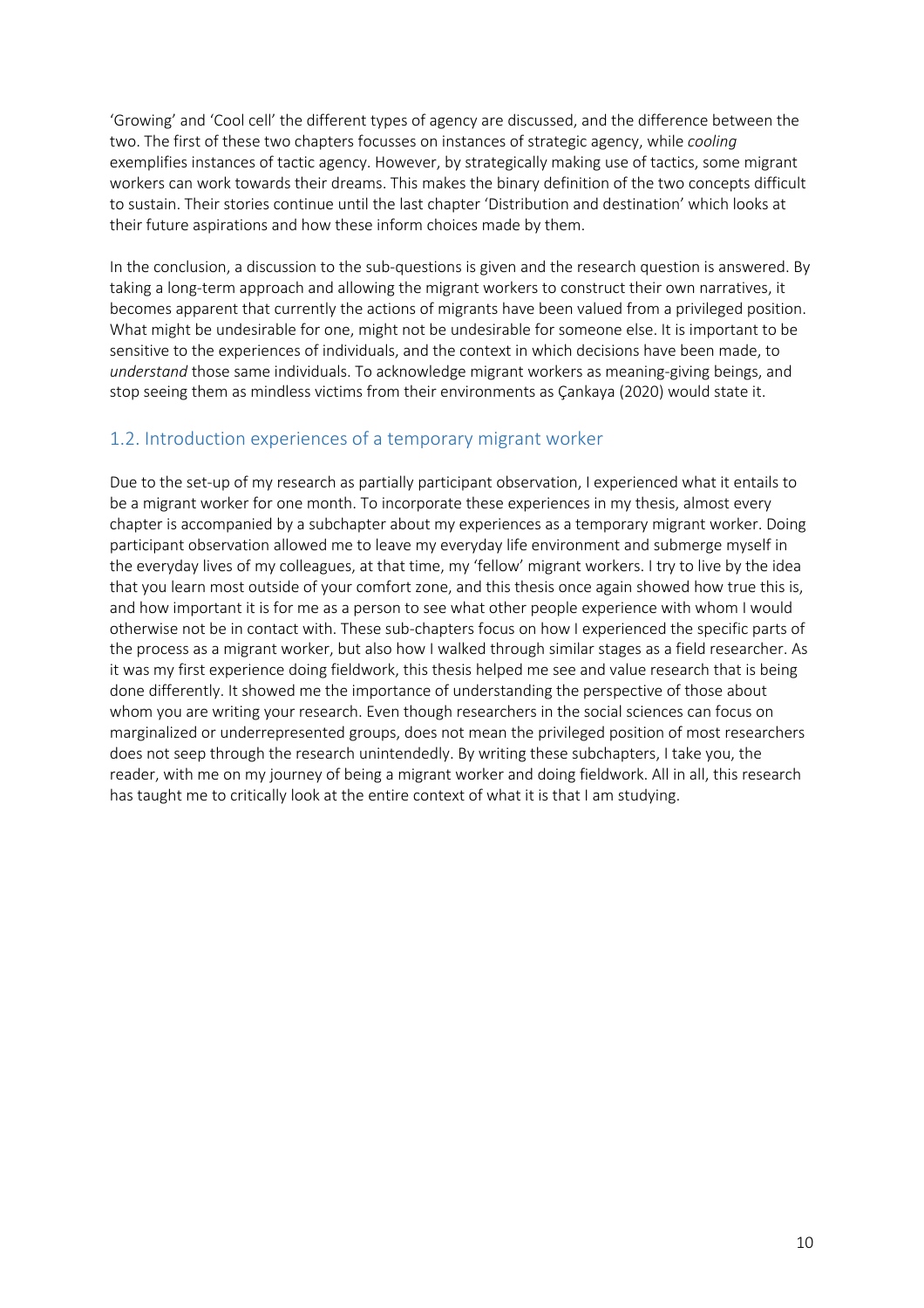'Growing' and 'Cool cell' the different types of agency are discussed, and the difference between the two. The first of these two chapters focusses on instances of strategic agency, while *cooling* exemplifies instances of tactic agency. However, by strategically making use of tactics, some migrant workers can work towards their dreams. This makes the binary definition of the two concepts difficult to sustain. Their stories continue until the last chapter 'Distribution and destination' which looks at their future aspirations and how these inform choices made by them.

In the conclusion, a discussion to the sub-questions is given and the research question is answered. By taking a long-term approach and allowing the migrant workers to construct their own narratives, it becomes apparent that currently the actions of migrants have been valued from a privileged position. What might be undesirable for one, might not be undesirable for someone else. It is important to be sensitive to the experiences of individuals, and the context in which decisions have been made, to *understand* those same individuals. To acknowledge migrant workers as meaning-giving beings, and stop seeing them as mindless victims from their environments as Çankaya (2020) would state it.

## 1.2. Introduction experiences of a temporary migrant worker

Due to the set-up of my research as partially participant observation, I experienced what it entails to be a migrant worker for one month. To incorporate these experiences in my thesis, almost every chapter is accompanied by a subchapter about my experiences as a temporary migrant worker. Doing participant observation allowed me to leave my everyday life environment and submerge myself in the everyday lives of my colleagues, at that time, my 'fellow' migrant workers. I try to live by the idea that you learn most outside of your comfort zone, and this thesis once again showed how true this is, and how important it is for me as a person to see what other people experience with whom I would otherwise not be in contact with. These sub-chapters focus on how I experienced the specific parts of the process as a migrant worker, but also how I walked through similar stages as a field researcher. As it was my first experience doing fieldwork, this thesis helped me see and value research that is being done differently. It showed me the importance of understanding the perspective of those about whom you are writing your research. Even though researchers in the social sciences can focus on marginalized or underrepresented groups, does not mean the privileged position of most researchers does not seep through the research unintendedly. By writing these subchapters, I take you, the reader, with me on my journey of being a migrant worker and doing fieldwork. All in all, this research has taught me to critically look at the entire context of what it is that I am studying.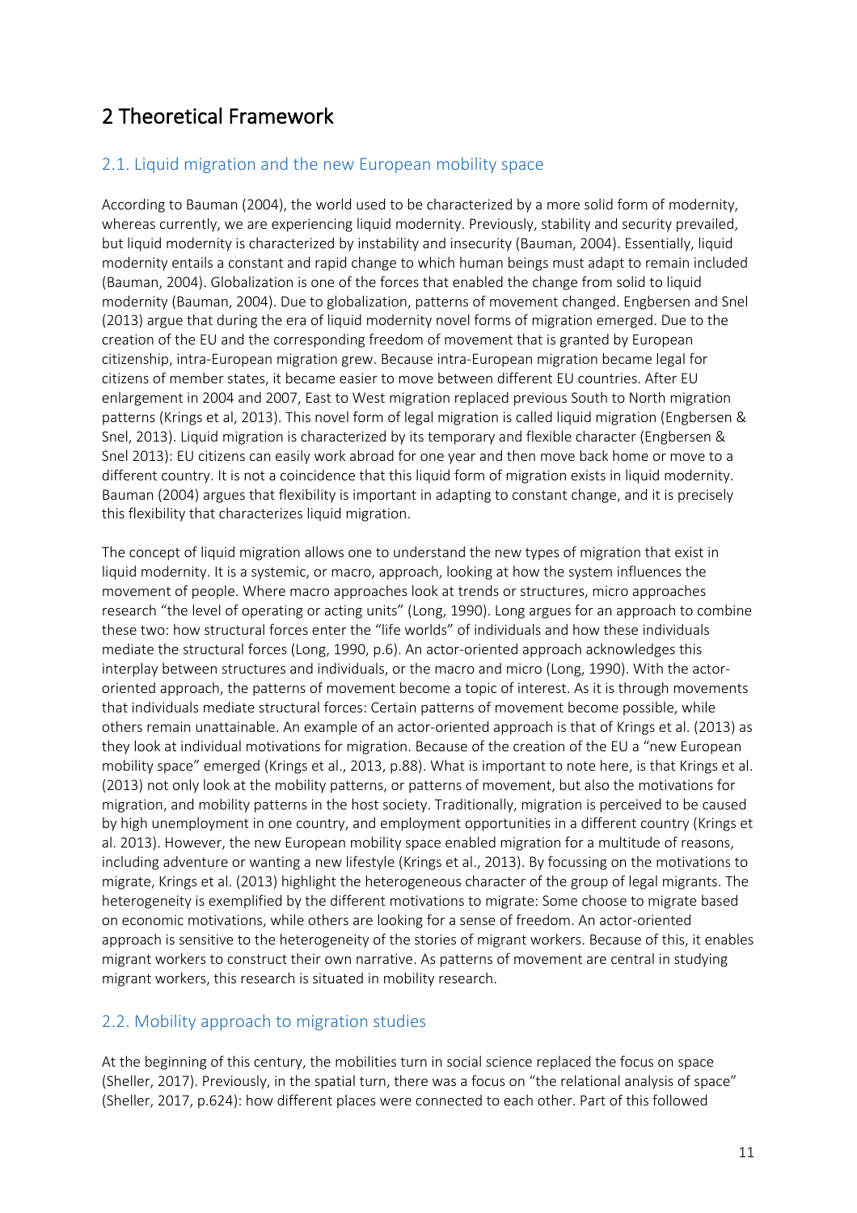# 2 Theoretical Framework

## 2.1. Liquid migration and the new European mobility space

According to Bauman (2004), the world used to be characterized by a more solid form of modernity, whereas currently, we are experiencing liquid modernity. Previously, stability and security prevailed, but liquid modernity is characterized by instability and insecurity (Bauman, 2004). Essentially, liquid modernity entails a constant and rapid change to which human beings must adapt to remain included (Bauman, 2004). Globalization is one of the forces that enabled the change from solid to liquid modernity (Bauman, 2004). Due to globalization, patterns of movement changed. Engbersen and Snel (2013) argue that during the era of liquid modernity novel forms of migration emerged. Due to the creation of the EU and the corresponding freedom of movement that is granted by European citizenship, intra-European migration grew. Because intra-European migration became legal for citizens of member states, it became easier to move between different EU countries. After EU enlargement in 2004 and 2007, East to West migration replaced previous South to North migration patterns (Krings et al, 2013). This novel form of legal migration is called liquid migration (Engbersen & Snel, 2013). Liquid migration is characterized by its temporary and flexible character (Engbersen & Snel 2013): EU citizens can easily work abroad for one year and then move back home or move to a different country. It is not a coincidence that this liquid form of migration exists in liquid modernity. Bauman (2004) argues that flexibility is important in adapting to constant change, and it is precisely this flexibility that characterizes liquid migration.

The concept of liquid migration allows one to understand the new types of migration that exist in liquid modernity. It is a systemic, or macro, approach, looking at how the system influences the movement of people. Where macro approaches look at trends or structures, micro approaches research "the level of operating or acting units" (Long, 1990). Long argues for an approach to combine these two: how structural forces enter the "life worlds" of individuals and how these individuals mediate the structural forces (Long, 1990, p.6). An actor-oriented approach acknowledges this interplay between structures and individuals, or the macro and micro (Long, 1990). With the actor-oriented approach, the patterns of movement become a topic of interest. As it is through movements that individuals mediate structural forces: Certain patterns of movement become possible, while others remain unattainable. An example of an actor-oriented approach is that of Krings et al. (2013) as they look at individual motivations for migration. Because of the creation of the EU a "new European mobility space" emerged (Krings et al., 2013, p.88). What is important to note here, is that Krings et al. (2013) not only look at the mobility patterns, or patterns of movement, but also the motivations for migration, and mobility patterns in the host society. Traditionally, migration is perceived to be caused by high unemployment in one country, and employment opportunities in a different country (Krings et al. 2013). However, the new European mobility space enabled migration for a multitude of reasons, including adventure or wanting a new lifestyle (Krings et al., 2013). By focussing on the motivations to migrate, Krings et al. (2013) highlight the heterogeneous character of the group of legal migrants. The heterogeneity is exemplified by the different motivations to migrate: Some choose to migrate based on economic motivations, while others are looking for a sense of freedom. An actor-oriented approach is sensitive to the heterogeneity of the stories of migrant workers. Because of this, it enables migrant workers to construct their own narrative. As patterns of movement are central in studying migrant workers, this research is situated in mobility research.

## 2.2. Mobility approach to migration studies

At the beginning of this century, the mobilities turn in social science replaced the focus on space (Sheller, 2017). Previously, in the spatial turn, there was a focus on "the relational analysis of space" (Sheller, 2017, p.624): how different places were connected to each other. Part of this followed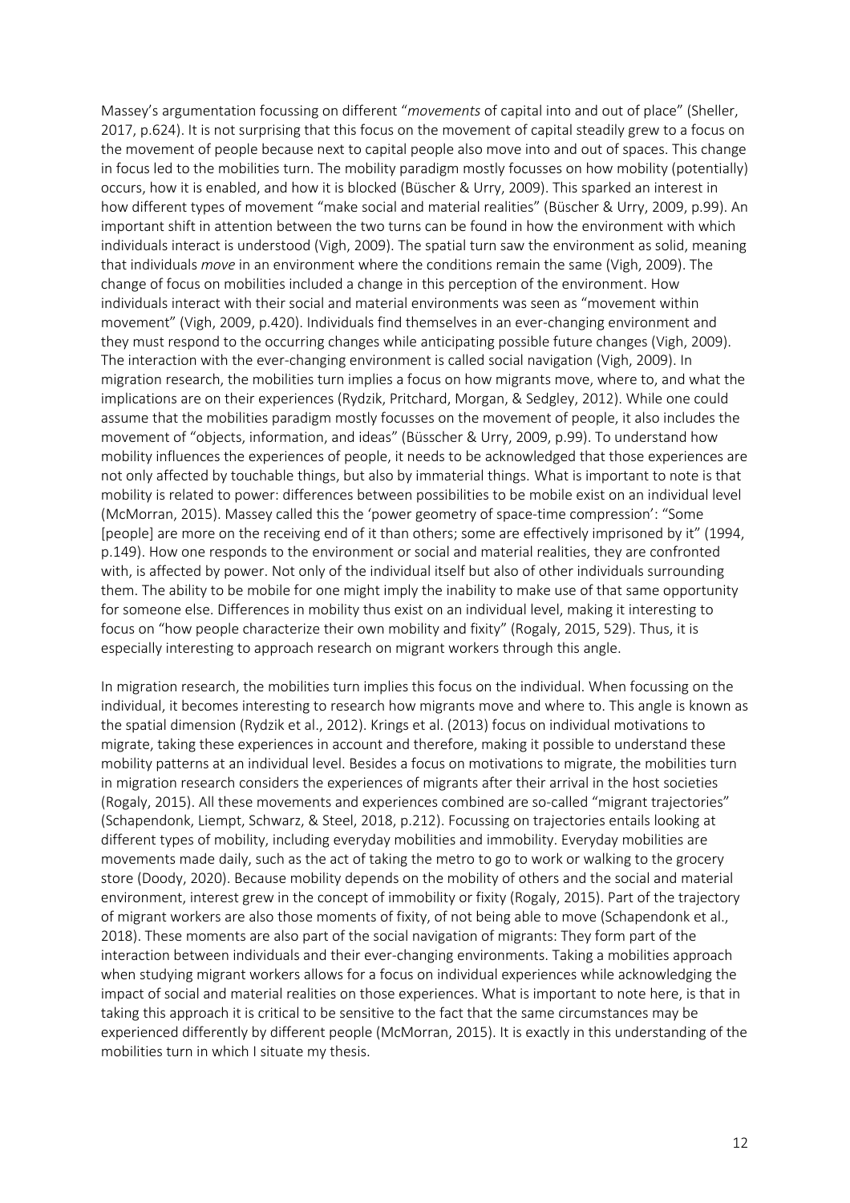Massey's argumentation focussing on different "*movements* of capital into and out of place" (Sheller, 2017, p.624). It is not surprising that this focus on the movement of capital steadily grew to a focus on the movement of people because next to capital people also move into and out of spaces. This change in focus led to the mobilities turn. The mobility paradigm mostly focusses on how mobility (potentially) occurs, how it is enabled, and how it is blocked (Büscher & Urry, 2009). This sparked an interest in how different types of movement "make social and material realities" (Büscher & Urry, 2009, p.99). An important shift in attention between the two turns can be found in how the environment with which individuals interact is understood (Vigh, 2009). The spatial turn saw the environment as solid, meaning that individuals *move* in an environment where the conditions remain the same (Vigh, 2009). The change of focus on mobilities included a change in this perception of the environment. How individuals interact with their social and material environments was seen as "movement within movement" (Vigh, 2009, p.420). Individuals find themselves in an ever-changing environment and they must respond to the occurring changes while anticipating possible future changes (Vigh, 2009). The interaction with the ever-changing environment is called social navigation (Vigh, 2009). In migration research, the mobilities turn implies a focus on how migrants move, where to, and what the implications are on their experiences (Rydzik, Pritchard, Morgan, & Sedgley, 2012). While one could assume that the mobilities paradigm mostly focusses on the movement of people, it also includes the movement of "objects, information, and ideas" (Büsscher & Urry, 2009, p.99). To understand how mobility influences the experiences of people, it needs to be acknowledged that those experiences are not only affected by touchable things, but also by immaterial things. What is important to note is that mobility is related to power: differences between possibilities to be mobile exist on an individual level (McMorran, 2015). Massey called this the 'power geometry of space-time compression': "Some [people] are more on the receiving end of it than others; some are effectively imprisoned by it" (1994, p.149). How one responds to the environment or social and material realities, they are confronted with, is affected by power. Not only of the individual itself but also of other individuals surrounding them. The ability to be mobile for one might imply the inability to make use of that same opportunity for someone else. Differences in mobility thus exist on an individual level, making it interesting to focus on "how people characterize their own mobility and fixity" (Rogaly, 2015, 529). Thus, it is especially interesting to approach research on migrant workers through this angle.

In migration research, the mobilities turn implies this focus on the individual. When focussing on the individual, it becomes interesting to research how migrants move and where to. This angle is known as the spatial dimension (Rydzik et al., 2012). Krings et al. (2013) focus on individual motivations to migrate, taking these experiences in account and therefore, making it possible to understand these mobility patterns at an individual level. Besides a focus on motivations to migrate, the mobilities turn in migration research considers the experiences of migrants after their arrival in the host societies (Rogaly, 2015). All these movements and experiences combined are so-called "migrant trajectories" (Schapendonk, Liempt, Schwarz, & Steel, 2018, p.212). Focussing on trajectories entails looking at different types of mobility, including everyday mobilities and immobility. Everyday mobilities are movements made daily, such as the act of taking the metro to go to work or walking to the grocery store (Doody, 2020). Because mobility depends on the mobility of others and the social and material environment, interest grew in the concept of immobility or fixity (Rogaly, 2015). Part of the trajectory of migrant workers are also those moments of fixity, of not being able to move (Schapendonk et al., 2018). These moments are also part of the social navigation of migrants: They form part of the interaction between individuals and their ever-changing environments. Taking a mobilities approach when studying migrant workers allows for a focus on individual experiences while acknowledging the impact of social and material realities on those experiences. What is important to note here, is that in taking this approach it is critical to be sensitive to the fact that the same circumstances may be experienced differently by different people (McMorran, 2015). It is exactly in this understanding of the mobilities turn in which I situate my thesis.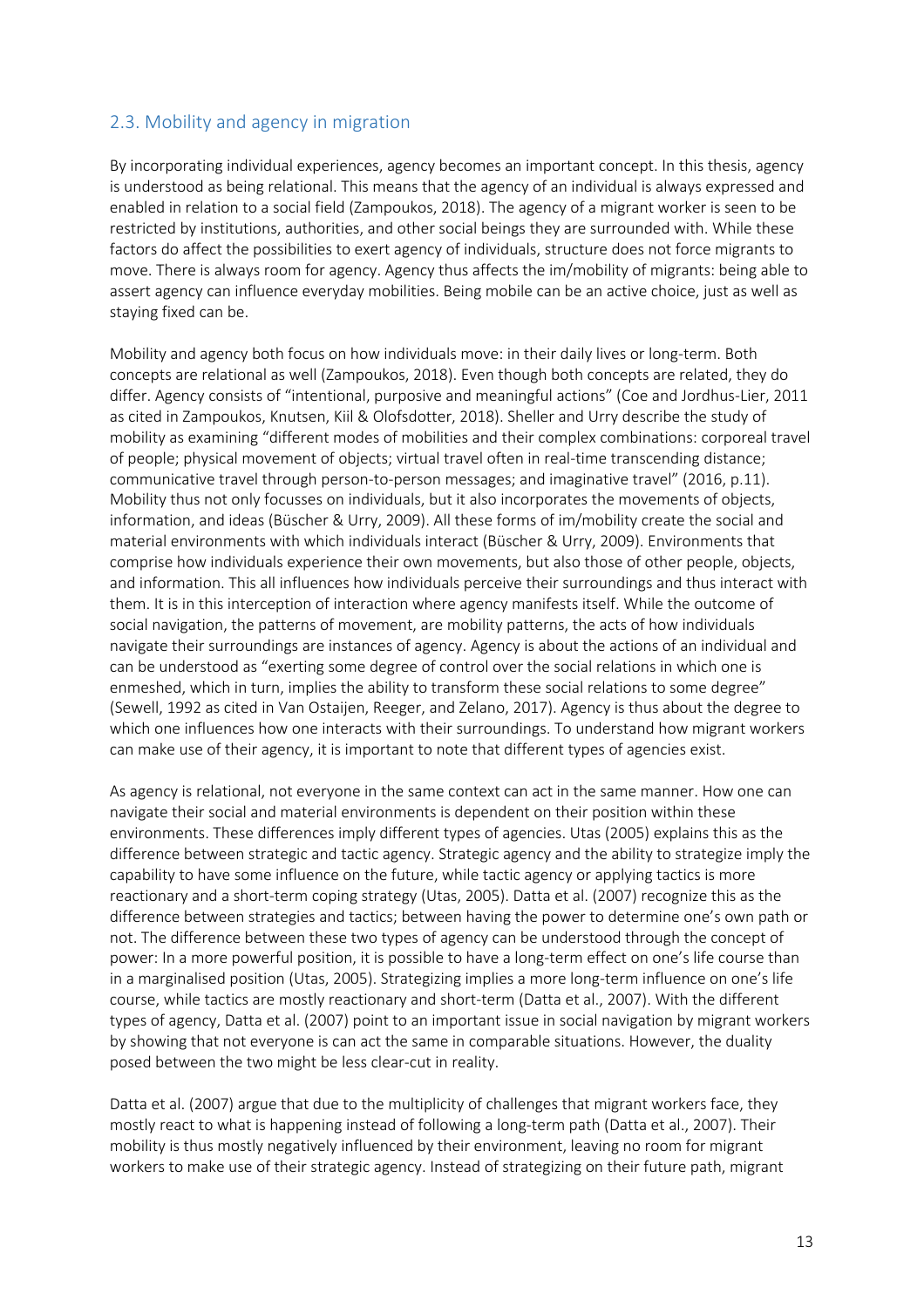## 2.3. Mobility and agency in migration

By incorporating individual experiences, agency becomes an important concept. In this thesis, agency is understood as being relational. This means that the agency of an individual is always expressed and enabled in relation to a social field (Zampoukos, 2018). The agency of a migrant worker is seen to be restricted by institutions, authorities, and other social beings they are surrounded with. While these factors do affect the possibilities to exert agency of individuals, structure does not force migrants to move. There is always room for agency. Agency thus affects the im/mobility of migrants: being able to assert agency can influence everyday mobilities. Being mobile can be an active choice, just as well as staying fixed can be.

Mobility and agency both focus on how individuals move: in their daily lives or long-term. Both concepts are relational as well (Zampoukos, 2018). Even though both concepts are related, they do differ. Agency consists of "intentional, purposive and meaningful actions" (Coe and Jordhus-Lier, 2011 as cited in Zampoukos, Knutsen, Kiil & Olofsdotter, 2018). Sheller and Urry describe the study of mobility as examining "different modes of mobilities and their complex combinations: corporeal travel of people; physical movement of objects; virtual travel often in real-time transcending distance; communicative travel through person-to-person messages; and imaginative travel" (2016, p.11). Mobility thus not only focusses on individuals, but it also incorporates the movements of objects, information, and ideas (Büscher & Urry, 2009). All these forms of im/mobility create the social and material environments with which individuals interact (Büscher & Urry, 2009). Environments that comprise how individuals experience their own movements, but also those of other people, objects, and information. This all influences how individuals perceive their surroundings and thus interact with them. It is in this interception of interaction where agency manifests itself. While the outcome of social navigation, the patterns of movement, are mobility patterns, the acts of how individuals navigate their surroundings are instances of agency. Agency is about the actions of an individual and can be understood as "exerting some degree of control over the social relations in which one is enmeshed, which in turn, implies the ability to transform these social relations to some degree" (Sewell, 1992 as cited in Van Ostaijen, Reeger, and Zelano, 2017). Agency is thus about the degree to which one influences how one interacts with their surroundings. To understand how migrant workers can make use of their agency, it is important to note that different types of agencies exist.

As agency is relational, not everyone in the same context can act in the same manner. How one can navigate their social and material environments is dependent on their position within these environments. These differences imply different types of agencies. Utas (2005) explains this as the difference between strategic and tactic agency. Strategic agency and the ability to strategize imply the capability to have some influence on the future, while tactic agency or applying tactics is more reactionary and a short-term coping strategy (Utas, 2005). Datta et al. (2007) recognize this as the difference between strategies and tactics; between having the power to determine one's own path or not. The difference between these two types of agency can be understood through the concept of power: In a more powerful position, it is possible to have a long-term effect on one's life course than in a marginalised position (Utas, 2005). Strategizing implies a more long-term influence on one's life course, while tactics are mostly reactionary and short-term (Datta et al., 2007). With the different types of agency, Datta et al. (2007) point to an important issue in social navigation by migrant workers by showing that not everyone is can act the same in comparable situations. However, the duality posed between the two might be less clear-cut in reality.

Datta et al. (2007) argue that due to the multiplicity of challenges that migrant workers face, they mostly react to what is happening instead of following a long-term path (Datta et al., 2007). Their mobility is thus mostly negatively influenced by their environment, leaving no room for migrant workers to make use of their strategic agency. Instead of strategizing on their future path, migrant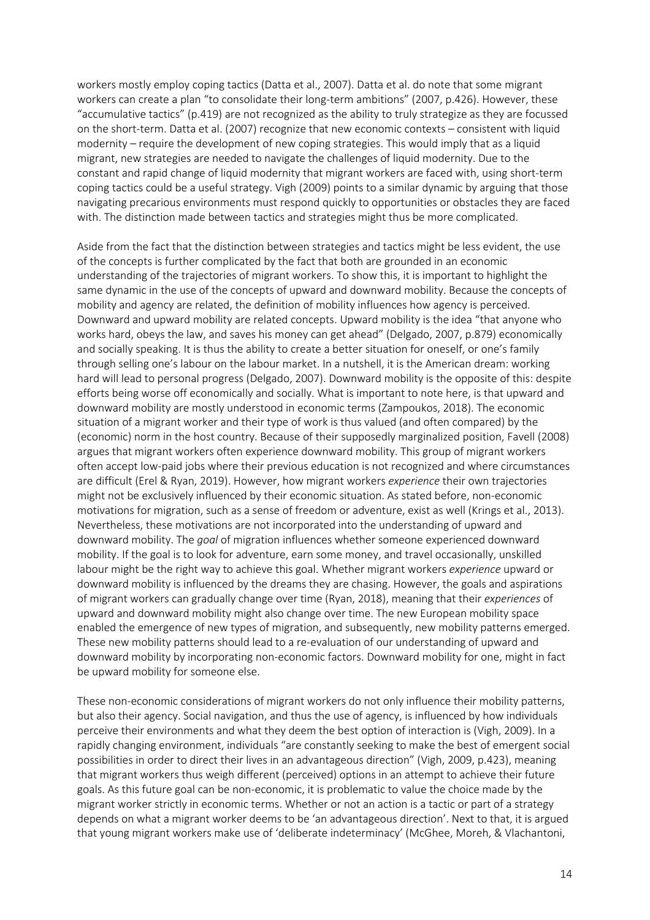workers mostly employ coping tactics (Datta et al., 2007). Datta et al. do note that some migrant workers can create a plan "to consolidate their long-term ambitions" (2007, p.426). However, these "accumulative tactics" (p.419) are not recognized as the ability to truly strategize as they are focussed on the short-term. Datta et al. (2007) recognize that new economic contexts – consistent with liquid modernity – require the development of new coping strategies. This would imply that as a liquid migrant, new strategies are needed to navigate the challenges of liquid modernity. Due to the constant and rapid change of liquid modernity that migrant workers are faced with, using short-term coping tactics could be a useful strategy. Vigh (2009) points to a similar dynamic by arguing that those navigating precarious environments must respond quickly to opportunities or obstacles they are faced with. The distinction made between tactics and strategies might thus be more complicated.

Aside from the fact that the distinction between strategies and tactics might be less evident, the use of the concepts is further complicated by the fact that both are grounded in an economic understanding of the trajectories of migrant workers. To show this, it is important to highlight the same dynamic in the use of the concepts of upward and downward mobility. Because the concepts of mobility and agency are related, the definition of mobility influences how agency is perceived. Downward and upward mobility are related concepts. Upward mobility is the idea "that anyone who works hard, obeys the law, and saves his money can get ahead" (Delgado, 2007, p.879) economically and socially speaking. It is thus the ability to create a better situation for oneself, or one's family through selling one's labour on the labour market. In a nutshell, it is the American dream: working hard will lead to personal progress (Delgado, 2007). Downward mobility is the opposite of this: despite efforts being worse off economically and socially. What is important to note here, is that upward and downward mobility are mostly understood in economic terms (Zampoukos, 2018). The economic situation of a migrant worker and their type of work is thus valued (and often compared) by the (economic) norm in the host country. Because of their supposedly marginalized position, Favell (2008) argues that migrant workers often experience downward mobility. This group of migrant workers often accept low-paid jobs where their previous education is not recognized and where circumstances are difficult (Erel & Ryan, 2019). However, how migrant workers *experience* their own trajectories might not be exclusively influenced by their economic situation. As stated before, non-economic motivations for migration, such as a sense of freedom or adventure, exist as well (Krings et al., 2013). Nevertheless, these motivations are not incorporated into the understanding of upward and downward mobility. The *goal* of migration influences whether someone experienced downward mobility. If the goal is to look for adventure, earn some money, and travel occasionally, unskilled labour might be the right way to achieve this goal. Whether migrant workers *experience* upward or downward mobility is influenced by the dreams they are chasing. However, the goals and aspirations of migrant workers can gradually change over time (Ryan, 2018), meaning that their *experiences* of upward and downward mobility might also change over time. The new European mobility space enabled the emergence of new types of migration, and subsequently, new mobility patterns emerged. These new mobility patterns should lead to a re-evaluation of our understanding of upward and downward mobility by incorporating non-economic factors. Downward mobility for one, might in fact be upward mobility for someone else.

These non-economic considerations of migrant workers do not only influence their mobility patterns, but also their agency. Social navigation, and thus the use of agency, is influenced by how individuals perceive their environments and what they deem the best option of interaction is (Vigh, 2009). In a rapidly changing environment, individuals "are constantly seeking to make the best of emergent social possibilities in order to direct their lives in an advantageous direction" (Vigh, 2009, p.423), meaning that migrant workers thus weigh different (perceived) options in an attempt to achieve their future goals. As this future goal can be non-economic, it is problematic to value the choice made by the migrant worker strictly in economic terms. Whether or not an action is a tactic or part of a strategy depends on what a migrant worker deems to be 'an advantageous direction'. Next to that, it is argued that young migrant workers make use of 'deliberate indeterminacy' (McGhee, Moreh, & Vlachantoni,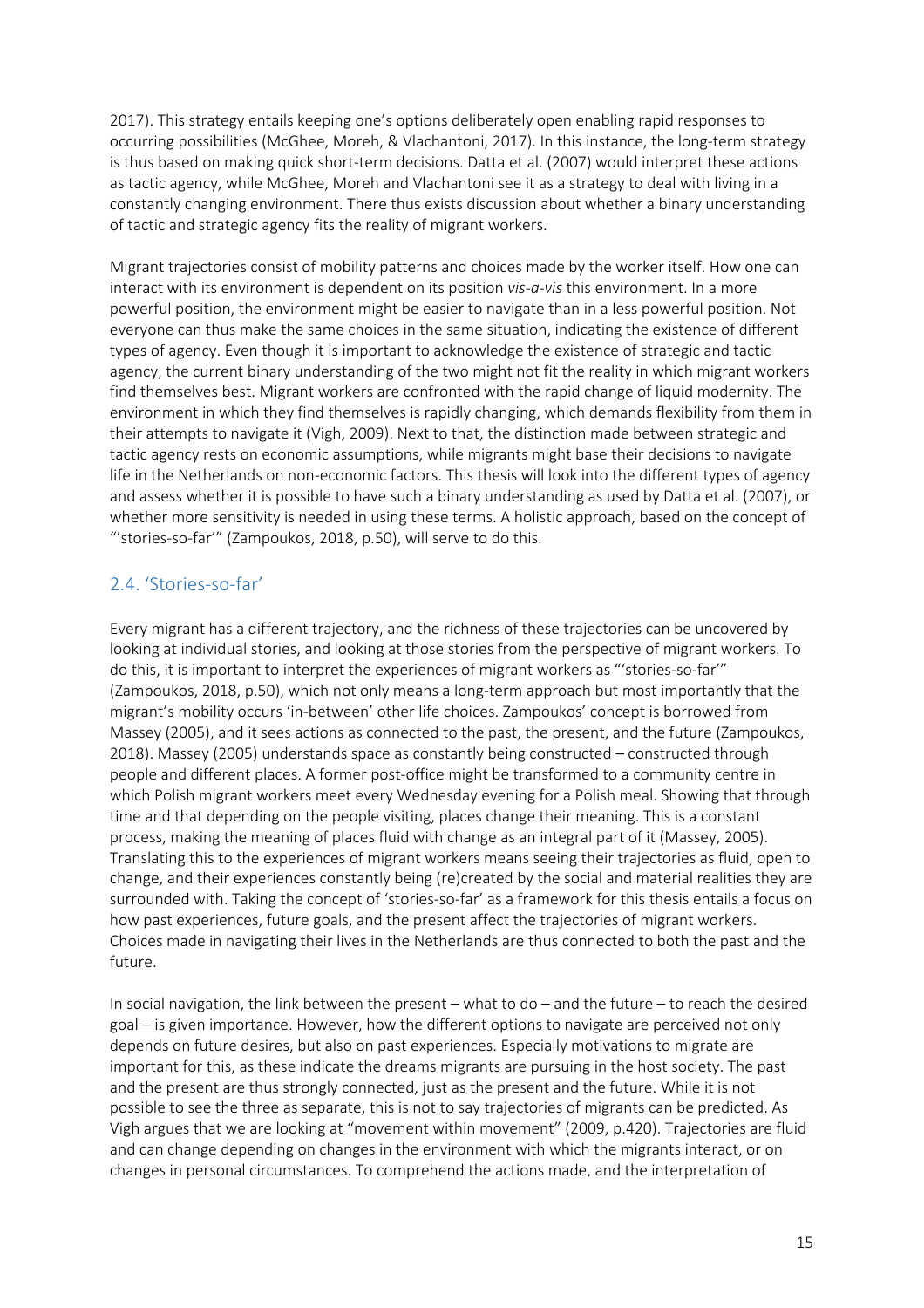2017). This strategy entails keeping one's options deliberately open enabling rapid responses to occurring possibilities (McGhee, Moreh, & Vlachantoni, 2017). In this instance, the long-term strategy is thus based on making quick short-term decisions. Datta et al. (2007) would interpret these actions as tactic agency, while McGhee, Moreh and Vlachantoni see it as a strategy to deal with living in a constantly changing environment. There thus exists discussion about whether a binary understanding of tactic and strategic agency fits the reality of migrant workers.

Migrant trajectories consist of mobility patterns and choices made by the worker itself. How one can interact with its environment is dependent on its position *vis-a-vis* this environment. In a more powerful position, the environment might be easier to navigate than in a less powerful position. Not everyone can thus make the same choices in the same situation, indicating the existence of different types of agency. Even though it is important to acknowledge the existence of strategic and tactic agency, the current binary understanding of the two might not fit the reality in which migrant workers find themselves best. Migrant workers are confronted with the rapid change of liquid modernity. The environment in which they find themselves is rapidly changing, which demands flexibility from them in their attempts to navigate it (Vigh, 2009). Next to that, the distinction made between strategic and tactic agency rests on economic assumptions, while migrants might base their decisions to navigate life in the Netherlands on non-economic factors. This thesis will look into the different types of agency and assess whether it is possible to have such a binary understanding as used by Datta et al. (2007), or whether more sensitivity is needed in using these terms. A holistic approach, based on the concept of "'stories-so-far'" (Zampoukos, 2018, p.50), will serve to do this.

## 2.4. 'Stories-so-far'

Every migrant has a different trajectory, and the richness of these trajectories can be uncovered by looking at individual stories, and looking at those stories from the perspective of migrant workers. To do this, it is important to interpret the experiences of migrant workers as "'stories-so-far'" (Zampoukos, 2018, p.50), which not only means a long-term approach but most importantly that the migrant's mobility occurs 'in-between' other life choices. Zampoukos' concept is borrowed from Massey (2005), and it sees actions as connected to the past, the present, and the future (Zampoukos, 2018). Massey (2005) understands space as constantly being constructed – constructed through people and different places. A former post-office might be transformed to a community centre in which Polish migrant workers meet every Wednesday evening for a Polish meal. Showing that through time and that depending on the people visiting, places change their meaning. This is a constant process, making the meaning of places fluid with change as an integral part of it (Massey, 2005). Translating this to the experiences of migrant workers means seeing their trajectories as fluid, open to change, and their experiences constantly being (re)created by the social and material realities they are surrounded with. Taking the concept of 'stories-so-far' as a framework for this thesis entails a focus on how past experiences, future goals, and the present affect the trajectories of migrant workers. Choices made in navigating their lives in the Netherlands are thus connected to both the past and the future.

In social navigation, the link between the present – what to do – and the future – to reach the desired goal – is given importance. However, how the different options to navigate are perceived not only depends on future desires, but also on past experiences. Especially motivations to migrate are important for this, as these indicate the dreams migrants are pursuing in the host society. The past and the present are thus strongly connected, just as the present and the future. While it is not possible to see the three as separate, this is not to say trajectories of migrants can be predicted. As Vigh argues that we are looking at "movement within movement" (2009, p.420). Trajectories are fluid and can change depending on changes in the environment with which the migrants interact, or on changes in personal circumstances. To comprehend the actions made, and the interpretation of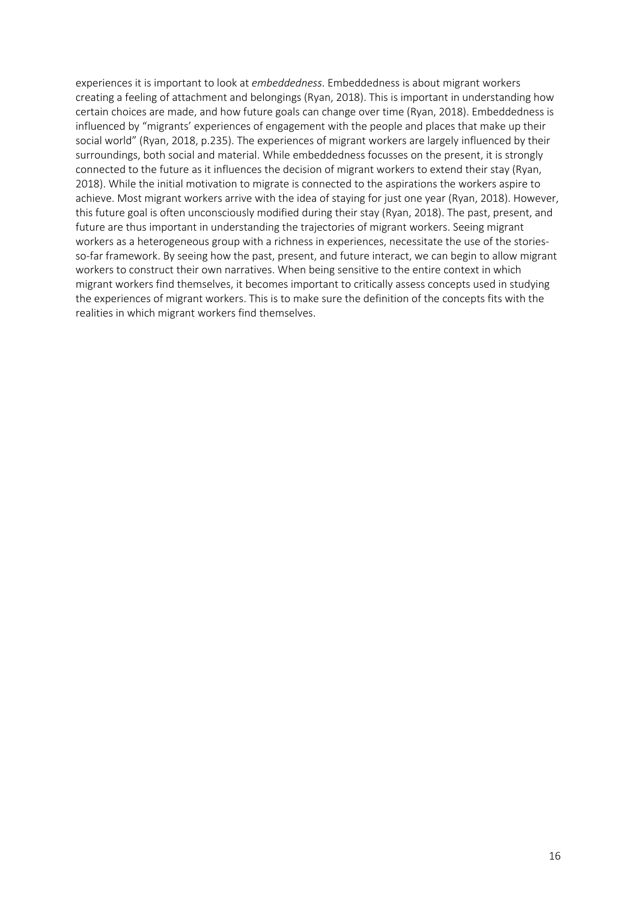experiences it is important to look at *embeddedness*. Embeddedness is about migrant workers creating a feeling of attachment and belongings (Ryan, 2018). This is important in understanding how certain choices are made, and how future goals can change over time (Ryan, 2018). Embeddedness is influenced by "migrants' experiences of engagement with the people and places that make up their social world" (Ryan, 2018, p.235). The experiences of migrant workers are largely influenced by their surroundings, both social and material. While embeddedness focusses on the present, it is strongly connected to the future as it influences the decision of migrant workers to extend their stay (Ryan, 2018). While the initial motivation to migrate is connected to the aspirations the workers aspire to achieve. Most migrant workers arrive with the idea of staying for just one year (Ryan, 2018). However, this future goal is often unconsciously modified during their stay (Ryan, 2018). The past, present, and future are thus important in understanding the trajectories of migrant workers. Seeing migrant workers as a heterogeneous group with a richness in experiences, necessitate the use of the stories-so-far framework. By seeing how the past, present, and future interact, we can begin to allow migrant workers to construct their own narratives. When being sensitive to the entire context in which migrant workers find themselves, it becomes important to critically assess concepts used in studying the experiences of migrant workers. This is to make sure the definition of the concepts fits with the realities in which migrant workers find themselves.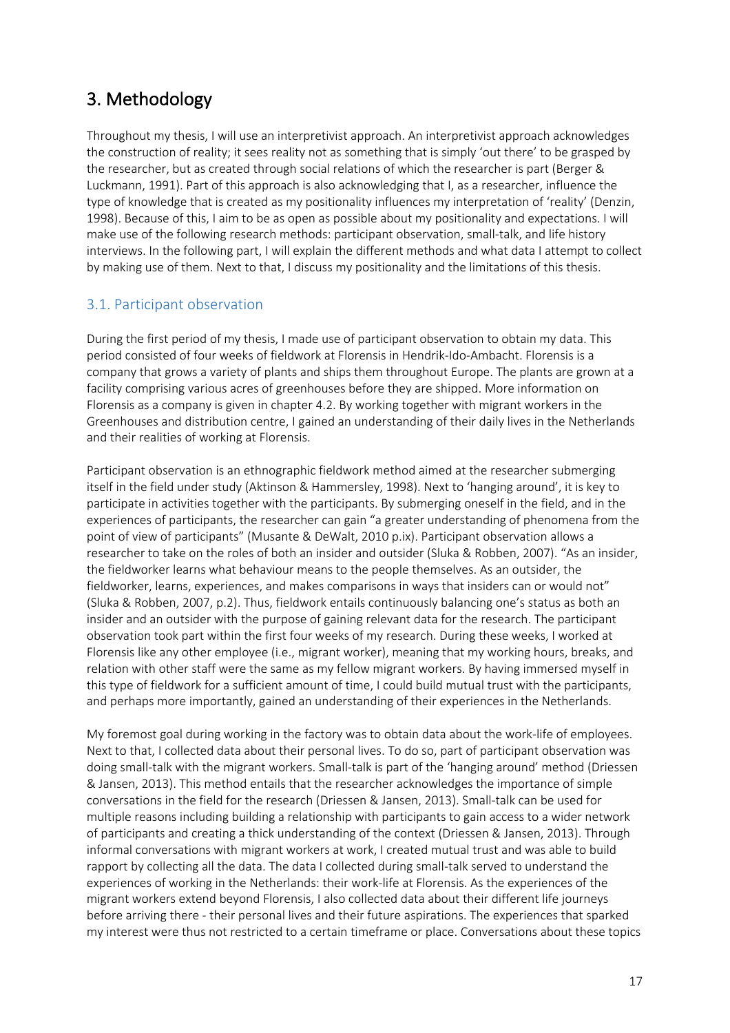# 3. Methodology

Throughout my thesis, I will use an interpretivist approach. An interpretivist approach acknowledges the construction of reality; it sees reality not as something that is simply 'out there' to be grasped by the researcher, but as created through social relations of which the researcher is part (Berger & Luckmann, 1991). Part of this approach is also acknowledging that I, as a researcher, influence the type of knowledge that is created as my positionality influences my interpretation of 'reality' (Denzin, 1998). Because of this, I aim to be as open as possible about my positionality and expectations. I will make use of the following research methods: participant observation, small-talk, and life history interviews. In the following part, I will explain the different methods and what data I attempt to collect by making use of them. Next to that, I discuss my positionality and the limitations of this thesis.

## 3.1. Participant observation

During the first period of my thesis, I made use of participant observation to obtain my data. This period consisted of four weeks of fieldwork at Florensis in Hendrik-Ido-Ambacht. Florensis is a company that grows a variety of plants and ships them throughout Europe. The plants are grown at a facility comprising various acres of greenhouses before they are shipped. More information on Florensis as a company is given in chapter 4.2. By working together with migrant workers in the Greenhouses and distribution centre, I gained an understanding of their daily lives in the Netherlands and their realities of working at Florensis.

Participant observation is an ethnographic fieldwork method aimed at the researcher submerging itself in the field under study (Aktinson & Hammersley, 1998). Next to 'hanging around', it is key to participate in activities together with the participants. By submerging oneself in the field, and in the experiences of participants, the researcher can gain "a greater understanding of phenomena from the point of view of participants" (Musante & DeWalt, 2010 p.ix). Participant observation allows a researcher to take on the roles of both an insider and outsider (Sluka & Robben, 2007). "As an insider, the fieldworker learns what behaviour means to the people themselves. As an outsider, the fieldworker, learns, experiences, and makes comparisons in ways that insiders can or would not" (Sluka & Robben, 2007, p.2). Thus, fieldwork entails continuously balancing one's status as both an insider and an outsider with the purpose of gaining relevant data for the research. The participant observation took part within the first four weeks of my research. During these weeks, I worked at Florensis like any other employee (i.e., migrant worker), meaning that my working hours, breaks, and relation with other staff were the same as my fellow migrant workers. By having immersed myself in this type of fieldwork for a sufficient amount of time, I could build mutual trust with the participants, and perhaps more importantly, gained an understanding of their experiences in the Netherlands.

My foremost goal during working in the factory was to obtain data about the work-life of employees. Next to that, I collected data about their personal lives. To do so, part of participant observation was doing small-talk with the migrant workers. Small-talk is part of the 'hanging around' method (Driessen & Jansen, 2013). This method entails that the researcher acknowledges the importance of simple conversations in the field for the research (Driessen & Jansen, 2013). Small-talk can be used for multiple reasons including building a relationship with participants to gain access to a wider network of participants and creating a thick understanding of the context (Driessen & Jansen, 2013). Through informal conversations with migrant workers at work, I created mutual trust and was able to build rapport by collecting all the data. The data I collected during small-talk served to understand the experiences of working in the Netherlands: their work-life at Florensis. As the experiences of the migrant workers extend beyond Florensis, I also collected data about their different life journeys before arriving there - their personal lives and their future aspirations. The experiences that sparked my interest were thus not restricted to a certain timeframe or place. Conversations about these topics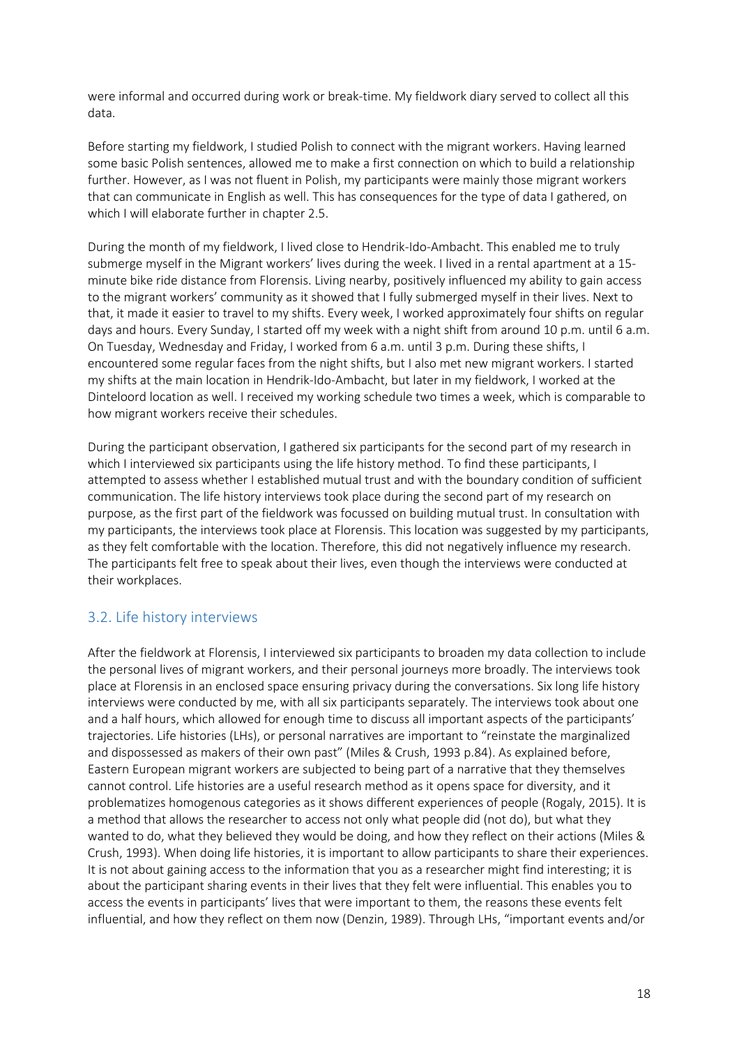were informal and occurred during work or break-time. My fieldwork diary served to collect all this data.

Before starting my fieldwork, I studied Polish to connect with the migrant workers. Having learned some basic Polish sentences, allowed me to make a first connection on which to build a relationship further. However, as I was not fluent in Polish, my participants were mainly those migrant workers that can communicate in English as well. This has consequences for the type of data I gathered, on which I will elaborate further in chapter 2.5.

During the month of my fieldwork, I lived close to Hendrik-Ido-Ambacht. This enabled me to truly submerge myself in the Migrant workers' lives during the week. I lived in a rental apartment at a 15-minute bike ride distance from Florensis. Living nearby, positively influenced my ability to gain access to the migrant workers' community as it showed that I fully submerged myself in their lives. Next to that, it made it easier to travel to my shifts. Every week, I worked approximately four shifts on regular days and hours. Every Sunday, I started off my week with a night shift from around 10 p.m. until 6 a.m. On Tuesday, Wednesday and Friday, I worked from 6 a.m. until 3 p.m. During these shifts, I encountered some regular faces from the night shifts, but I also met new migrant workers. I started my shifts at the main location in Hendrik-Ido-Ambacht, but later in my fieldwork, I worked at the Dinteloord location as well. I received my working schedule two times a week, which is comparable to how migrant workers receive their schedules.

During the participant observation, I gathered six participants for the second part of my research in which I interviewed six participants using the life history method. To find these participants, I attempted to assess whether I established mutual trust and with the boundary condition of sufficient communication. The life history interviews took place during the second part of my research on purpose, as the first part of the fieldwork was focussed on building mutual trust. In consultation with my participants, the interviews took place at Florensis. This location was suggested by my participants, as they felt comfortable with the location. Therefore, this did not negatively influence my research. The participants felt free to speak about their lives, even though the interviews were conducted at their workplaces.

## 3.2. Life history interviews

After the fieldwork at Florensis, I interviewed six participants to broaden my data collection to include the personal lives of migrant workers, and their personal journeys more broadly. The interviews took place at Florensis in an enclosed space ensuring privacy during the conversations. Six long life history interviews were conducted by me, with all six participants separately. The interviews took about one and a half hours, which allowed for enough time to discuss all important aspects of the participants' trajectories. Life histories (LHs), or personal narratives are important to "reinstate the marginalized and dispossessed as makers of their own past" (Miles & Crush, 1993 p.84). As explained before, Eastern European migrant workers are subjected to being part of a narrative that they themselves cannot control. Life histories are a useful research method as it opens space for diversity, and it problematizes homogenous categories as it shows different experiences of people (Rogaly, 2015). It is a method that allows the researcher to access not only what people did (not do), but what they wanted to do, what they believed they would be doing, and how they reflect on their actions (Miles & Crush, 1993). When doing life histories, it is important to allow participants to share their experiences. It is not about gaining access to the information that you as a researcher might find interesting; it is about the participant sharing events in their lives that they felt were influential. This enables you to access the events in participants' lives that were important to them, the reasons these events felt influential, and how they reflect on them now (Denzin, 1989). Through LHs, "important events and/or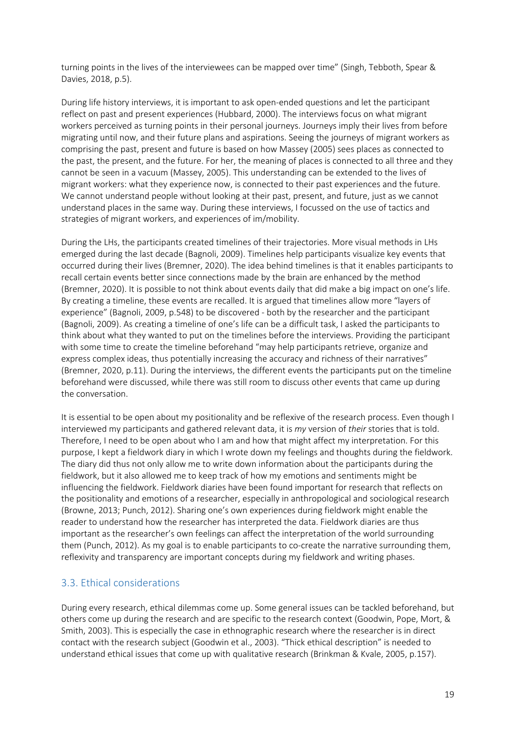turning points in the lives of the interviewees can be mapped over time" (Singh, Tebboth, Spear & Davies, 2018, p.5).

During life history interviews, it is important to ask open-ended questions and let the participant reflect on past and present experiences (Hubbard, 2000). The interviews focus on what migrant workers perceived as turning points in their personal journeys. Journeys imply their lives from before migrating until now, and their future plans and aspirations. Seeing the journeys of migrant workers as comprising the past, present and future is based on how Massey (2005) sees places as connected to the past, the present, and the future. For her, the meaning of places is connected to all three and they cannot be seen in a vacuum (Massey, 2005). This understanding can be extended to the lives of migrant workers: what they experience now, is connected to their past experiences and the future. We cannot understand people without looking at their past, present, and future, just as we cannot understand places in the same way. During these interviews, I focussed on the use of tactics and strategies of migrant workers, and experiences of im/mobility.

During the LHs, the participants created timelines of their trajectories. More visual methods in LHs emerged during the last decade (Bagnoli, 2009). Timelines help participants visualize key events that occurred during their lives (Bremner, 2020). The idea behind timelines is that it enables participants to recall certain events better since connections made by the brain are enhanced by the method (Bremner, 2020). It is possible to not think about events daily that did make a big impact on one's life. By creating a timeline, these events are recalled. It is argued that timelines allow more "layers of experience" (Bagnoli, 2009, p.548) to be discovered - both by the researcher and the participant (Bagnoli, 2009). As creating a timeline of one's life can be a difficult task, I asked the participants to think about what they wanted to put on the timelines before the interviews. Providing the participant with some time to create the timeline beforehand "may help participants retrieve, organize and express complex ideas, thus potentially increasing the accuracy and richness of their narratives" (Bremner, 2020, p.11). During the interviews, the different events the participants put on the timeline beforehand were discussed, while there was still room to discuss other events that came up during the conversation.

It is essential to be open about my positionality and be reflexive of the research process. Even though I interviewed my participants and gathered relevant data, it is *my* version of *their* stories that is told. Therefore, I need to be open about who I am and how that might affect my interpretation. For this purpose, I kept a fieldwork diary in which I wrote down my feelings and thoughts during the fieldwork. The diary did thus not only allow me to write down information about the participants during the fieldwork, but it also allowed me to keep track of how my emotions and sentiments might be influencing the fieldwork. Fieldwork diaries have been found important for research that reflects on the positionality and emotions of a researcher, especially in anthropological and sociological research (Browne, 2013; Punch, 2012). Sharing one's own experiences during fieldwork might enable the reader to understand how the researcher has interpreted the data. Fieldwork diaries are thus important as the researcher's own feelings can affect the interpretation of the world surrounding them (Punch, 2012). As my goal is to enable participants to co-create the narrative surrounding them, reflexivity and transparency are important concepts during my fieldwork and writing phases.

## 3.3. Ethical considerations

During every research, ethical dilemmas come up. Some general issues can be tackled beforehand, but others come up during the research and are specific to the research context (Goodwin, Pope, Mort, & Smith, 2003). This is especially the case in ethnographic research where the researcher is in direct contact with the research subject (Goodwin et al., 2003). "Thick ethical description" is needed to understand ethical issues that come up with qualitative research (Brinkman & Kvale, 2005, p.157).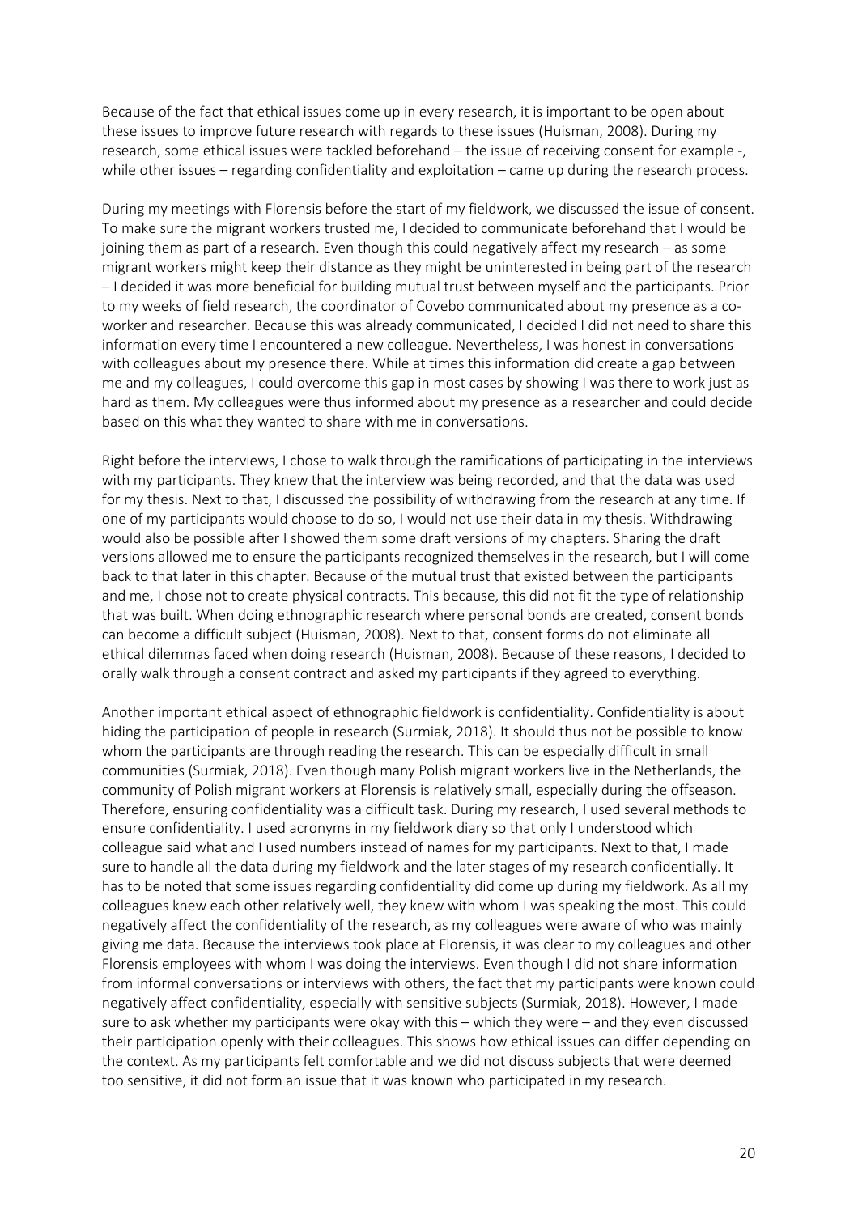Because of the fact that ethical issues come up in every research, it is important to be open about these issues to improve future research with regards to these issues (Huisman, 2008). During my research, some ethical issues were tackled beforehand – the issue of receiving consent for example -, while other issues – regarding confidentiality and exploitation – came up during the research process.

During my meetings with Florensis before the start of my fieldwork, we discussed the issue of consent. To make sure the migrant workers trusted me, I decided to communicate beforehand that I would be joining them as part of a research. Even though this could negatively affect my research – as some migrant workers might keep their distance as they might be uninterested in being part of the research – I decided it was more beneficial for building mutual trust between myself and the participants. Prior to my weeks of field research, the coordinator of Covebo communicated about my presence as a co-worker and researcher. Because this was already communicated, I decided I did not need to share this information every time I encountered a new colleague. Nevertheless, I was honest in conversations with colleagues about my presence there. While at times this information did create a gap between me and my colleagues, I could overcome this gap in most cases by showing I was there to work just as hard as them. My colleagues were thus informed about my presence as a researcher and could decide based on this what they wanted to share with me in conversations.

Right before the interviews, I chose to walk through the ramifications of participating in the interviews with my participants. They knew that the interview was being recorded, and that the data was used for my thesis. Next to that, I discussed the possibility of withdrawing from the research at any time. If one of my participants would choose to do so, I would not use their data in my thesis. Withdrawing would also be possible after I showed them some draft versions of my chapters. Sharing the draft versions allowed me to ensure the participants recognized themselves in the research, but I will come back to that later in this chapter. Because of the mutual trust that existed between the participants and me, I chose not to create physical contracts. This because, this did not fit the type of relationship that was built. When doing ethnographic research where personal bonds are created, consent bonds can become a difficult subject (Huisman, 2008). Next to that, consent forms do not eliminate all ethical dilemmas faced when doing research (Huisman, 2008). Because of these reasons, I decided to orally walk through a consent contract and asked my participants if they agreed to everything.

Another important ethical aspect of ethnographic fieldwork is confidentiality. Confidentiality is about hiding the participation of people in research (Surmiak, 2018). It should thus not be possible to know whom the participants are through reading the research. This can be especially difficult in small communities (Surmiak, 2018). Even though many Polish migrant workers live in the Netherlands, the community of Polish migrant workers at Florensis is relatively small, especially during the offseason. Therefore, ensuring confidentiality was a difficult task. During my research, I used several methods to ensure confidentiality. I used acronyms in my fieldwork diary so that only I understood which colleague said what and I used numbers instead of names for my participants. Next to that, I made sure to handle all the data during my fieldwork and the later stages of my research confidentially. It has to be noted that some issues regarding confidentiality did come up during my fieldwork. As all my colleagues knew each other relatively well, they knew with whom I was speaking the most. This could negatively affect the confidentiality of the research, as my colleagues were aware of who was mainly giving me data. Because the interviews took place at Florensis, it was clear to my colleagues and other Florensis employees with whom I was doing the interviews. Even though I did not share information from informal conversations or interviews with others, the fact that my participants were known could negatively affect confidentiality, especially with sensitive subjects (Surmiak, 2018). However, I made sure to ask whether my participants were okay with this – which they were – and they even discussed their participation openly with their colleagues. This shows how ethical issues can differ depending on the context. As my participants felt comfortable and we did not discuss subjects that were deemed too sensitive, it did not form an issue that it was known who participated in my research.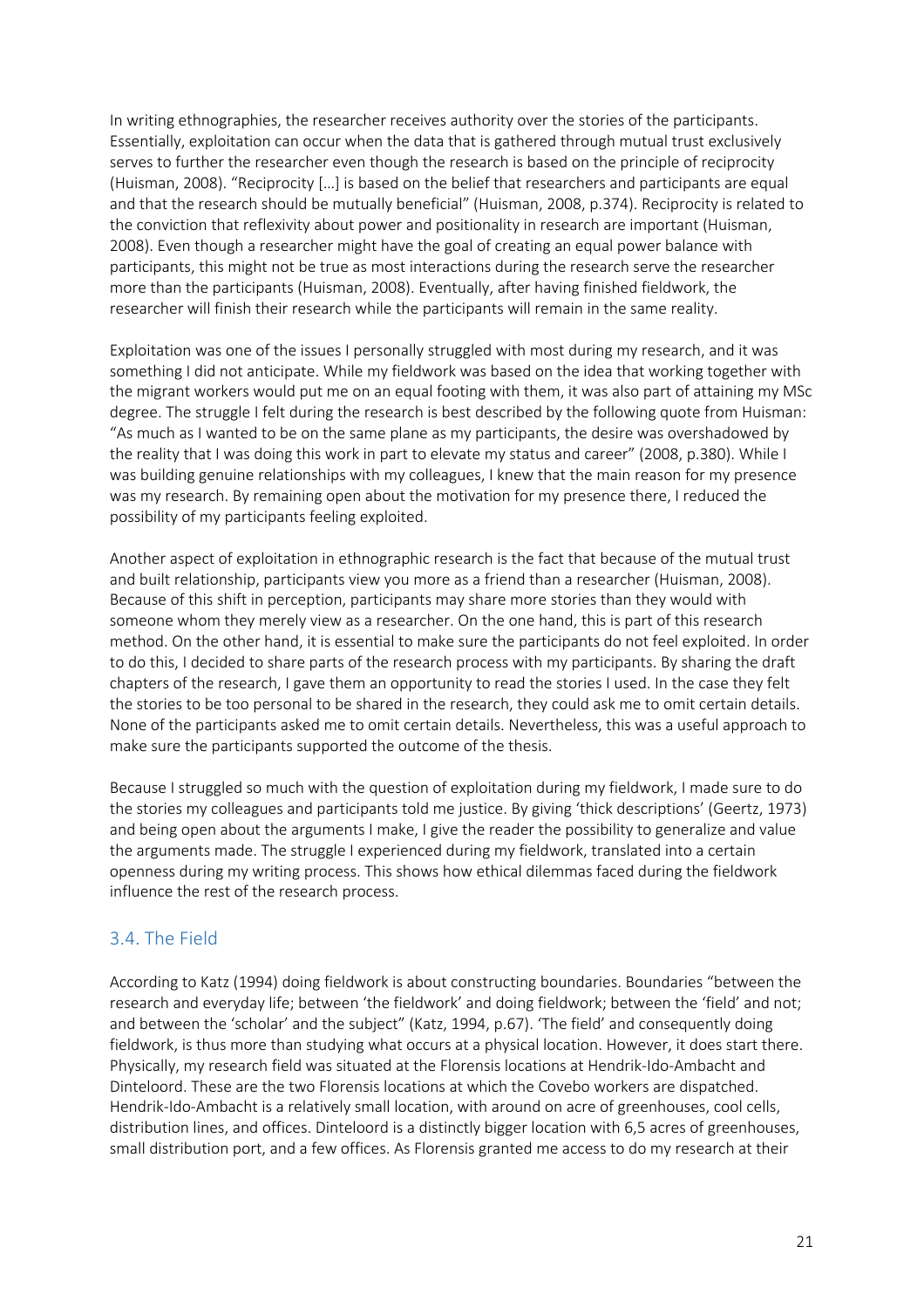In writing ethnographies, the researcher receives authority over the stories of the participants. Essentially, exploitation can occur when the data that is gathered through mutual trust exclusively serves to further the researcher even though the research is based on the principle of reciprocity (Huisman, 2008). "Reciprocity […] is based on the belief that researchers and participants are equal and that the research should be mutually beneficial" (Huisman, 2008, p.374). Reciprocity is related to the conviction that reflexivity about power and positionality in research are important (Huisman, 2008). Even though a researcher might have the goal of creating an equal power balance with participants, this might not be true as most interactions during the research serve the researcher more than the participants (Huisman, 2008). Eventually, after having finished fieldwork, the researcher will finish their research while the participants will remain in the same reality.

Exploitation was one of the issues I personally struggled with most during my research, and it was something I did not anticipate. While my fieldwork was based on the idea that working together with the migrant workers would put me on an equal footing with them, it was also part of attaining my MSc degree. The struggle I felt during the research is best described by the following quote from Huisman: "As much as I wanted to be on the same plane as my participants, the desire was overshadowed by the reality that I was doing this work in part to elevate my status and career" (2008, p.380). While I was building genuine relationships with my colleagues, I knew that the main reason for my presence was my research. By remaining open about the motivation for my presence there, I reduced the possibility of my participants feeling exploited.

Another aspect of exploitation in ethnographic research is the fact that because of the mutual trust and built relationship, participants view you more as a friend than a researcher (Huisman, 2008). Because of this shift in perception, participants may share more stories than they would with someone whom they merely view as a researcher. On the one hand, this is part of this research method. On the other hand, it is essential to make sure the participants do not feel exploited. In order to do this, I decided to share parts of the research process with my participants. By sharing the draft chapters of the research, I gave them an opportunity to read the stories I used. In the case they felt the stories to be too personal to be shared in the research, they could ask me to omit certain details. None of the participants asked me to omit certain details. Nevertheless, this was a useful approach to make sure the participants supported the outcome of the thesis.

Because I struggled so much with the question of exploitation during my fieldwork, I made sure to do the stories my colleagues and participants told me justice. By giving 'thick descriptions' (Geertz, 1973) and being open about the arguments I make, I give the reader the possibility to generalize and value the arguments made. The struggle I experienced during my fieldwork, translated into a certain openness during my writing process. This shows how ethical dilemmas faced during the fieldwork influence the rest of the research process.

## 3.4. The Field

According to Katz (1994) doing fieldwork is about constructing boundaries. Boundaries "between the research and everyday life; between 'the fieldwork' and doing fieldwork; between the 'field' and not; and between the 'scholar' and the subject" (Katz, 1994, p.67). 'The field' and consequently doing fieldwork, is thus more than studying what occurs at a physical location. However, it does start there. Physically, my research field was situated at the Florensis locations at Hendrik-Ido-Ambacht and Dinteloord. These are the two Florensis locations at which the Covebo workers are dispatched. Hendrik-Ido-Ambacht is a relatively small location, with around on acre of greenhouses, cool cells, distribution lines, and offices. Dinteloord is a distinctly bigger location with 6,5 acres of greenhouses, small distribution port, and a few offices. As Florensis granted me access to do my research at their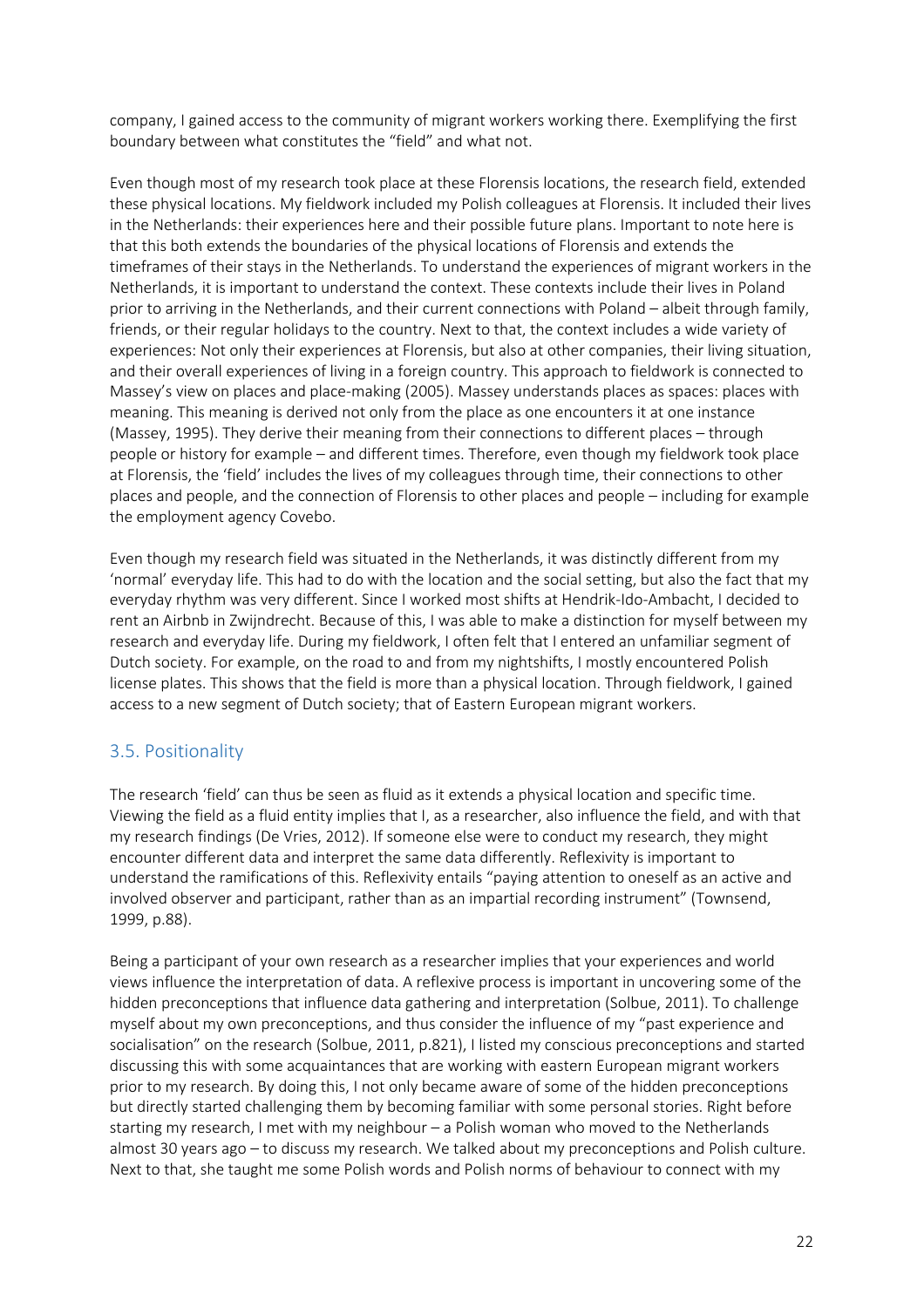company, I gained access to the community of migrant workers working there. Exemplifying the first boundary between what constitutes the "field" and what not.

Even though most of my research took place at these Florensis locations, the research field, extended these physical locations. My fieldwork included my Polish colleagues at Florensis. It included their lives in the Netherlands: their experiences here and their possible future plans. Important to note here is that this both extends the boundaries of the physical locations of Florensis and extends the timeframes of their stays in the Netherlands. To understand the experiences of migrant workers in the Netherlands, it is important to understand the context. These contexts include their lives in Poland prior to arriving in the Netherlands, and their current connections with Poland – albeit through family, friends, or their regular holidays to the country. Next to that, the context includes a wide variety of experiences: Not only their experiences at Florensis, but also at other companies, their living situation, and their overall experiences of living in a foreign country. This approach to fieldwork is connected to Massey's view on places and place-making (2005). Massey understands places as spaces: places with meaning. This meaning is derived not only from the place as one encounters it at one instance (Massey, 1995). They derive their meaning from their connections to different places – through people or history for example – and different times. Therefore, even though my fieldwork took place at Florensis, the 'field' includes the lives of my colleagues through time, their connections to other places and people, and the connection of Florensis to other places and people – including for example the employment agency Covebo.

Even though my research field was situated in the Netherlands, it was distinctly different from my 'normal' everyday life. This had to do with the location and the social setting, but also the fact that my everyday rhythm was very different. Since I worked most shifts at Hendrik-Ido-Ambacht, I decided to rent an Airbnb in Zwijndrecht. Because of this, I was able to make a distinction for myself between my research and everyday life. During my fieldwork, I often felt that I entered an unfamiliar segment of Dutch society. For example, on the road to and from my nightshifts, I mostly encountered Polish license plates. This shows that the field is more than a physical location. Through fieldwork, I gained access to a new segment of Dutch society; that of Eastern European migrant workers.

## 3.5. Positionality

The research 'field' can thus be seen as fluid as it extends a physical location and specific time. Viewing the field as a fluid entity implies that I, as a researcher, also influence the field, and with that my research findings (De Vries, 2012). If someone else were to conduct my research, they might encounter different data and interpret the same data differently. Reflexivity is important to understand the ramifications of this. Reflexivity entails "paying attention to oneself as an active and involved observer and participant, rather than as an impartial recording instrument" (Townsend, 1999, p.88).

Being a participant of your own research as a researcher implies that your experiences and world views influence the interpretation of data. A reflexive process is important in uncovering some of the hidden preconceptions that influence data gathering and interpretation (Solbue, 2011). To challenge myself about my own preconceptions, and thus consider the influence of my "past experience and socialisation" on the research (Solbue, 2011, p.821), I listed my conscious preconceptions and started discussing this with some acquaintances that are working with eastern European migrant workers prior to my research. By doing this, I not only became aware of some of the hidden preconceptions but directly started challenging them by becoming familiar with some personal stories. Right before starting my research, I met with my neighbour – a Polish woman who moved to the Netherlands almost 30 years ago – to discuss my research. We talked about my preconceptions and Polish culture. Next to that, she taught me some Polish words and Polish norms of behaviour to connect with my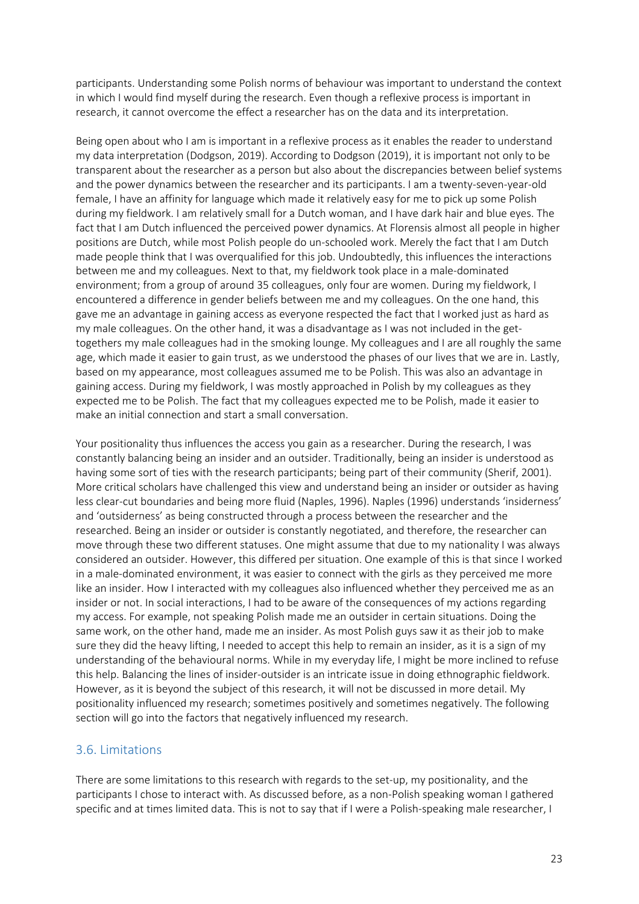participants. Understanding some Polish norms of behaviour was important to understand the context in which I would find myself during the research. Even though a reflexive process is important in research, it cannot overcome the effect a researcher has on the data and its interpretation.

Being open about who I am is important in a reflexive process as it enables the reader to understand my data interpretation (Dodgson, 2019). According to Dodgson (2019), it is important not only to be transparent about the researcher as a person but also about the discrepancies between belief systems and the power dynamics between the researcher and its participants. I am a twenty-seven-year-old female, I have an affinity for language which made it relatively easy for me to pick up some Polish during my fieldwork. I am relatively small for a Dutch woman, and I have dark hair and blue eyes. The fact that I am Dutch influenced the perceived power dynamics. At Florensis almost all people in higher positions are Dutch, while most Polish people do un-schooled work. Merely the fact that I am Dutch made people think that I was overqualified for this job. Undoubtedly, this influences the interactions between me and my colleagues. Next to that, my fieldwork took place in a male-dominated environment; from a group of around 35 colleagues, only four are women. During my fieldwork, I encountered a difference in gender beliefs between me and my colleagues. On the one hand, this gave me an advantage in gaining access as everyone respected the fact that I worked just as hard as my male colleagues. On the other hand, it was a disadvantage as I was not included in the get-togethers my male colleagues had in the smoking lounge. My colleagues and I are all roughly the same age, which made it easier to gain trust, as we understood the phases of our lives that we are in. Lastly, based on my appearance, most colleagues assumed me to be Polish. This was also an advantage in gaining access. During my fieldwork, I was mostly approached in Polish by my colleagues as they expected me to be Polish. The fact that my colleagues expected me to be Polish, made it easier to make an initial connection and start a small conversation.

Your positionality thus influences the access you gain as a researcher. During the research, I was constantly balancing being an insider and an outsider. Traditionally, being an insider is understood as having some sort of ties with the research participants; being part of their community (Sherif, 2001). More critical scholars have challenged this view and understand being an insider or outsider as having less clear-cut boundaries and being more fluid (Naples, 1996). Naples (1996) understands 'insiderness' and 'outsiderness' as being constructed through a process between the researcher and the researched. Being an insider or outsider is constantly negotiated, and therefore, the researcher can move through these two different statuses. One might assume that due to my nationality I was always considered an outsider. However, this differed per situation. One example of this is that since I worked in a male-dominated environment, it was easier to connect with the girls as they perceived me more like an insider. How I interacted with my colleagues also influenced whether they perceived me as an insider or not. In social interactions, I had to be aware of the consequences of my actions regarding my access. For example, not speaking Polish made me an outsider in certain situations. Doing the same work, on the other hand, made me an insider. As most Polish guys saw it as their job to make sure they did the heavy lifting, I needed to accept this help to remain an insider, as it is a sign of my understanding of the behavioural norms. While in my everyday life, I might be more inclined to refuse this help. Balancing the lines of insider-outsider is an intricate issue in doing ethnographic fieldwork. However, as it is beyond the subject of this research, it will not be discussed in more detail. My positionality influenced my research; sometimes positively and sometimes negatively. The following section will go into the factors that negatively influenced my research.

## 3.6. Limitations

There are some limitations to this research with regards to the set-up, my positionality, and the participants I chose to interact with. As discussed before, as a non-Polish speaking woman I gathered specific and at times limited data. This is not to say that if I were a Polish-speaking male researcher, I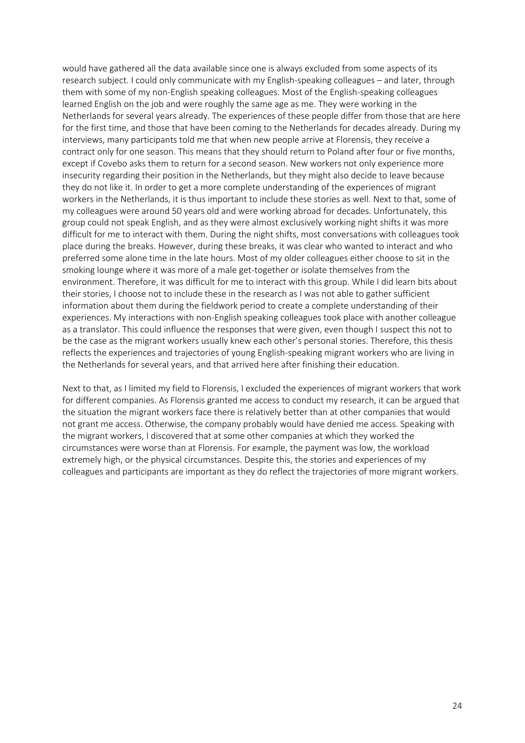would have gathered all the data available since one is always excluded from some aspects of its research subject. I could only communicate with my English-speaking colleagues – and later, through them with some of my non-English speaking colleagues. Most of the English-speaking colleagues learned English on the job and were roughly the same age as me. They were working in the Netherlands for several years already. The experiences of these people differ from those that are here for the first time, and those that have been coming to the Netherlands for decades already. During my interviews, many participants told me that when new people arrive at Florensis, they receive a contract only for one season. This means that they should return to Poland after four or five months, except if Covebo asks them to return for a second season. New workers not only experience more insecurity regarding their position in the Netherlands, but they might also decide to leave because they do not like it. In order to get a more complete understanding of the experiences of migrant workers in the Netherlands, it is thus important to include these stories as well. Next to that, some of my colleagues were around 50 years old and were working abroad for decades. Unfortunately, this group could not speak English, and as they were almost exclusively working night shifts it was more difficult for me to interact with them. During the night shifts, most conversations with colleagues took place during the breaks. However, during these breaks, it was clear who wanted to interact and who preferred some alone time in the late hours. Most of my older colleagues either choose to sit in the smoking lounge where it was more of a male get-together or isolate themselves from the environment. Therefore, it was difficult for me to interact with this group. While I did learn bits about their stories, I choose not to include these in the research as I was not able to gather sufficient information about them during the fieldwork period to create a complete understanding of their experiences. My interactions with non-English speaking colleagues took place with another colleague as a translator. This could influence the responses that were given, even though I suspect this not to be the case as the migrant workers usually knew each other's personal stories. Therefore, this thesis reflects the experiences and trajectories of young English-speaking migrant workers who are living in the Netherlands for several years, and that arrived here after finishing their education.

Next to that, as I limited my field to Florensis, I excluded the experiences of migrant workers that work for different companies. As Florensis granted me access to conduct my research, it can be argued that the situation the migrant workers face there is relatively better than at other companies that would not grant me access. Otherwise, the company probably would have denied me access. Speaking with the migrant workers, I discovered that at some other companies at which they worked the circumstances were worse than at Florensis. For example, the payment was low, the workload extremely high, or the physical circumstances. Despite this, the stories and experiences of my colleagues and participants are important as they do reflect the trajectories of more migrant workers.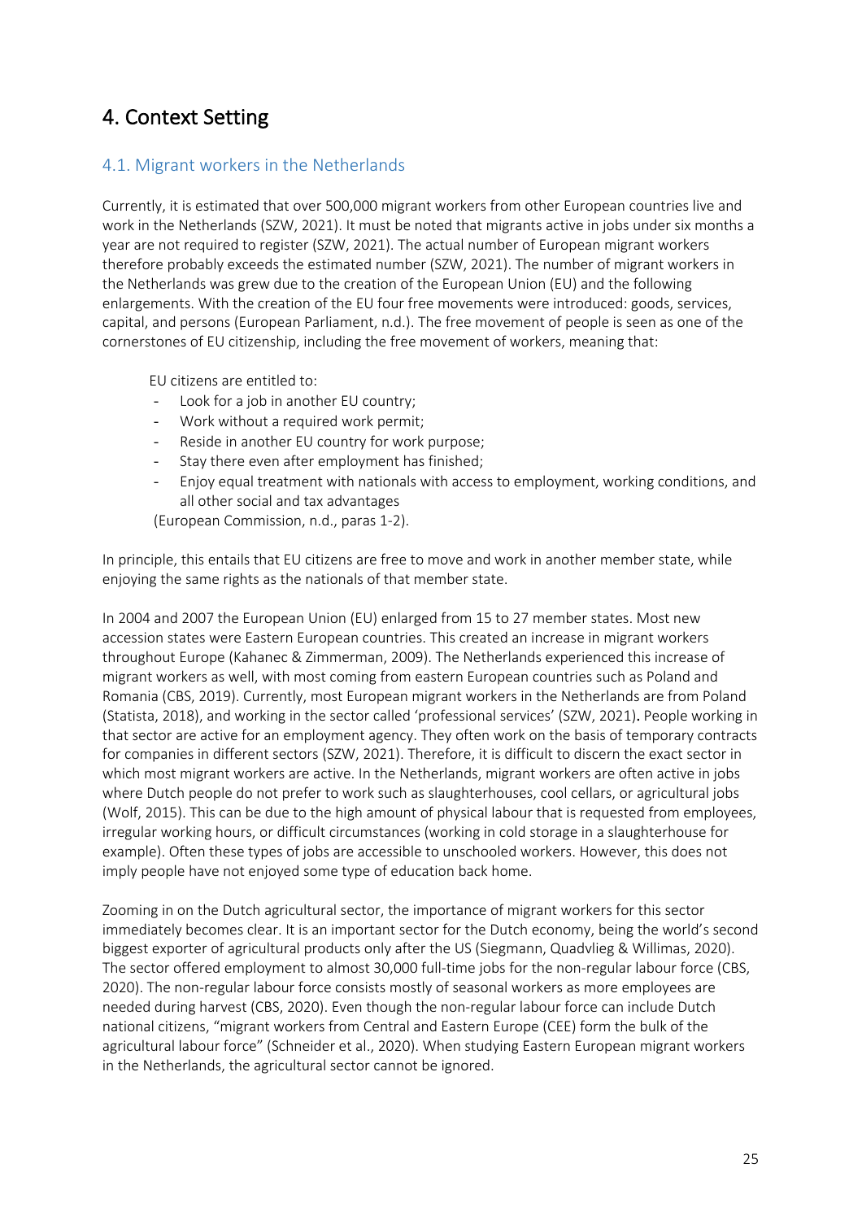# 4. Context Setting

## 4.1. Migrant workers in the Netherlands

Currently, it is estimated that over 500,000 migrant workers from other European countries live and work in the Netherlands (SZW, 2021). It must be noted that migrants active in jobs under six months a year are not required to register (SZW, 2021). The actual number of European migrant workers therefore probably exceeds the estimated number (SZW, 2021). The number of migrant workers in the Netherlands was grew due to the creation of the European Union (EU) and the following enlargements. With the creation of the EU four free movements were introduced: goods, services, capital, and persons (European Parliament, n.d.). The free movement of people is seen as one of the cornerstones of EU citizenship, including the free movement of workers, meaning that:

> EU citizens are entitled to:
> - Look for a job in another EU country;
> - Work without a required work permit;
> - Reside in another EU country for work purpose;
> - Stay there even after employment has finished;
> - Enjoy equal treatment with nationals with access to employment, working conditions, and all other social and tax advantages
>
> (European Commission, n.d., paras 1-2).

In principle, this entails that EU citizens are free to move and work in another member state, while enjoying the same rights as the nationals of that member state.

In 2004 and 2007 the European Union (EU) enlarged from 15 to 27 member states. Most new accession states were Eastern European countries. This created an increase in migrant workers throughout Europe (Kahanec & Zimmerman, 2009). The Netherlands experienced this increase of migrant workers as well, with most coming from eastern European countries such as Poland and Romania (CBS, 2019). Currently, most European migrant workers in the Netherlands are from Poland (Statista, 2018), and working in the sector called 'professional services' (SZW, 2021). People working in that sector are active for an employment agency. They often work on the basis of temporary contracts for companies in different sectors (SZW, 2021). Therefore, it is difficult to discern the exact sector in which most migrant workers are active. In the Netherlands, migrant workers are often active in jobs where Dutch people do not prefer to work such as slaughterhouses, cool cellars, or agricultural jobs (Wolf, 2015). This can be due to the high amount of physical labour that is requested from employees, irregular working hours, or difficult circumstances (working in cold storage in a slaughterhouse for example). Often these types of jobs are accessible to unschooled workers. However, this does not imply people have not enjoyed some type of education back home.

Zooming in on the Dutch agricultural sector, the importance of migrant workers for this sector immediately becomes clear. It is an important sector for the Dutch economy, being the world's second biggest exporter of agricultural products only after the US (Siegmann, Quadvlieg & Willimas, 2020). The sector offered employment to almost 30,000 full-time jobs for the non-regular labour force (CBS, 2020). The non-regular labour force consists mostly of seasonal workers as more employees are needed during harvest (CBS, 2020). Even though the non-regular labour force can include Dutch national citizens, "migrant workers from Central and Eastern Europe (CEE) form the bulk of the agricultural labour force" (Schneider et al., 2020). When studying Eastern European migrant workers in the Netherlands, the agricultural sector cannot be ignored.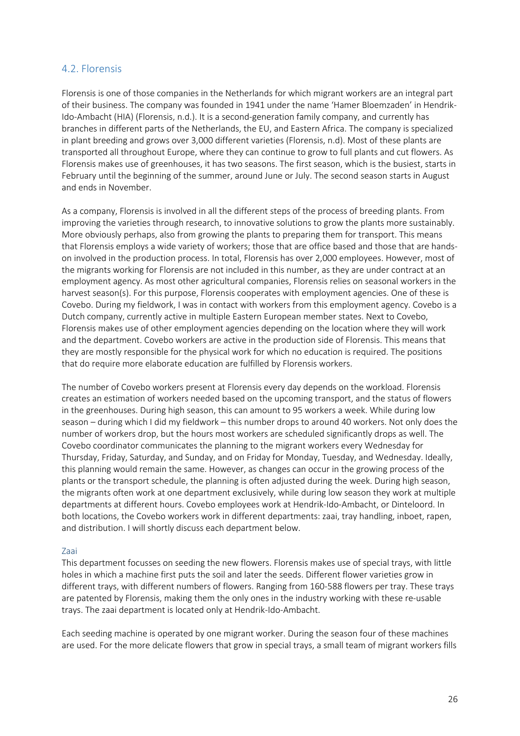## 4.2. Florensis

Florensis is one of those companies in the Netherlands for which migrant workers are an integral part of their business. The company was founded in 1941 under the name 'Hamer Bloemzaden' in Hendrik-Ido-Ambacht (HIA) (Florensis, n.d.). It is a second-generation family company, and currently has branches in different parts of the Netherlands, the EU, and Eastern Africa. The company is specialized in plant breeding and grows over 3,000 different varieties (Florensis, n.d). Most of these plants are transported all throughout Europe, where they can continue to grow to full plants and cut flowers. As Florensis makes use of greenhouses, it has two seasons. The first season, which is the busiest, starts in February until the beginning of the summer, around June or July. The second season starts in August and ends in November.

As a company, Florensis is involved in all the different steps of the process of breeding plants. From improving the varieties through research, to innovative solutions to grow the plants more sustainably. More obviously perhaps, also from growing the plants to preparing them for transport. This means that Florensis employs a wide variety of workers; those that are office based and those that are hands-on involved in the production process. In total, Florensis has over 2,000 employees. However, most of the migrants working for Florensis are not included in this number, as they are under contract at an employment agency. As most other agricultural companies, Florensis relies on seasonal workers in the harvest season(s). For this purpose, Florensis cooperates with employment agencies. One of these is Covebo. During my fieldwork, I was in contact with workers from this employment agency. Covebo is a Dutch company, currently active in multiple Eastern European member states. Next to Covebo, Florensis makes use of other employment agencies depending on the location where they will work and the department. Covebo workers are active in the production side of Florensis. This means that they are mostly responsible for the physical work for which no education is required. The positions that do require more elaborate education are fulfilled by Florensis workers.

The number of Covebo workers present at Florensis every day depends on the workload. Florensis creates an estimation of workers needed based on the upcoming transport, and the status of flowers in the greenhouses. During high season, this can amount to 95 workers a week. While during low season – during which I did my fieldwork – this number drops to around 40 workers. Not only does the number of workers drop, but the hours most workers are scheduled significantly drops as well. The Covebo coordinator communicates the planning to the migrant workers every Wednesday for Thursday, Friday, Saturday, and Sunday, and on Friday for Monday, Tuesday, and Wednesday. Ideally, this planning would remain the same. However, as changes can occur in the growing process of the plants or the transport schedule, the planning is often adjusted during the week. During high season, the migrants often work at one department exclusively, while during low season they work at multiple departments at different hours. Covebo employees work at Hendrik-Ido-Ambacht, or Dinteloord. In both locations, the Covebo workers work in different departments: zaai, tray handling, inboet, rapen, and distribution. I will shortly discuss each department below.

### Zaai

This department focusses on seeding the new flowers. Florensis makes use of special trays, with little holes in which a machine first puts the soil and later the seeds. Different flower varieties grow in different trays, with different numbers of flowers. Ranging from 160-588 flowers per tray. These trays are patented by Florensis, making them the only ones in the industry working with these re-usable trays. The zaai department is located only at Hendrik-Ido-Ambacht.

Each seeding machine is operated by one migrant worker. During the season four of these machines are used. For the more delicate flowers that grow in special trays, a small team of migrant workers fills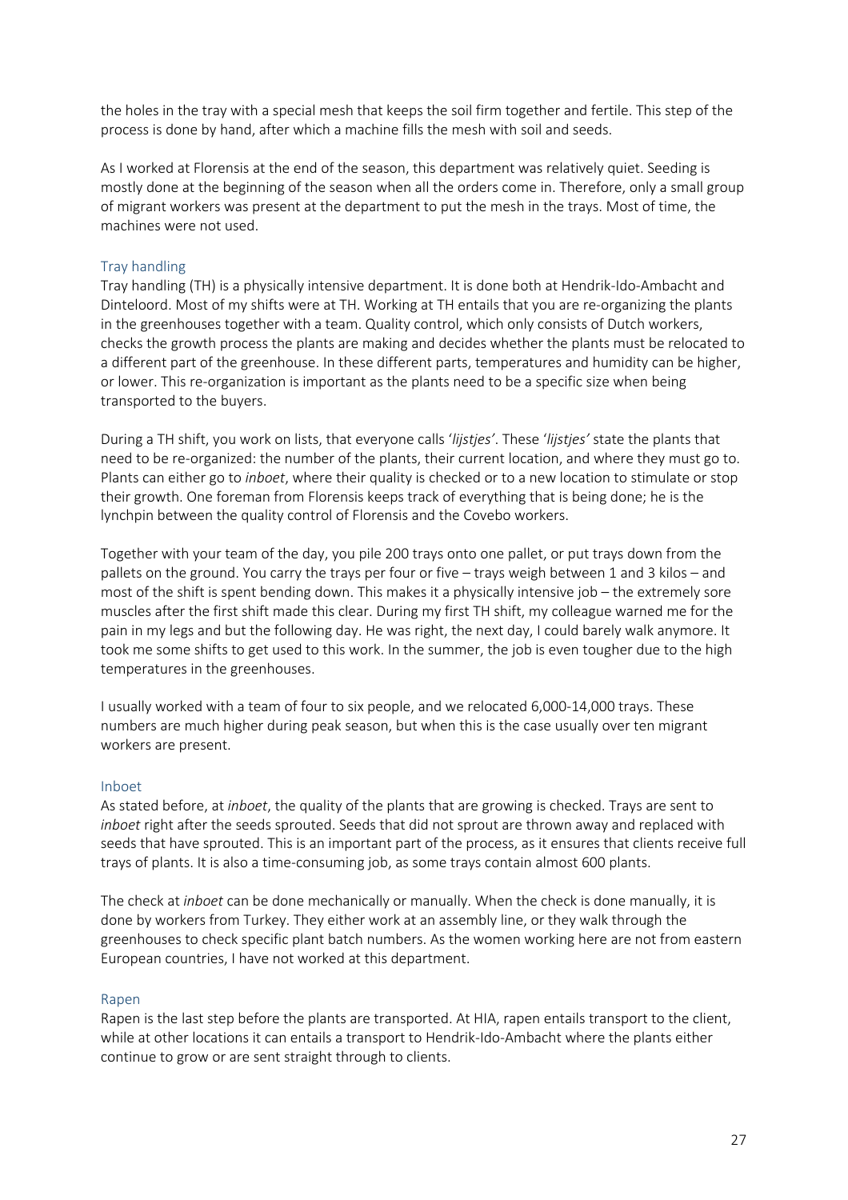the holes in the tray with a special mesh that keeps the soil firm together and fertile. This step of the process is done by hand, after which a machine fills the mesh with soil and seeds.

As I worked at Florensis at the end of the season, this department was relatively quiet. Seeding is mostly done at the beginning of the season when all the orders come in. Therefore, only a small group of migrant workers was present at the department to put the mesh in the trays. Most of time, the machines were not used.

### Tray handling

Tray handling (TH) is a physically intensive department. It is done both at Hendrik-Ido-Ambacht and Dinteloord. Most of my shifts were at TH. Working at TH entails that you are re-organizing the plants in the greenhouses together with a team. Quality control, which only consists of Dutch workers, checks the growth process the plants are making and decides whether the plants must be relocated to a different part of the greenhouse. In these different parts, temperatures and humidity can be higher, or lower. This re-organization is important as the plants need to be a specific size when being transported to the buyers.

During a TH shift, you work on lists, that everyone calls '*lijstjes*'. These '*lijstjes*' state the plants that need to be re-organized: the number of the plants, their current location, and where they must go to. Plants can either go to *inboet*, where their quality is checked or to a new location to stimulate or stop their growth. One foreman from Florensis keeps track of everything that is being done; he is the lynchpin between the quality control of Florensis and the Covebo workers.

Together with your team of the day, you pile 200 trays onto one pallet, or put trays down from the pallets on the ground. You carry the trays per four or five – trays weigh between 1 and 3 kilos – and most of the shift is spent bending down. This makes it a physically intensive job – the extremely sore muscles after the first shift made this clear. During my first TH shift, my colleague warned me for the pain in my legs and but the following day. He was right, the next day, I could barely walk anymore. It took me some shifts to get used to this work. In the summer, the job is even tougher due to the high temperatures in the greenhouses.

I usually worked with a team of four to six people, and we relocated 6,000-14,000 trays. These numbers are much higher during peak season, but when this is the case usually over ten migrant workers are present.

### Inboet

As stated before, at *inboet*, the quality of the plants that are growing is checked. Trays are sent to *inboet* right after the seeds sprouted. Seeds that did not sprout are thrown away and replaced with seeds that have sprouted. This is an important part of the process, as it ensures that clients receive full trays of plants. It is also a time-consuming job, as some trays contain almost 600 plants.

The check at *inboet* can be done mechanically or manually. When the check is done manually, it is done by workers from Turkey. They either work at an assembly line, or they walk through the greenhouses to check specific plant batch numbers. As the women working here are not from eastern European countries, I have not worked at this department.

### Rapen

Rapen is the last step before the plants are transported. At HIA, rapen entails transport to the client, while at other locations it can entails a transport to Hendrik-Ido-Ambacht where the plants either continue to grow or are sent straight through to clients.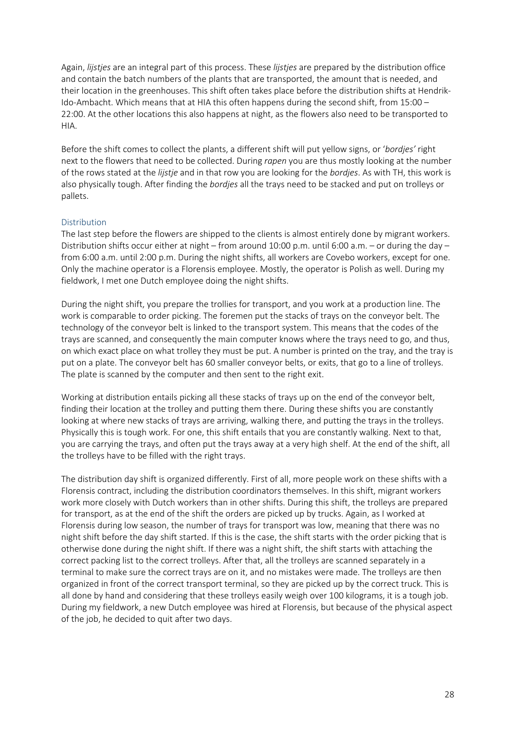Again, *lijstjes* are an integral part of this process. These *lijstjes* are prepared by the distribution office and contain the batch numbers of the plants that are transported, the amount that is needed, and their location in the greenhouses. This shift often takes place before the distribution shifts at Hendrik-Ido-Ambacht. Which means that at HIA this often happens during the second shift, from 15:00 – 22:00. At the other locations this also happens at night, as the flowers also need to be transported to HIA.

Before the shift comes to collect the plants, a different shift will put yellow signs, or '*bordjes'* right next to the flowers that need to be collected. During *rapen* you are thus mostly looking at the number of the rows stated at the *lijstje* and in that row you are looking for the *bordjes*. As with TH, this work is also physically tough. After finding the *bordjes* all the trays need to be stacked and put on trolleys or pallets.

### Distribution

The last step before the flowers are shipped to the clients is almost entirely done by migrant workers. Distribution shifts occur either at night – from around 10:00 p.m. until 6:00 a.m. – or during the day – from 6:00 a.m. until 2:00 p.m. During the night shifts, all workers are Covebo workers, except for one. Only the machine operator is a Florensis employee. Mostly, the operator is Polish as well. During my fieldwork, I met one Dutch employee doing the night shifts.

During the night shift, you prepare the trollies for transport, and you work at a production line. The work is comparable to order picking. The foremen put the stacks of trays on the conveyor belt. The technology of the conveyor belt is linked to the transport system. This means that the codes of the trays are scanned, and consequently the main computer knows where the trays need to go, and thus, on which exact place on what trolley they must be put. A number is printed on the tray, and the tray is put on a plate. The conveyor belt has 60 smaller conveyor belts, or exits, that go to a line of trolleys. The plate is scanned by the computer and then sent to the right exit.

Working at distribution entails picking all these stacks of trays up on the end of the conveyor belt, finding their location at the trolley and putting them there. During these shifts you are constantly looking at where new stacks of trays are arriving, walking there, and putting the trays in the trolleys. Physically this is tough work. For one, this shift entails that you are constantly walking. Next to that, you are carrying the trays, and often put the trays away at a very high shelf. At the end of the shift, all the trolleys have to be filled with the right trays.

The distribution day shift is organized differently. First of all, more people work on these shifts with a Florensis contract, including the distribution coordinators themselves. In this shift, migrant workers work more closely with Dutch workers than in other shifts. During this shift, the trolleys are prepared for transport, as at the end of the shift the orders are picked up by trucks. Again, as I worked at Florensis during low season, the number of trays for transport was low, meaning that there was no night shift before the day shift started. If this is the case, the shift starts with the order picking that is otherwise done during the night shift. If there was a night shift, the shift starts with attaching the correct packing list to the correct trolleys. After that, all the trolleys are scanned separately in a terminal to make sure the correct trays are on it, and no mistakes were made. The trolleys are then organized in front of the correct transport terminal, so they are picked up by the correct truck. This is all done by hand and considering that these trolleys easily weigh over 100 kilograms, it is a tough job. During my fieldwork, a new Dutch employee was hired at Florensis, but because of the physical aspect of the job, he decided to quit after two days.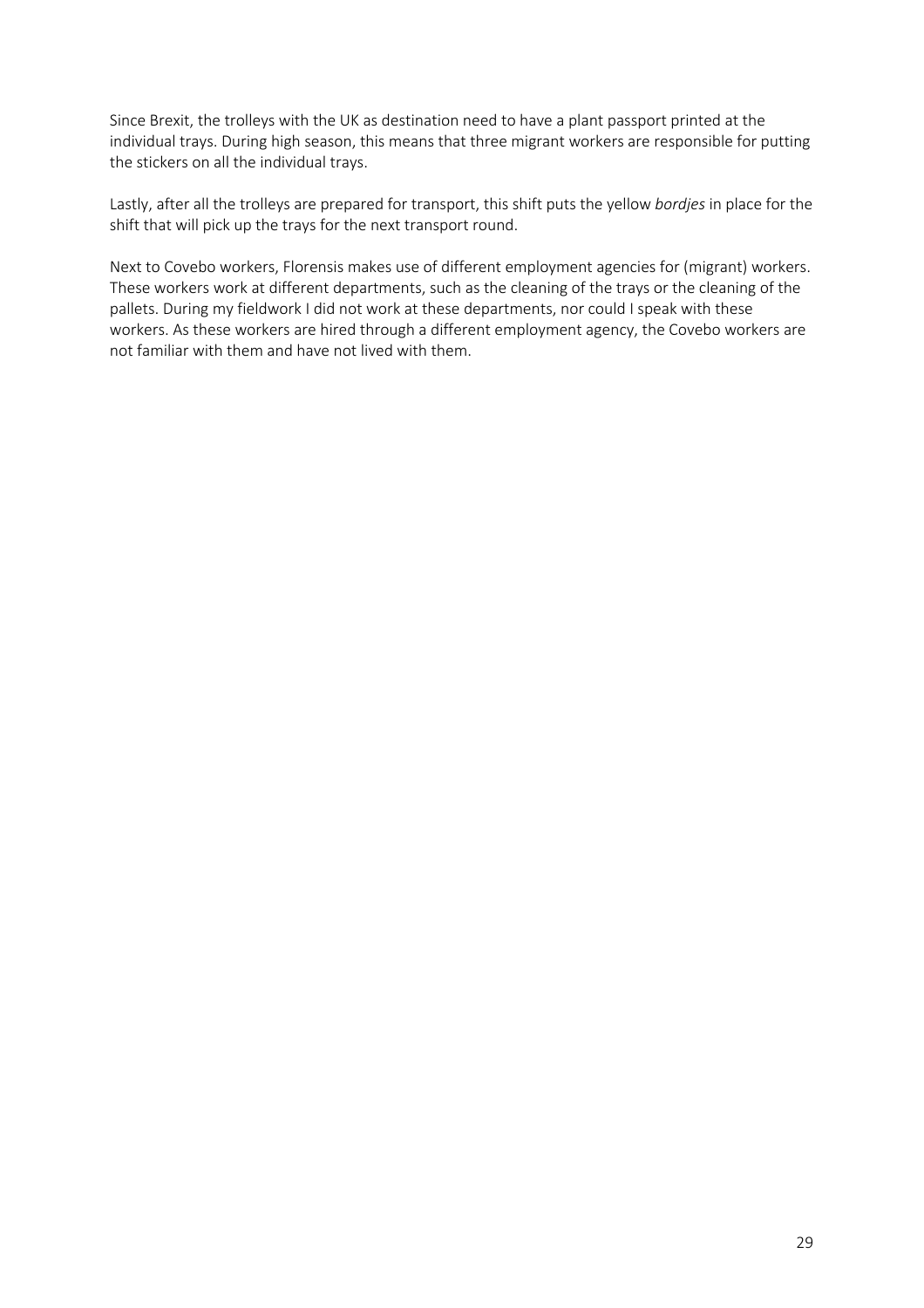Since Brexit, the trolleys with the UK as destination need to have a plant passport printed at the individual trays. During high season, this means that three migrant workers are responsible for putting the stickers on all the individual trays.

Lastly, after all the trolleys are prepared for transport, this shift puts the yellow *bordjes* in place for the shift that will pick up the trays for the next transport round.

Next to Covebo workers, Florensis makes use of different employment agencies for (migrant) workers. These workers work at different departments, such as the cleaning of the trays or the cleaning of the pallets. During my fieldwork I did not work at these departments, nor could I speak with these workers. As these workers are hired through a different employment agency, the Covebo workers are not familiar with them and have not lived with them.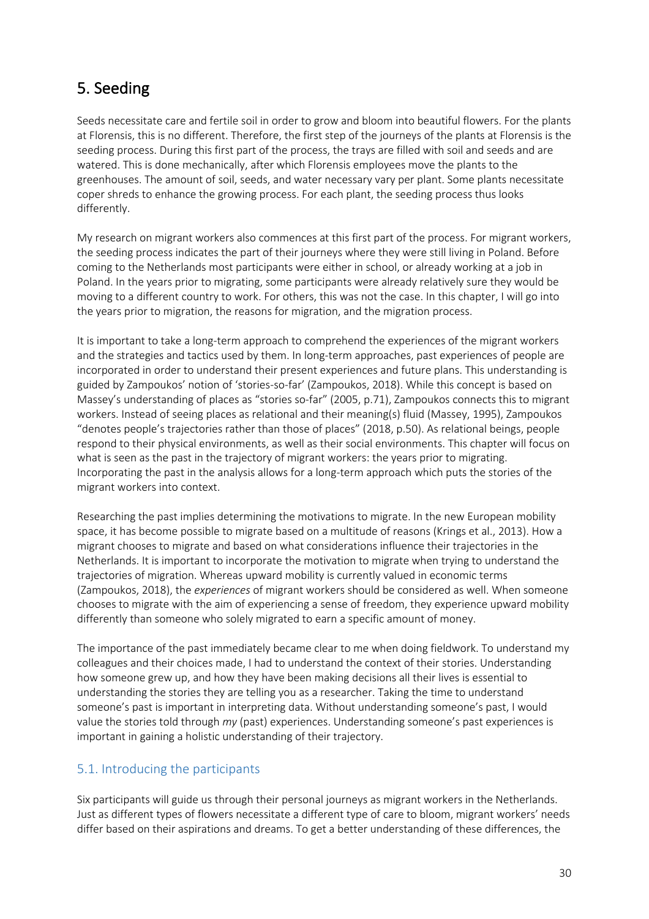# 5. Seeding

Seeds necessitate care and fertile soil in order to grow and bloom into beautiful flowers. For the plants at Florensis, this is no different. Therefore, the first step of the journeys of the plants at Florensis is the seeding process. During this first part of the process, the trays are filled with soil and seeds and are watered. This is done mechanically, after which Florensis employees move the plants to the greenhouses. The amount of soil, seeds, and water necessary vary per plant. Some plants necessitate coper shreds to enhance the growing process. For each plant, the seeding process thus looks differently.

My research on migrant workers also commences at this first part of the process. For migrant workers, the seeding process indicates the part of their journeys where they were still living in Poland. Before coming to the Netherlands most participants were either in school, or already working at a job in Poland. In the years prior to migrating, some participants were already relatively sure they would be moving to a different country to work. For others, this was not the case. In this chapter, I will go into the years prior to migration, the reasons for migration, and the migration process.

It is important to take a long-term approach to comprehend the experiences of the migrant workers and the strategies and tactics used by them. In long-term approaches, past experiences of people are incorporated in order to understand their present experiences and future plans. This understanding is guided by Zampoukos' notion of 'stories-so-far' (Zampoukos, 2018). While this concept is based on Massey's understanding of places as "stories so-far" (2005, p.71), Zampoukos connects this to migrant workers. Instead of seeing places as relational and their meaning(s) fluid (Massey, 1995), Zampoukos "denotes people's trajectories rather than those of places" (2018, p.50). As relational beings, people respond to their physical environments, as well as their social environments. This chapter will focus on what is seen as the past in the trajectory of migrant workers: the years prior to migrating. Incorporating the past in the analysis allows for a long-term approach which puts the stories of the migrant workers into context.

Researching the past implies determining the motivations to migrate. In the new European mobility space, it has become possible to migrate based on a multitude of reasons (Krings et al., 2013). How a migrant chooses to migrate and based on what considerations influence their trajectories in the Netherlands. It is important to incorporate the motivation to migrate when trying to understand the trajectories of migration. Whereas upward mobility is currently valued in economic terms (Zampoukos, 2018), the *experiences* of migrant workers should be considered as well. When someone chooses to migrate with the aim of experiencing a sense of freedom, they experience upward mobility differently than someone who solely migrated to earn a specific amount of money.

The importance of the past immediately became clear to me when doing fieldwork. To understand my colleagues and their choices made, I had to understand the context of their stories. Understanding how someone grew up, and how they have been making decisions all their lives is essential to understanding the stories they are telling you as a researcher. Taking the time to understand someone's past is important in interpreting data. Without understanding someone's past, I would value the stories told through *my* (past) experiences. Understanding someone's past experiences is important in gaining a holistic understanding of their trajectory.

## 5.1. Introducing the participants

Six participants will guide us through their personal journeys as migrant workers in the Netherlands. Just as different types of flowers necessitate a different type of care to bloom, migrant workers' needs differ based on their aspirations and dreams. To get a better understanding of these differences, the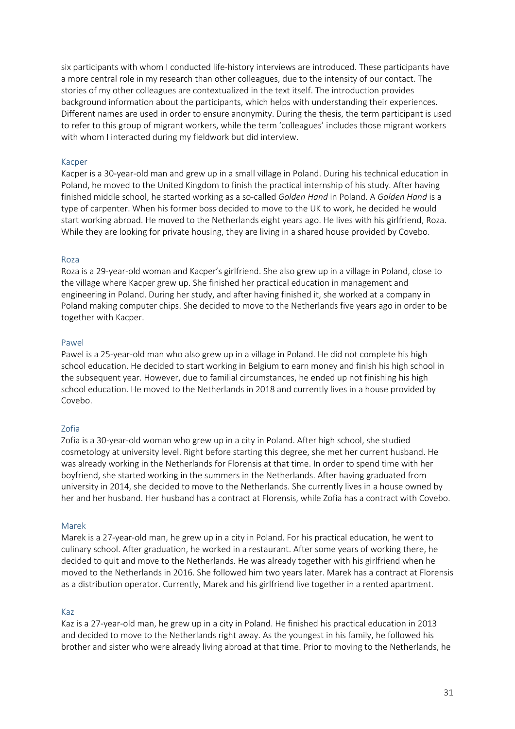six participants with whom I conducted life-history interviews are introduced. These participants have a more central role in my research than other colleagues, due to the intensity of our contact. The stories of my other colleagues are contextualized in the text itself. The introduction provides background information about the participants, which helps with understanding their experiences. Different names are used in order to ensure anonymity. During the thesis, the term participant is used to refer to this group of migrant workers, while the term 'colleagues' includes those migrant workers with whom I interacted during my fieldwork but did interview.

### Kacper

Kacper is a 30-year-old man and grew up in a small village in Poland. During his technical education in Poland, he moved to the United Kingdom to finish the practical internship of his study. After having finished middle school, he started working as a so-called *Golden Hand* in Poland. A *Golden Hand* is a type of carpenter. When his former boss decided to move to the UK to work, he decided he would start working abroad. He moved to the Netherlands eight years ago. He lives with his girlfriend, Roza. While they are looking for private housing, they are living in a shared house provided by Covebo.

### Roza

Roza is a 29-year-old woman and Kacper's girlfriend. She also grew up in a village in Poland, close to the village where Kacper grew up. She finished her practical education in management and engineering in Poland. During her study, and after having finished it, she worked at a company in Poland making computer chips. She decided to move to the Netherlands five years ago in order to be together with Kacper.

### Pawel

Pawel is a 25-year-old man who also grew up in a village in Poland. He did not complete his high school education. He decided to start working in Belgium to earn money and finish his high school in the subsequent year. However, due to familial circumstances, he ended up not finishing his high school education. He moved to the Netherlands in 2018 and currently lives in a house provided by Covebo.

### Zofia

Zofia is a 30-year-old woman who grew up in a city in Poland. After high school, she studied cosmetology at university level. Right before starting this degree, she met her current husband. He was already working in the Netherlands for Florensis at that time. In order to spend time with her boyfriend, she started working in the summers in the Netherlands. After having graduated from university in 2014, she decided to move to the Netherlands. She currently lives in a house owned by her and her husband. Her husband has a contract at Florensis, while Zofia has a contract with Covebo.

### Marek

Marek is a 27-year-old man, he grew up in a city in Poland. For his practical education, he went to culinary school. After graduation, he worked in a restaurant. After some years of working there, he decided to quit and move to the Netherlands. He was already together with his girlfriend when he moved to the Netherlands in 2016. She followed him two years later. Marek has a contract at Florensis as a distribution operator. Currently, Marek and his girlfriend live together in a rented apartment.

### Kaz

Kaz is a 27-year-old man, he grew up in a city in Poland. He finished his practical education in 2013 and decided to move to the Netherlands right away. As the youngest in his family, he followed his brother and sister who were already living abroad at that time. Prior to moving to the Netherlands, he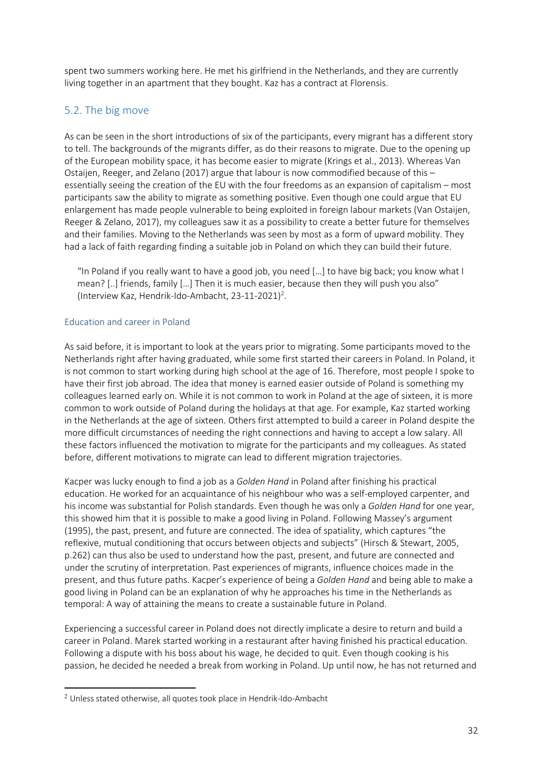spent two summers working here. He met his girlfriend in the Netherlands, and they are currently living together in an apartment that they bought. Kaz has a contract at Florensis.

## 5.2. The big move

As can be seen in the short introductions of six of the participants, every migrant has a different story to tell. The backgrounds of the migrants differ, as do their reasons to migrate. Due to the opening up of the European mobility space, it has become easier to migrate (Krings et al., 2013). Whereas Van Ostaijen, Reeger, and Zelano (2017) argue that labour is now commodified because of this – essentially seeing the creation of the EU with the four freedoms as an expansion of capitalism – most participants saw the ability to migrate as something positive. Even though one could argue that EU enlargement has made people vulnerable to being exploited in foreign labour markets (Van Ostaijen, Reeger & Zelano, 2017), my colleagues saw it as a possibility to create a better future for themselves and their families. Moving to the Netherlands was seen by most as a form of upward mobility. They had a lack of faith regarding finding a suitable job in Poland on which they can build their future.

> "In Poland if you really want to have a good job, you need […] to have big back; you know what I mean? [..] friends, family […] Then it is much easier, because then they will push you also" (Interview Kaz, Hendrik-Ido-Ambacht, 23-11-2021)[2].

### Education and career in Poland

As said before, it is important to look at the years prior to migrating. Some participants moved to the Netherlands right after having graduated, while some first started their careers in Poland. In Poland, it is not common to start working during high school at the age of 16. Therefore, most people I spoke to have their first job abroad. The idea that money is earned easier outside of Poland is something my colleagues learned early on. While it is not common to work in Poland at the age of sixteen, it is more common to work outside of Poland during the holidays at that age. For example, Kaz started working in the Netherlands at the age of sixteen. Others first attempted to build a career in Poland despite the more difficult circumstances of needing the right connections and having to accept a low salary. All these factors influenced the motivation to migrate for the participants and my colleagues. As stated before, different motivations to migrate can lead to different migration trajectories.

Kacper was lucky enough to find a job as a *Golden Hand* in Poland after finishing his practical education. He worked for an acquaintance of his neighbour who was a self-employed carpenter, and his income was substantial for Polish standards. Even though he was only a *Golden Hand* for one year, this showed him that it is possible to make a good living in Poland. Following Massey's argument (1995), the past, present, and future are connected. The idea of spatiality, which captures "the reflexive, mutual conditioning that occurs between objects and subjects" (Hirsch & Stewart, 2005, p.262) can thus also be used to understand how the past, present, and future are connected and under the scrutiny of interpretation. Past experiences of migrants, influence choices made in the present, and thus future paths. Kacper's experience of being a *Golden Hand* and being able to make a good living in Poland can be an explanation of why he approaches his time in the Netherlands as temporal: A way of attaining the means to create a sustainable future in Poland.

Experiencing a successful career in Poland does not directly implicate a desire to return and build a career in Poland. Marek started working in a restaurant after having finished his practical education. Following a dispute with his boss about his wage, he decided to quit. Even though cooking is his passion, he decided he needed a break from working in Poland. Up until now, he has not returned and

---

[2] Unless stated otherwise, all quotes took place in Hendrik-Ido-Ambacht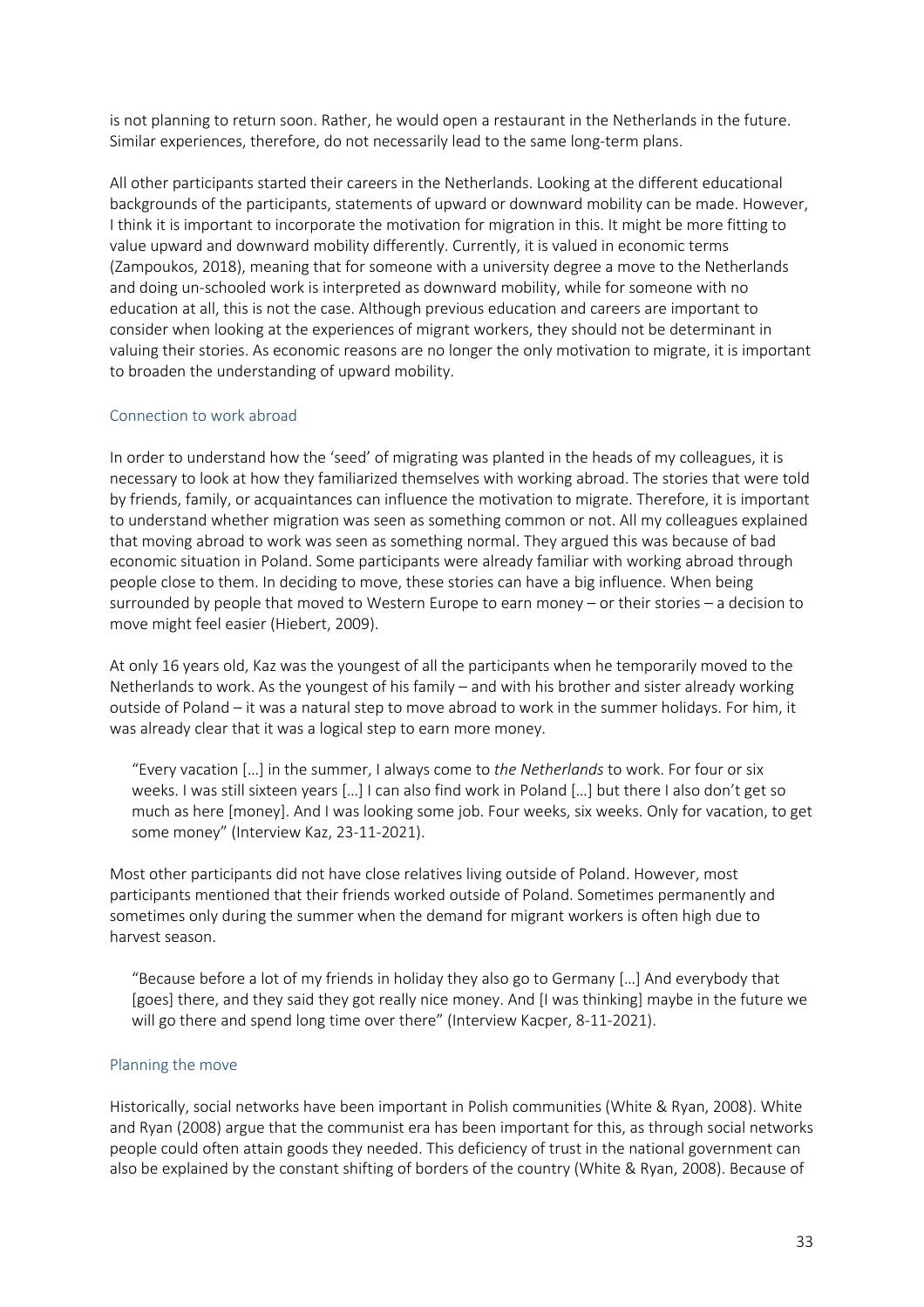is not planning to return soon. Rather, he would open a restaurant in the Netherlands in the future. Similar experiences, therefore, do not necessarily lead to the same long-term plans.

All other participants started their careers in the Netherlands. Looking at the different educational backgrounds of the participants, statements of upward or downward mobility can be made. However, I think it is important to incorporate the motivation for migration in this. It might be more fitting to value upward and downward mobility differently. Currently, it is valued in economic terms (Zampoukos, 2018), meaning that for someone with a university degree a move to the Netherlands and doing un-schooled work is interpreted as downward mobility, while for someone with no education at all, this is not the case. Although previous education and careers are important to consider when looking at the experiences of migrant workers, they should not be determinant in valuing their stories. As economic reasons are no longer the only motivation to migrate, it is important to broaden the understanding of upward mobility.

### Connection to work abroad

In order to understand how the 'seed' of migrating was planted in the heads of my colleagues, it is necessary to look at how they familiarized themselves with working abroad. The stories that were told by friends, family, or acquaintances can influence the motivation to migrate. Therefore, it is important to understand whether migration was seen as something common or not. All my colleagues explained that moving abroad to work was seen as something normal. They argued this was because of bad economic situation in Poland. Some participants were already familiar with working abroad through people close to them. In deciding to move, these stories can have a big influence. When being surrounded by people that moved to Western Europe to earn money – or their stories – a decision to move might feel easier (Hiebert, 2009).

At only 16 years old, Kaz was the youngest of all the participants when he temporarily moved to the Netherlands to work. As the youngest of his family – and with his brother and sister already working outside of Poland – it was a natural step to move abroad to work in the summer holidays. For him, it was already clear that it was a logical step to earn more money.

> "Every vacation […] in the summer, I always come to *the Netherlands* to work. For four or six weeks. I was still sixteen years […] I can also find work in Poland […] but there I also don't get so much as here [money]. And I was looking some job. Four weeks, six weeks. Only for vacation, to get some money" (Interview Kaz, 23-11-2021).

Most other participants did not have close relatives living outside of Poland. However, most participants mentioned that their friends worked outside of Poland. Sometimes permanently and sometimes only during the summer when the demand for migrant workers is often high due to harvest season.

> "Because before a lot of my friends in holiday they also go to Germany […] And everybody that [goes] there, and they said they got really nice money. And [I was thinking] maybe in the future we will go there and spend long time over there" (Interview Kacper, 8-11-2021).

### Planning the move

Historically, social networks have been important in Polish communities (White & Ryan, 2008). White and Ryan (2008) argue that the communist era has been important for this, as through social networks people could often attain goods they needed. This deficiency of trust in the national government can also be explained by the constant shifting of borders of the country (White & Ryan, 2008). Because of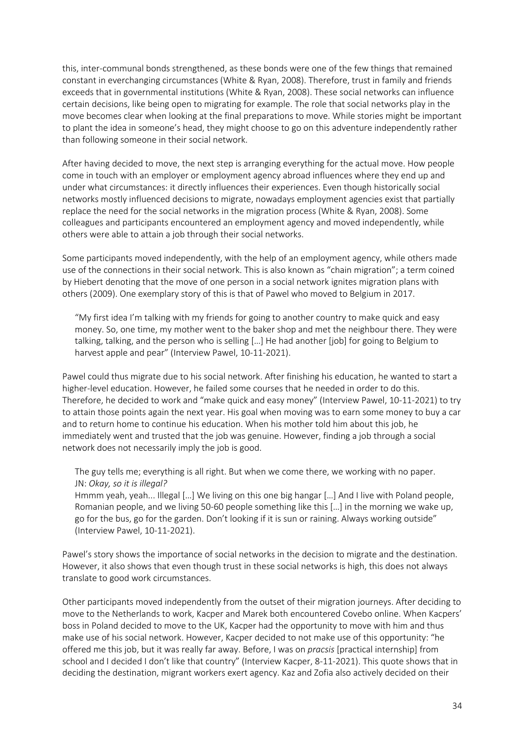this, inter-communal bonds strengthened, as these bonds were one of the few things that remained constant in everchanging circumstances (White & Ryan, 2008). Therefore, trust in family and friends exceeds that in governmental institutions (White & Ryan, 2008). These social networks can influence certain decisions, like being open to migrating for example. The role that social networks play in the move becomes clear when looking at the final preparations to move. While stories might be important to plant the idea in someone's head, they might choose to go on this adventure independently rather than following someone in their social network.

After having decided to move, the next step is arranging everything for the actual move. How people come in touch with an employer or employment agency abroad influences where they end up and under what circumstances: it directly influences their experiences. Even though historically social networks mostly influenced decisions to migrate, nowadays employment agencies exist that partially replace the need for the social networks in the migration process (White & Ryan, 2008). Some colleagues and participants encountered an employment agency and moved independently, while others were able to attain a job through their social networks.

Some participants moved independently, with the help of an employment agency, while others made use of the connections in their social network. This is also known as "chain migration"; a term coined by Hiebert denoting that the move of one person in a social network ignites migration plans with others (2009). One exemplary story of this is that of Pawel who moved to Belgium in 2017.

> "My first idea I'm talking with my friends for going to another country to make quick and easy money. So, one time, my mother went to the baker shop and met the neighbour there. They were talking, talking, and the person who is selling […] He had another [job] for going to Belgium to harvest apple and pear" (Interview Pawel, 10-11-2021).

Pawel could thus migrate due to his social network. After finishing his education, he wanted to start a higher-level education. However, he failed some courses that he needed in order to do this. Therefore, he decided to work and "make quick and easy money" (Interview Pawel, 10-11-2021) to try to attain those points again the next year. His goal when moving was to earn some money to buy a car and to return home to continue his education. When his mother told him about this job, he immediately went and trusted that the job was genuine. However, finding a job through a social network does not necessarily imply the job is good.

> The guy tells me; everything is all right. But when we come there, we working with no paper.
> JN: *Okay, so it is illegal?*
> Hmmm yeah, yeah... Illegal […] We living on this one big hangar […] And I live with Poland people, Romanian people, and we living 50-60 people something like this […] in the morning we wake up, go for the bus, go for the garden. Don't looking if it is sun or raining. Always working outside" (Interview Pawel, 10-11-2021).

Pawel's story shows the importance of social networks in the decision to migrate and the destination. However, it also shows that even though trust in these social networks is high, this does not always translate to good work circumstances.

Other participants moved independently from the outset of their migration journeys. After deciding to move to the Netherlands to work, Kacper and Marek both encountered Covebo online. When Kacpers' boss in Poland decided to move to the UK, Kacper had the opportunity to move with him and thus make use of his social network. However, Kacper decided to not make use of this opportunity: "he offered me this job, but it was really far away. Before, I was on *pracsis* [practical internship] from school and I decided I don't like that country" (Interview Kacper, 8-11-2021). This quote shows that in deciding the destination, migrant workers exert agency. Kaz and Zofia also actively decided on their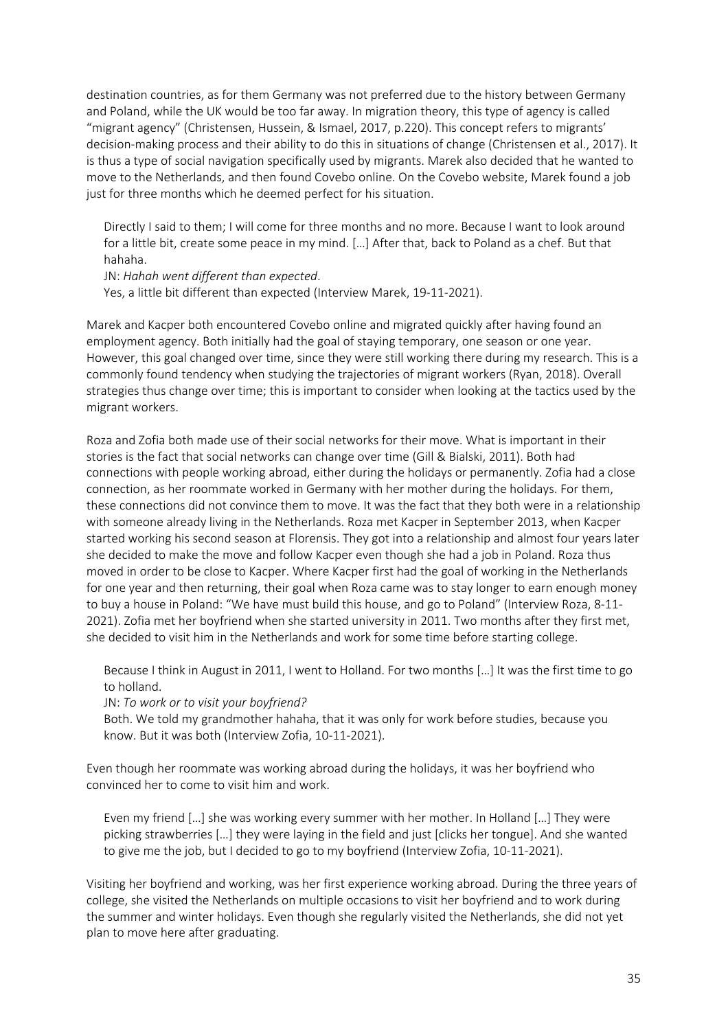destination countries, as for them Germany was not preferred due to the history between Germany and Poland, while the UK would be too far away. In migration theory, this type of agency is called "migrant agency" (Christensen, Hussein, & Ismael, 2017, p.220). This concept refers to migrants' decision-making process and their ability to do this in situations of change (Christensen et al., 2017). It is thus a type of social navigation specifically used by migrants. Marek also decided that he wanted to move to the Netherlands, and then found Covebo online. On the Covebo website, Marek found a job just for three months which he deemed perfect for his situation.

> Directly I said to them; I will come for three months and no more. Because I want to look around for a little bit, create some peace in my mind. […] After that, back to Poland as a chef. But that hahaha.
>
> JN: *Hahah went different than expected*.
>
> Yes, a little bit different than expected (Interview Marek, 19-11-2021).

Marek and Kacper both encountered Covebo online and migrated quickly after having found an employment agency. Both initially had the goal of staying temporary, one season or one year. However, this goal changed over time, since they were still working there during my research. This is a commonly found tendency when studying the trajectories of migrant workers (Ryan, 2018). Overall strategies thus change over time; this is important to consider when looking at the tactics used by the migrant workers.

Roza and Zofia both made use of their social networks for their move. What is important in their stories is the fact that social networks can change over time (Gill & Bialski, 2011). Both had connections with people working abroad, either during the holidays or permanently. Zofia had a close connection, as her roommate worked in Germany with her mother during the holidays. For them, these connections did not convince them to move. It was the fact that they both were in a relationship with someone already living in the Netherlands. Roza met Kacper in September 2013, when Kacper started working his second season at Florensis. They got into a relationship and almost four years later she decided to make the move and follow Kacper even though she had a job in Poland. Roza thus moved in order to be close to Kacper. Where Kacper first had the goal of working in the Netherlands for one year and then returning, their goal when Roza came was to stay longer to earn enough money to buy a house in Poland: "We have must build this house, and go to Poland" (Interview Roza, 8-11-2021). Zofia met her boyfriend when she started university in 2011. Two months after they first met, she decided to visit him in the Netherlands and work for some time before starting college.

> Because I think in August in 2011, I went to Holland. For two months […] It was the first time to go to holland.
>
> JN: *To work or to visit your boyfriend?*
>
> Both. We told my grandmother hahaha, that it was only for work before studies, because you know. But it was both (Interview Zofia, 10-11-2021).

Even though her roommate was working abroad during the holidays, it was her boyfriend who convinced her to come to visit him and work.

> Even my friend […] she was working every summer with her mother. In Holland […] They were picking strawberries […] they were laying in the field and just [clicks her tongue]. And she wanted to give me the job, but I decided to go to my boyfriend (Interview Zofia, 10-11-2021).

Visiting her boyfriend and working, was her first experience working abroad. During the three years of college, she visited the Netherlands on multiple occasions to visit her boyfriend and to work during the summer and winter holidays. Even though she regularly visited the Netherlands, she did not yet plan to move here after graduating.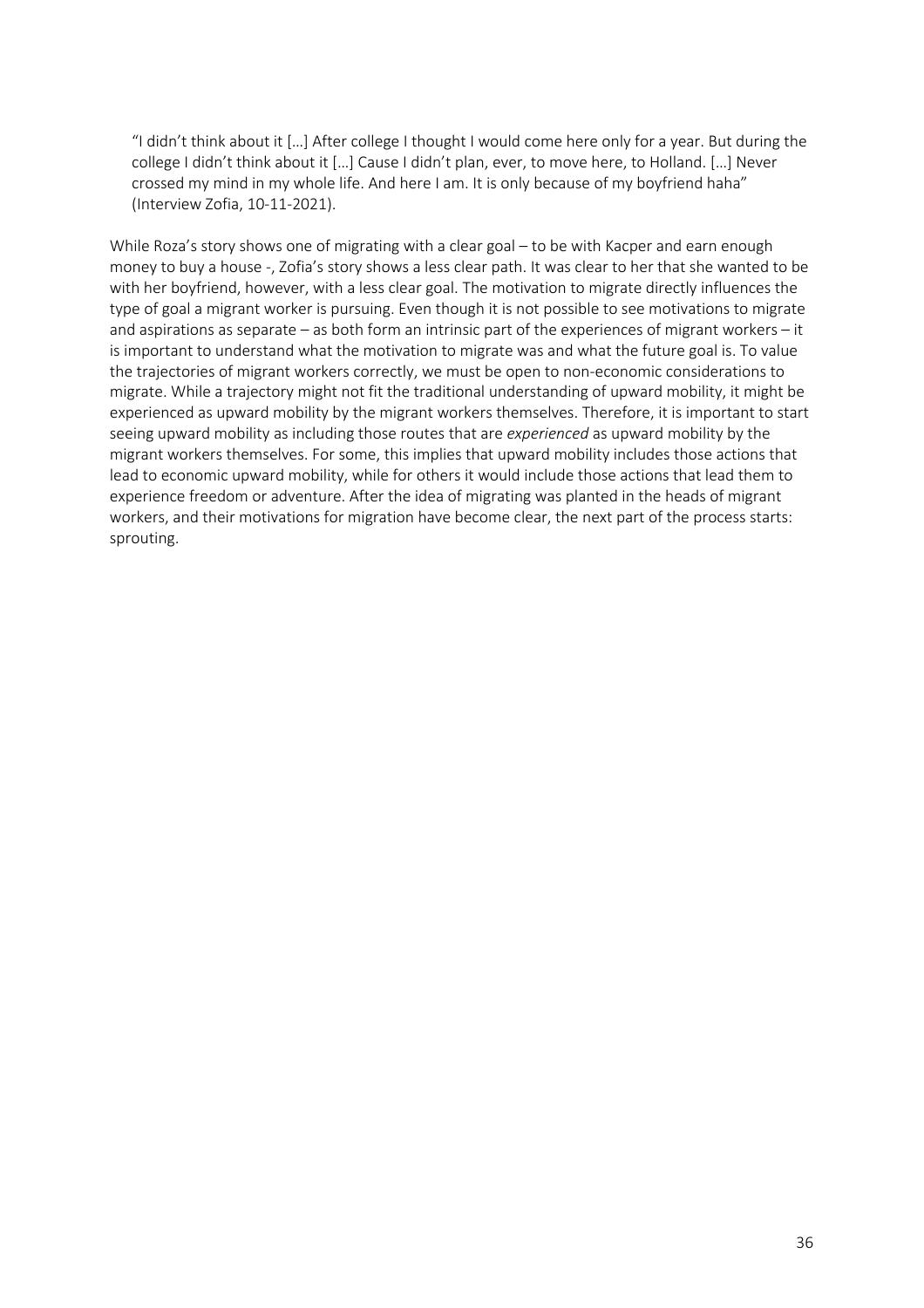> "I didn't think about it […] After college I thought I would come here only for a year. But during the college I didn't think about it […] Cause I didn't plan, ever, to move here, to Holland. […] Never crossed my mind in my whole life. And here I am. It is only because of my boyfriend haha" (Interview Zofia, 10-11-2021).

While Roza's story shows one of migrating with a clear goal – to be with Kacper and earn enough money to buy a house -, Zofia's story shows a less clear path. It was clear to her that she wanted to be with her boyfriend, however, with a less clear goal. The motivation to migrate directly influences the type of goal a migrant worker is pursuing. Even though it is not possible to see motivations to migrate and aspirations as separate – as both form an intrinsic part of the experiences of migrant workers – it is important to understand what the motivation to migrate was and what the future goal is. To value the trajectories of migrant workers correctly, we must be open to non-economic considerations to migrate. While a trajectory might not fit the traditional understanding of upward mobility, it might be experienced as upward mobility by the migrant workers themselves. Therefore, it is important to start seeing upward mobility as including those routes that are *experienced* as upward mobility by the migrant workers themselves. For some, this implies that upward mobility includes those actions that lead to economic upward mobility, while for others it would include those actions that lead them to experience freedom or adventure. After the idea of migrating was planted in the heads of migrant workers, and their motivations for migration have become clear, the next part of the process starts: sprouting.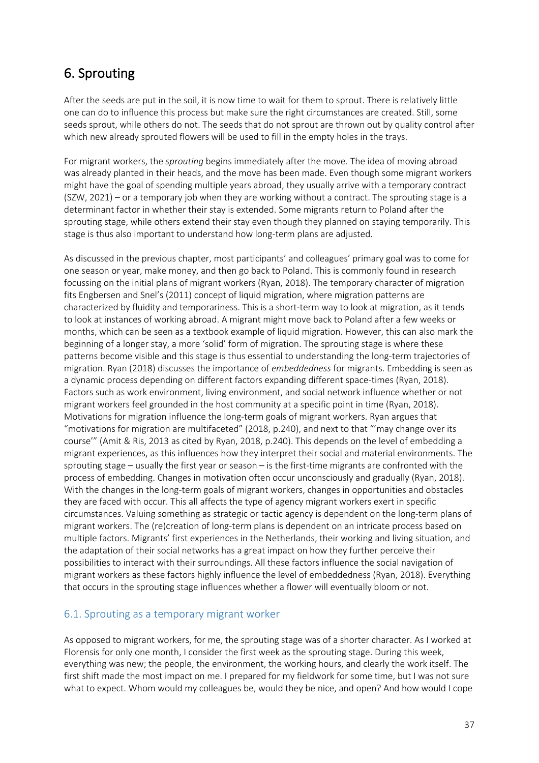# 6. Sprouting

After the seeds are put in the soil, it is now time to wait for them to sprout. There is relatively little one can do to influence this process but make sure the right circumstances are created. Still, some seeds sprout, while others do not. The seeds that do not sprout are thrown out by quality control after which new already sprouted flowers will be used to fill in the empty holes in the trays.

For migrant workers, the *sprouting* begins immediately after the move. The idea of moving abroad was already planted in their heads, and the move has been made. Even though some migrant workers might have the goal of spending multiple years abroad, they usually arrive with a temporary contract (SZW, 2021) – or a temporary job when they are working without a contract. The sprouting stage is a determinant factor in whether their stay is extended. Some migrants return to Poland after the sprouting stage, while others extend their stay even though they planned on staying temporarily. This stage is thus also important to understand how long-term plans are adjusted.

As discussed in the previous chapter, most participants' and colleagues' primary goal was to come for one season or year, make money, and then go back to Poland. This is commonly found in research focussing on the initial plans of migrant workers (Ryan, 2018). The temporary character of migration fits Engbersen and Snel's (2011) concept of liquid migration, where migration patterns are characterized by fluidity and temporariness. This is a short-term way to look at migration, as it tends to look at instances of working abroad. A migrant might move back to Poland after a few weeks or months, which can be seen as a textbook example of liquid migration. However, this can also mark the beginning of a longer stay, a more 'solid' form of migration. The sprouting stage is where these patterns become visible and this stage is thus essential to understanding the long-term trajectories of migration. Ryan (2018) discusses the importance of *embeddedness* for migrants. Embedding is seen as a dynamic process depending on different factors expanding different space-times (Ryan, 2018). Factors such as work environment, living environment, and social network influence whether or not migrant workers feel grounded in the host community at a specific point in time (Ryan, 2018). Motivations for migration influence the long-term goals of migrant workers. Ryan argues that "motivations for migration are multifaceted" (2018, p.240), and next to that "'may change over its course'" (Amit & Ris, 2013 as cited by Ryan, 2018, p.240). This depends on the level of embedding a migrant experiences, as this influences how they interpret their social and material environments. The sprouting stage – usually the first year or season – is the first-time migrants are confronted with the process of embedding. Changes in motivation often occur unconsciously and gradually (Ryan, 2018). With the changes in the long-term goals of migrant workers, changes in opportunities and obstacles they are faced with occur. This all affects the type of agency migrant workers exert in specific circumstances. Valuing something as strategic or tactic agency is dependent on the long-term plans of migrant workers. The (re)creation of long-term plans is dependent on an intricate process based on multiple factors. Migrants' first experiences in the Netherlands, their working and living situation, and the adaptation of their social networks has a great impact on how they further perceive their possibilities to interact with their surroundings. All these factors influence the social navigation of migrant workers as these factors highly influence the level of embeddedness (Ryan, 2018). Everything that occurs in the sprouting stage influences whether a flower will eventually bloom or not.

## 6.1. Sprouting as a temporary migrant worker

As opposed to migrant workers, for me, the sprouting stage was of a shorter character. As I worked at Florensis for only one month, I consider the first week as the sprouting stage. During this week, everything was new; the people, the environment, the working hours, and clearly the work itself. The first shift made the most impact on me. I prepared for my fieldwork for some time, but I was not sure what to expect. Whom would my colleagues be, would they be nice, and open? And how would I cope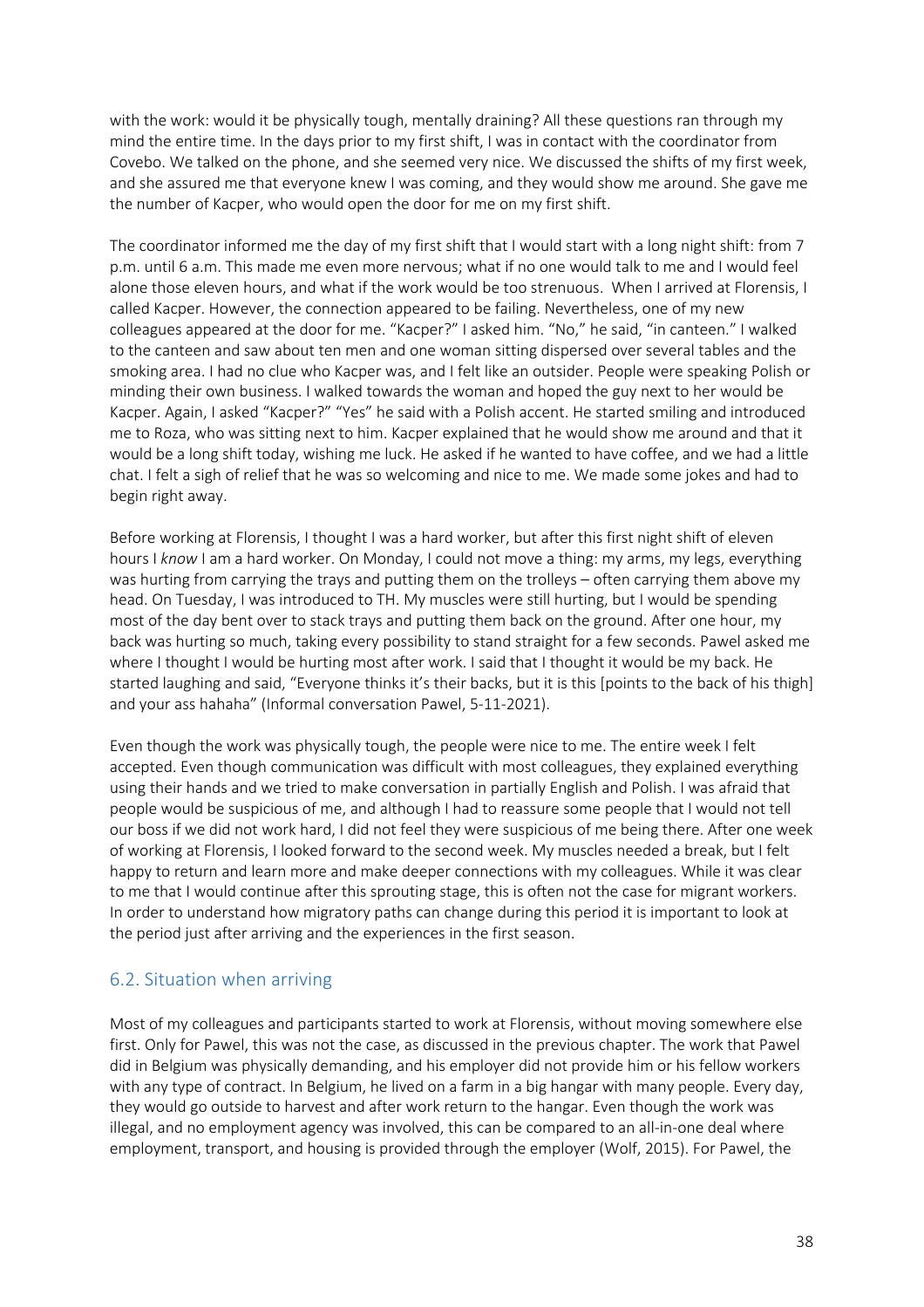with the work: would it be physically tough, mentally draining? All these questions ran through my mind the entire time. In the days prior to my first shift, I was in contact with the coordinator from Covebo. We talked on the phone, and she seemed very nice. We discussed the shifts of my first week, and she assured me that everyone knew I was coming, and they would show me around. She gave me the number of Kacper, who would open the door for me on my first shift.

The coordinator informed me the day of my first shift that I would start with a long night shift: from 7 p.m. until 6 a.m. This made me even more nervous; what if no one would talk to me and I would feel alone those eleven hours, and what if the work would be too strenuous. When I arrived at Florensis, I called Kacper. However, the connection appeared to be failing. Nevertheless, one of my new colleagues appeared at the door for me. "Kacper?" I asked him. "No," he said, "in canteen." I walked to the canteen and saw about ten men and one woman sitting dispersed over several tables and the smoking area. I had no clue who Kacper was, and I felt like an outsider. People were speaking Polish or minding their own business. I walked towards the woman and hoped the guy next to her would be Kacper. Again, I asked "Kacper?" "Yes" he said with a Polish accent. He started smiling and introduced me to Roza, who was sitting next to him. Kacper explained that he would show me around and that it would be a long shift today, wishing me luck. He asked if he wanted to have coffee, and we had a little chat. I felt a sigh of relief that he was so welcoming and nice to me. We made some jokes and had to begin right away.

Before working at Florensis, I thought I was a hard worker, but after this first night shift of eleven hours I *know* I am a hard worker. On Monday, I could not move a thing: my arms, my legs, everything was hurting from carrying the trays and putting them on the trolleys – often carrying them above my head. On Tuesday, I was introduced to TH. My muscles were still hurting, but I would be spending most of the day bent over to stack trays and putting them back on the ground. After one hour, my back was hurting so much, taking every possibility to stand straight for a few seconds. Pawel asked me where I thought I would be hurting most after work. I said that I thought it would be my back. He started laughing and said, "Everyone thinks it's their backs, but it is this [points to the back of his thigh] and your ass hahaha" (Informal conversation Pawel, 5-11-2021).

Even though the work was physically tough, the people were nice to me. The entire week I felt accepted. Even though communication was difficult with most colleagues, they explained everything using their hands and we tried to make conversation in partially English and Polish. I was afraid that people would be suspicious of me, and although I had to reassure some people that I would not tell our boss if we did not work hard, I did not feel they were suspicious of me being there. After one week of working at Florensis, I looked forward to the second week. My muscles needed a break, but I felt happy to return and learn more and make deeper connections with my colleagues. While it was clear to me that I would continue after this sprouting stage, this is often not the case for migrant workers. In order to understand how migratory paths can change during this period it is important to look at the period just after arriving and the experiences in the first season.

## 6.2. Situation when arriving

Most of my colleagues and participants started to work at Florensis, without moving somewhere else first. Only for Pawel, this was not the case, as discussed in the previous chapter. The work that Pawel did in Belgium was physically demanding, and his employer did not provide him or his fellow workers with any type of contract. In Belgium, he lived on a farm in a big hangar with many people. Every day, they would go outside to harvest and after work return to the hangar. Even though the work was illegal, and no employment agency was involved, this can be compared to an all-in-one deal where employment, transport, and housing is provided through the employer (Wolf, 2015). For Pawel, the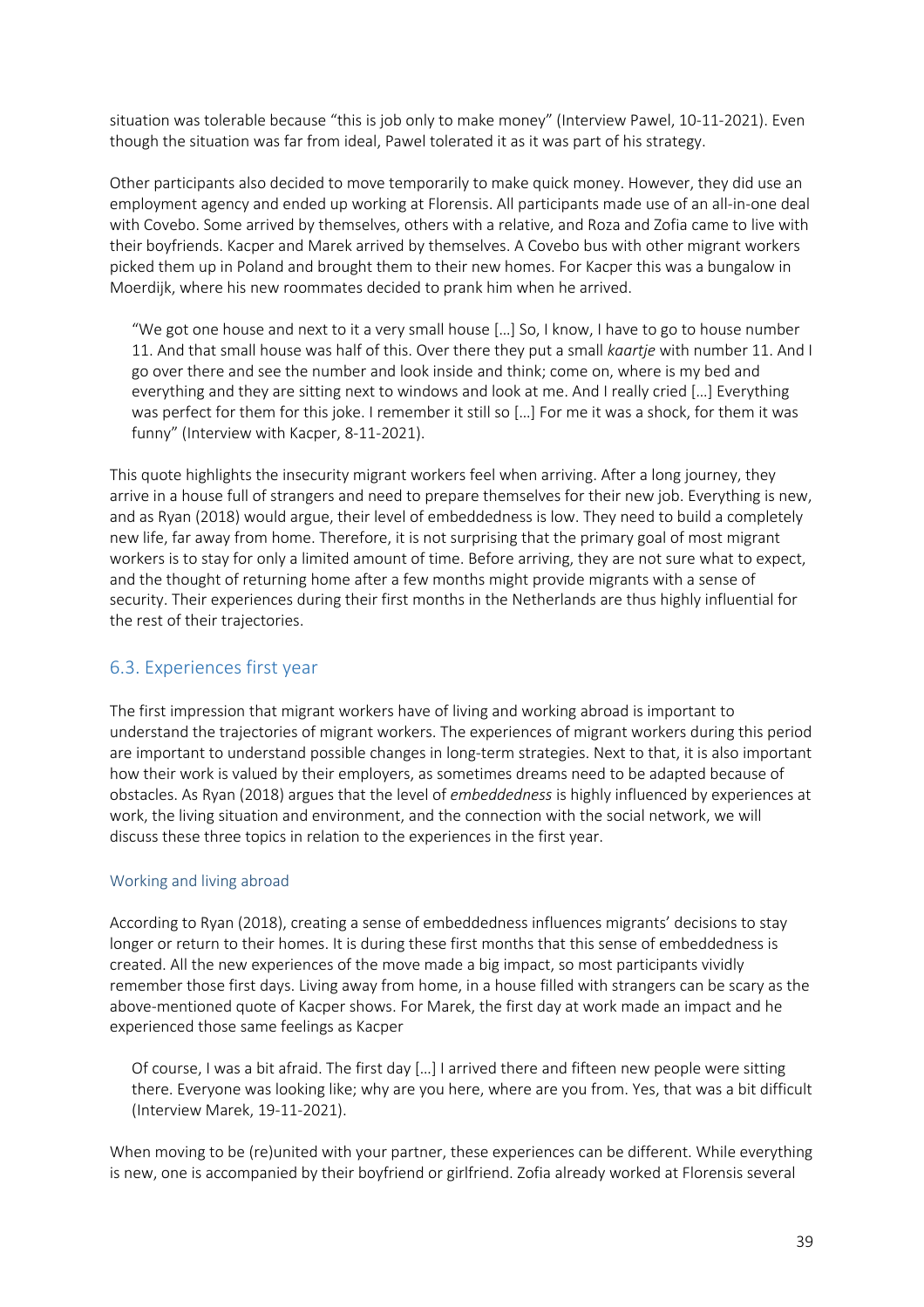situation was tolerable because "this is job only to make money" (Interview Pawel, 10-11-2021). Even though the situation was far from ideal, Pawel tolerated it as it was part of his strategy.

Other participants also decided to move temporarily to make quick money. However, they did use an employment agency and ended up working at Florensis. All participants made use of an all-in-one deal with Covebo. Some arrived by themselves, others with a relative, and Roza and Zofia came to live with their boyfriends. Kacper and Marek arrived by themselves. A Covebo bus with other migrant workers picked them up in Poland and brought them to their new homes. For Kacper this was a bungalow in Moerdijk, where his new roommates decided to prank him when he arrived.

> "We got one house and next to it a very small house […] So, I know, I have to go to house number 11. And that small house was half of this. Over there they put a small *kaartje* with number 11. And I go over there and see the number and look inside and think; come on, where is my bed and everything and they are sitting next to windows and look at me. And I really cried […] Everything was perfect for them for this joke. I remember it still so […] For me it was a shock, for them it was funny" (Interview with Kacper, 8-11-2021).

This quote highlights the insecurity migrant workers feel when arriving. After a long journey, they arrive in a house full of strangers and need to prepare themselves for their new job. Everything is new, and as Ryan (2018) would argue, their level of embeddedness is low. They need to build a completely new life, far away from home. Therefore, it is not surprising that the primary goal of most migrant workers is to stay for only a limited amount of time. Before arriving, they are not sure what to expect, and the thought of returning home after a few months might provide migrants with a sense of security. Their experiences during their first months in the Netherlands are thus highly influential for the rest of their trajectories.

## 6.3. Experiences first year

The first impression that migrant workers have of living and working abroad is important to understand the trajectories of migrant workers. The experiences of migrant workers during this period are important to understand possible changes in long-term strategies. Next to that, it is also important how their work is valued by their employers, as sometimes dreams need to be adapted because of obstacles. As Ryan (2018) argues that the level of *embeddedness* is highly influenced by experiences at work, the living situation and environment, and the connection with the social network, we will discuss these three topics in relation to the experiences in the first year.

### Working and living abroad

According to Ryan (2018), creating a sense of embeddedness influences migrants' decisions to stay longer or return to their homes. It is during these first months that this sense of embeddedness is created. All the new experiences of the move made a big impact, so most participants vividly remember those first days. Living away from home, in a house filled with strangers can be scary as the above-mentioned quote of Kacper shows. For Marek, the first day at work made an impact and he experienced those same feelings as Kacper

> Of course, I was a bit afraid. The first day […] I arrived there and fifteen new people were sitting there. Everyone was looking like; why are you here, where are you from. Yes, that was a bit difficult (Interview Marek, 19-11-2021).

When moving to be (re)united with your partner, these experiences can be different. While everything is new, one is accompanied by their boyfriend or girlfriend. Zofia already worked at Florensis several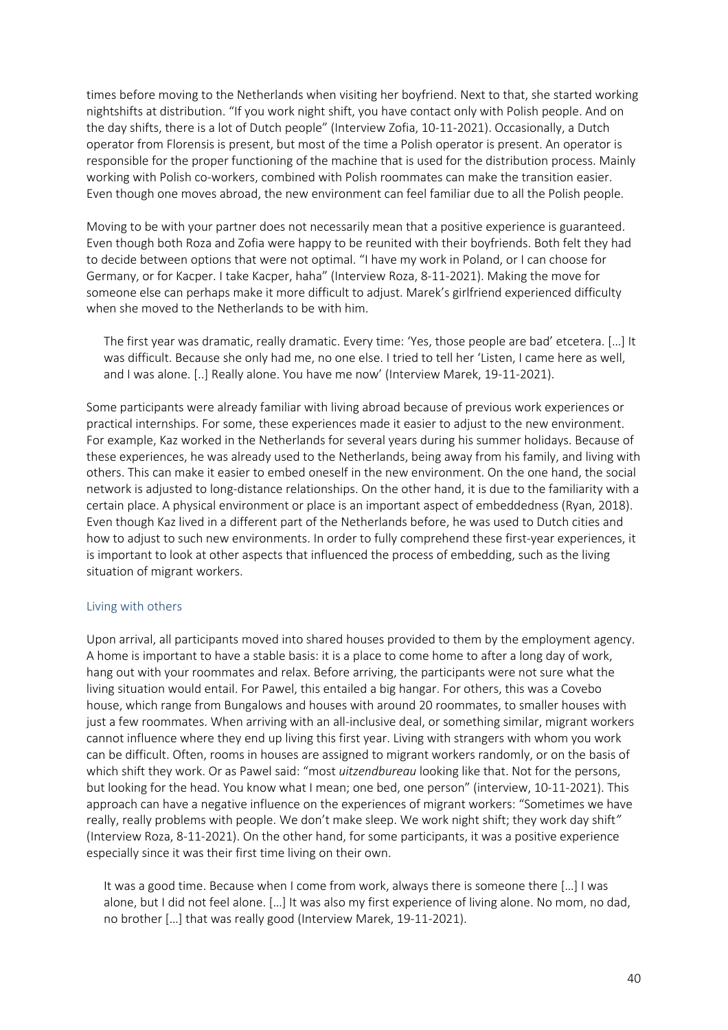times before moving to the Netherlands when visiting her boyfriend. Next to that, she started working nightshifts at distribution. "If you work night shift, you have contact only with Polish people. And on the day shifts, there is a lot of Dutch people" (Interview Zofia, 10-11-2021). Occasionally, a Dutch operator from Florensis is present, but most of the time a Polish operator is present. An operator is responsible for the proper functioning of the machine that is used for the distribution process. Mainly working with Polish co-workers, combined with Polish roommates can make the transition easier. Even though one moves abroad, the new environment can feel familiar due to all the Polish people.

Moving to be with your partner does not necessarily mean that a positive experience is guaranteed. Even though both Roza and Zofia were happy to be reunited with their boyfriends. Both felt they had to decide between options that were not optimal. "I have my work in Poland, or I can choose for Germany, or for Kacper. I take Kacper, haha" (Interview Roza, 8-11-2021). Making the move for someone else can perhaps make it more difficult to adjust. Marek's girlfriend experienced difficulty when she moved to the Netherlands to be with him.

> The first year was dramatic, really dramatic. Every time: 'Yes, those people are bad' etcetera. […] It was difficult. Because she only had me, no one else. I tried to tell her 'Listen, I came here as well, and I was alone. [..] Really alone. You have me now' (Interview Marek, 19-11-2021).

Some participants were already familiar with living abroad because of previous work experiences or practical internships. For some, these experiences made it easier to adjust to the new environment. For example, Kaz worked in the Netherlands for several years during his summer holidays. Because of these experiences, he was already used to the Netherlands, being away from his family, and living with others. This can make it easier to embed oneself in the new environment. On the one hand, the social network is adjusted to long-distance relationships. On the other hand, it is due to the familiarity with a certain place. A physical environment or place is an important aspect of embeddedness (Ryan, 2018). Even though Kaz lived in a different part of the Netherlands before, he was used to Dutch cities and how to adjust to such new environments. In order to fully comprehend these first-year experiences, it is important to look at other aspects that influenced the process of embedding, such as the living situation of migrant workers.

### Living with others

Upon arrival, all participants moved into shared houses provided to them by the employment agency. A home is important to have a stable basis: it is a place to come home to after a long day of work, hang out with your roommates and relax. Before arriving, the participants were not sure what the living situation would entail. For Pawel, this entailed a big hangar. For others, this was a Covebo house, which range from Bungalows and houses with around 20 roommates, to smaller houses with just a few roommates. When arriving with an all-inclusive deal, or something similar, migrant workers cannot influence where they end up living this first year. Living with strangers with whom you work can be difficult. Often, rooms in houses are assigned to migrant workers randomly, or on the basis of which shift they work. Or as Pawel said: "most *uitzendbureau* looking like that. Not for the persons, but looking for the head. You know what I mean; one bed, one person" (interview, 10-11-2021). This approach can have a negative influence on the experiences of migrant workers: "Sometimes we have really, really problems with people. We don't make sleep. We work night shift; they work day shift" (Interview Roza, 8-11-2021). On the other hand, for some participants, it was a positive experience especially since it was their first time living on their own.

> It was a good time. Because when I come from work, always there is someone there […] I was alone, but I did not feel alone. […] It was also my first experience of living alone. No mom, no dad, no brother […] that was really good (Interview Marek, 19-11-2021).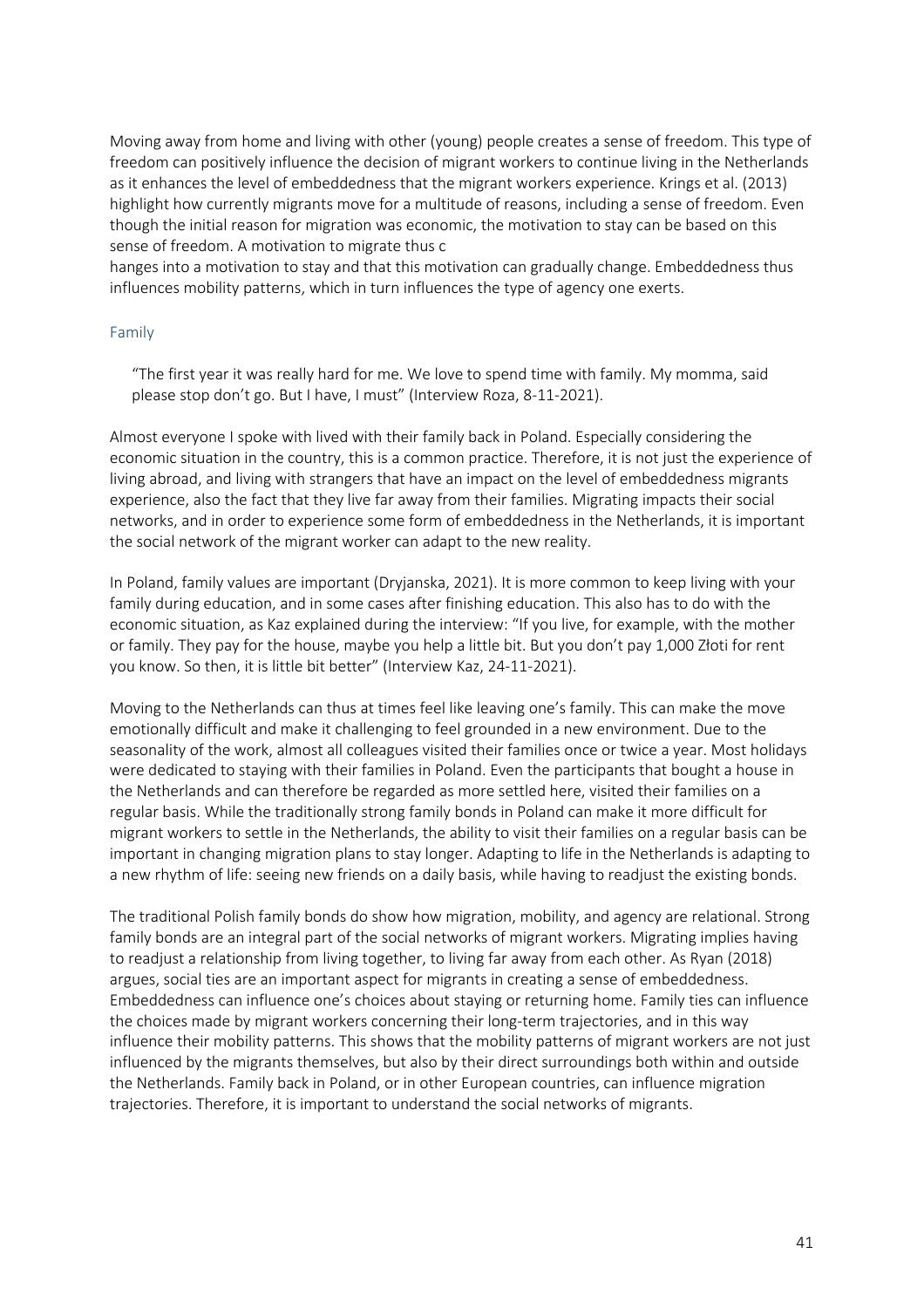Moving away from home and living with other (young) people creates a sense of freedom. This type of freedom can positively influence the decision of migrant workers to continue living in the Netherlands as it enhances the level of embeddedness that the migrant workers experience. Krings et al. (2013) highlight how currently migrants move for a multitude of reasons, including a sense of freedom. Even though the initial reason for migration was economic, the motivation to stay can be based on this sense of freedom. A motivation to migrate thus changes into a motivation to stay and that this motivation can gradually change. Embeddedness thus influences mobility patterns, which in turn influences the type of agency one exerts.

### Family

> "The first year it was really hard for me. We love to spend time with family. My momma, said please stop don't go. But I have, I must" (Interview Roza, 8-11-2021).

Almost everyone I spoke with lived with their family back in Poland. Especially considering the economic situation in the country, this is a common practice. Therefore, it is not just the experience of living abroad, and living with strangers that have an impact on the level of embeddedness migrants experience, also the fact that they live far away from their families. Migrating impacts their social networks, and in order to experience some form of embeddedness in the Netherlands, it is important the social network of the migrant worker can adapt to the new reality.

In Poland, family values are important (Dryjanska, 2021). It is more common to keep living with your family during education, and in some cases after finishing education. This also has to do with the economic situation, as Kaz explained during the interview: "If you live, for example, with the mother or family. They pay for the house, maybe you help a little bit. But you don't pay 1,000 Złoti for rent you know. So then, it is little bit better" (Interview Kaz, 24-11-2021).

Moving to the Netherlands can thus at times feel like leaving one's family. This can make the move emotionally difficult and make it challenging to feel grounded in a new environment. Due to the seasonality of the work, almost all colleagues visited their families once or twice a year. Most holidays were dedicated to staying with their families in Poland. Even the participants that bought a house in the Netherlands and can therefore be regarded as more settled here, visited their families on a regular basis. While the traditionally strong family bonds in Poland can make it more difficult for migrant workers to settle in the Netherlands, the ability to visit their families on a regular basis can be important in changing migration plans to stay longer. Adapting to life in the Netherlands is adapting to a new rhythm of life: seeing new friends on a daily basis, while having to readjust the existing bonds.

The traditional Polish family bonds do show how migration, mobility, and agency are relational. Strong family bonds are an integral part of the social networks of migrant workers. Migrating implies having to readjust a relationship from living together, to living far away from each other. As Ryan (2018) argues, social ties are an important aspect for migrants in creating a sense of embeddedness. Embeddedness can influence one's choices about staying or returning home. Family ties can influence the choices made by migrant workers concerning their long-term trajectories, and in this way influence their mobility patterns. This shows that the mobility patterns of migrant workers are not just influenced by the migrants themselves, but also by their direct surroundings both within and outside the Netherlands. Family back in Poland, or in other European countries, can influence migration trajectories. Therefore, it is important to understand the social networks of migrants.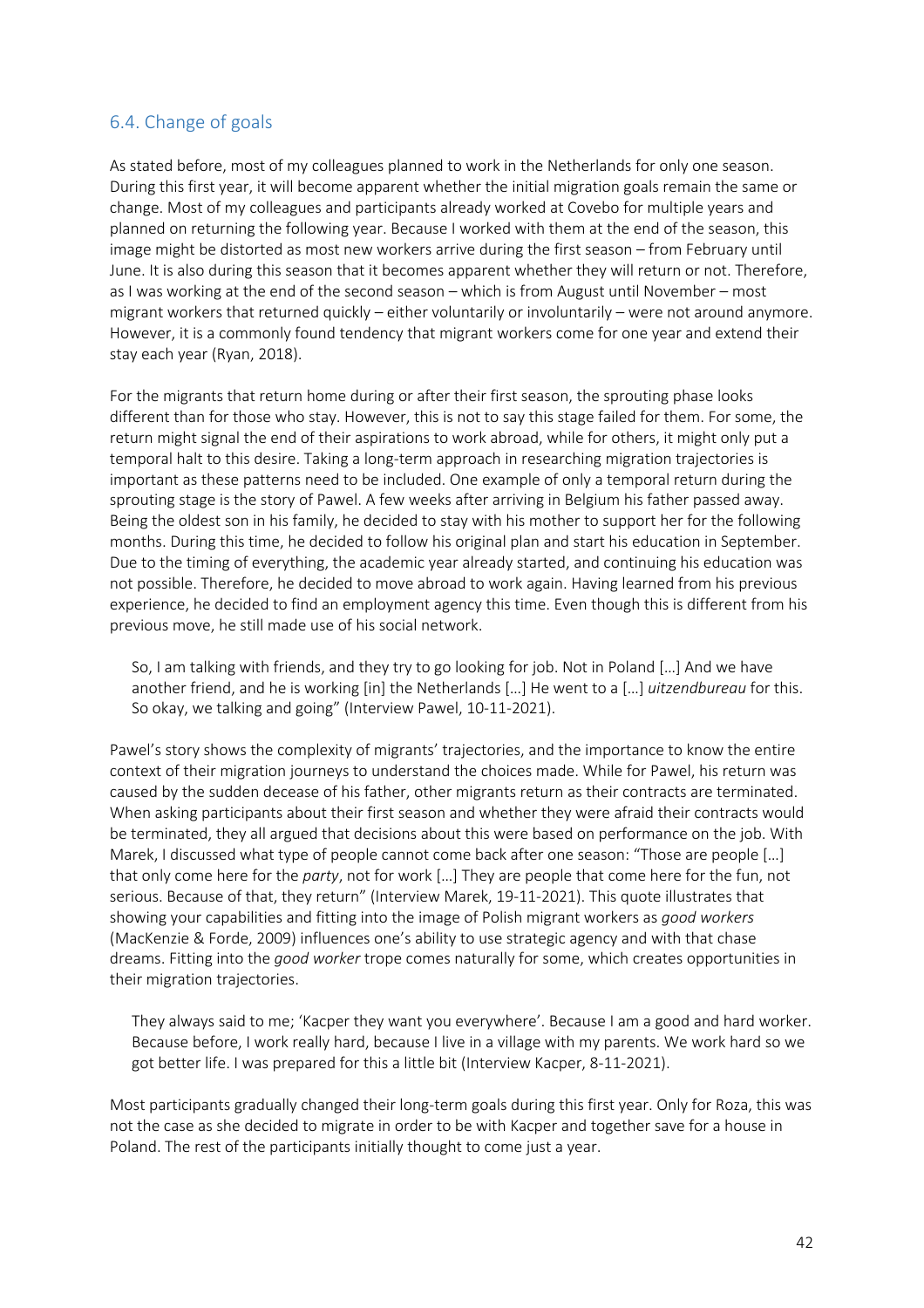## 6.4. Change of goals

As stated before, most of my colleagues planned to work in the Netherlands for only one season. During this first year, it will become apparent whether the initial migration goals remain the same or change. Most of my colleagues and participants already worked at Covebo for multiple years and planned on returning the following year. Because I worked with them at the end of the season, this image might be distorted as most new workers arrive during the first season – from February until June. It is also during this season that it becomes apparent whether they will return or not. Therefore, as I was working at the end of the second season – which is from August until November – most migrant workers that returned quickly – either voluntarily or involuntarily – were not around anymore. However, it is a commonly found tendency that migrant workers come for one year and extend their stay each year (Ryan, 2018).

For the migrants that return home during or after their first season, the sprouting phase looks different than for those who stay. However, this is not to say this stage failed for them. For some, the return might signal the end of their aspirations to work abroad, while for others, it might only put a temporal halt to this desire. Taking a long-term approach in researching migration trajectories is important as these patterns need to be included. One example of only a temporal return during the sprouting stage is the story of Pawel. A few weeks after arriving in Belgium his father passed away. Being the oldest son in his family, he decided to stay with his mother to support her for the following months. During this time, he decided to follow his original plan and start his education in September. Due to the timing of everything, the academic year already started, and continuing his education was not possible. Therefore, he decided to move abroad to work again. Having learned from his previous experience, he decided to find an employment agency this time. Even though this is different from his previous move, he still made use of his social network.

> So, I am talking with friends, and they try to go looking for job. Not in Poland […] And we have another friend, and he is working [in] the Netherlands […] He went to a […] *uitzendbureau* for this. So okay, we talking and going" (Interview Pawel, 10-11-2021).

Pawel's story shows the complexity of migrants' trajectories, and the importance to know the entire context of their migration journeys to understand the choices made. While for Pawel, his return was caused by the sudden decease of his father, other migrants return as their contracts are terminated. When asking participants about their first season and whether they were afraid their contracts would be terminated, they all argued that decisions about this were based on performance on the job. With Marek, I discussed what type of people cannot come back after one season: "Those are people […] that only come here for the *party*, not for work […] They are people that come here for the fun, not serious. Because of that, they return" (Interview Marek, 19-11-2021). This quote illustrates that showing your capabilities and fitting into the image of Polish migrant workers as *good workers* (MacKenzie & Forde, 2009) influences one's ability to use strategic agency and with that chase dreams. Fitting into the *good worker* trope comes naturally for some, which creates opportunities in their migration trajectories.

> They always said to me; 'Kacper they want you everywhere'. Because I am a good and hard worker. Because before, I work really hard, because I live in a village with my parents. We work hard so we got better life. I was prepared for this a little bit (Interview Kacper, 8-11-2021).

Most participants gradually changed their long-term goals during this first year. Only for Roza, this was not the case as she decided to migrate in order to be with Kacper and together save for a house in Poland. The rest of the participants initially thought to come just a year.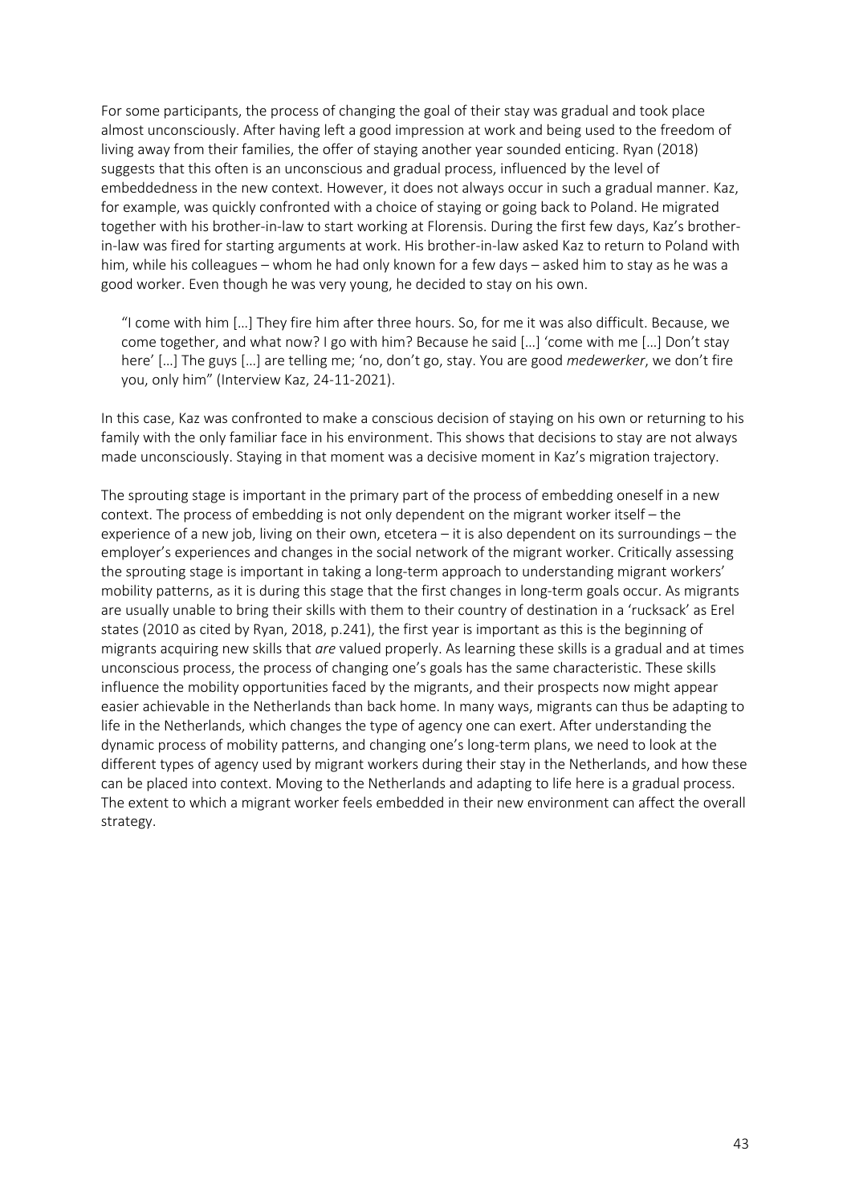For some participants, the process of changing the goal of their stay was gradual and took place almost unconsciously. After having left a good impression at work and being used to the freedom of living away from their families, the offer of staying another year sounded enticing. Ryan (2018) suggests that this often is an unconscious and gradual process, influenced by the level of embeddedness in the new context. However, it does not always occur in such a gradual manner. Kaz, for example, was quickly confronted with a choice of staying or going back to Poland. He migrated together with his brother-in-law to start working at Florensis. During the first few days, Kaz's brother-in-law was fired for starting arguments at work. His brother-in-law asked Kaz to return to Poland with him, while his colleagues – whom he had only known for a few days – asked him to stay as he was a good worker. Even though he was very young, he decided to stay on his own.

> "I come with him […] They fire him after three hours. So, for me it was also difficult. Because, we come together, and what now? I go with him? Because he said […] 'come with me […] Don't stay here' […] The guys […] are telling me; 'no, don't go, stay. You are good *medewerker*, we don't fire you, only him" (Interview Kaz, 24-11-2021).

In this case, Kaz was confronted to make a conscious decision of staying on his own or returning to his family with the only familiar face in his environment. This shows that decisions to stay are not always made unconsciously. Staying in that moment was a decisive moment in Kaz's migration trajectory.

The sprouting stage is important in the primary part of the process of embedding oneself in a new context. The process of embedding is not only dependent on the migrant worker itself – the experience of a new job, living on their own, etcetera – it is also dependent on its surroundings – the employer's experiences and changes in the social network of the migrant worker. Critically assessing the sprouting stage is important in taking a long-term approach to understanding migrant workers' mobility patterns, as it is during this stage that the first changes in long-term goals occur. As migrants are usually unable to bring their skills with them to their country of destination in a 'rucksack' as Erel states (2010 as cited by Ryan, 2018, p.241), the first year is important as this is the beginning of migrants acquiring new skills that *are* valued properly. As learning these skills is a gradual and at times unconscious process, the process of changing one's goals has the same characteristic. These skills influence the mobility opportunities faced by the migrants, and their prospects now might appear easier achievable in the Netherlands than back home. In many ways, migrants can thus be adapting to life in the Netherlands, which changes the type of agency one can exert. After understanding the dynamic process of mobility patterns, and changing one's long-term plans, we need to look at the different types of agency used by migrant workers during their stay in the Netherlands, and how these can be placed into context. Moving to the Netherlands and adapting to life here is a gradual process. The extent to which a migrant worker feels embedded in their new environment can affect the overall strategy.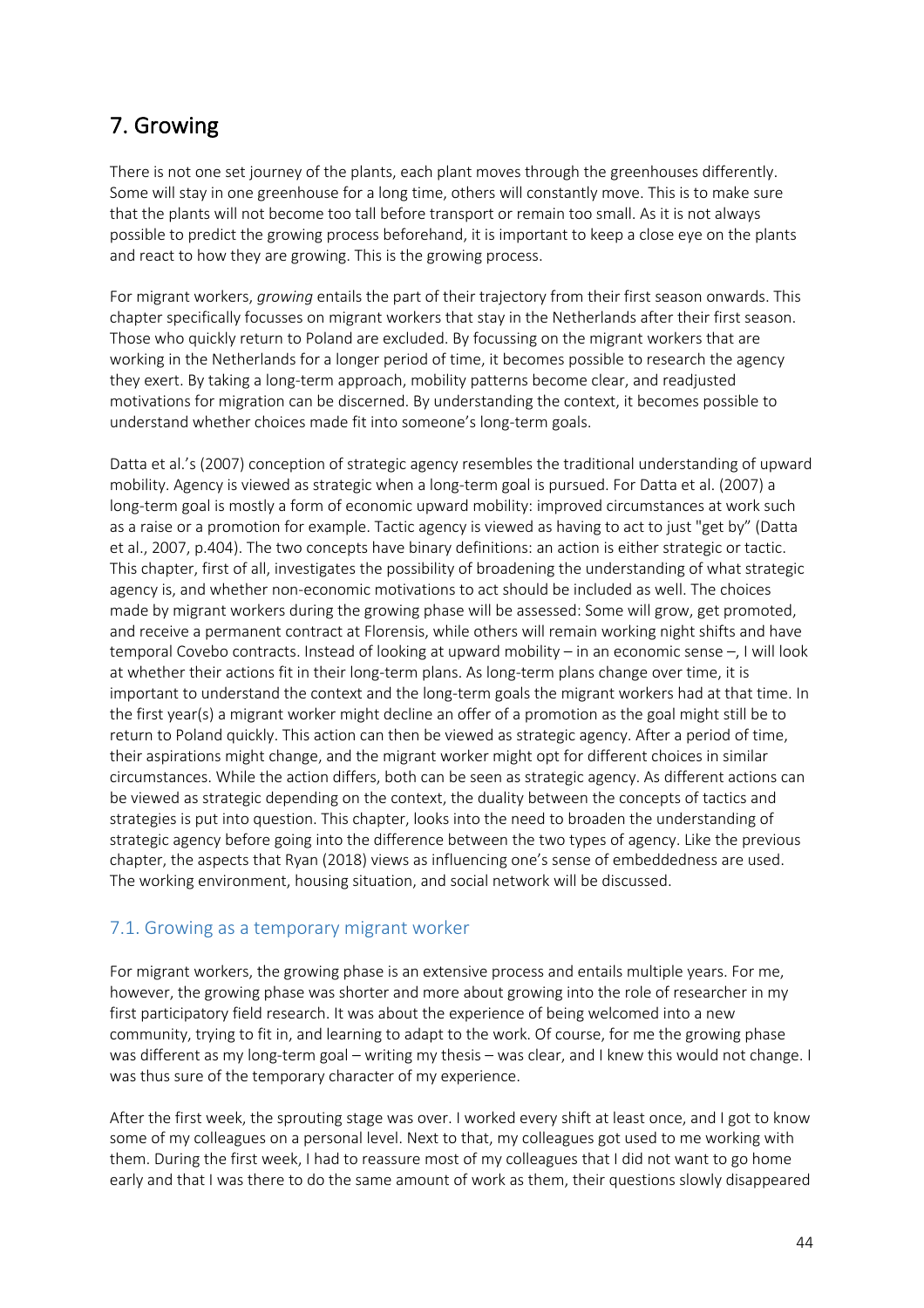# 7. Growing

There is not one set journey of the plants, each plant moves through the greenhouses differently. Some will stay in one greenhouse for a long time, others will constantly move. This is to make sure that the plants will not become too tall before transport or remain too small. As it is not always possible to predict the growing process beforehand, it is important to keep a close eye on the plants and react to how they are growing. This is the growing process.

For migrant workers, *growing* entails the part of their trajectory from their first season onwards. This chapter specifically focusses on migrant workers that stay in the Netherlands after their first season. Those who quickly return to Poland are excluded. By focussing on the migrant workers that are working in the Netherlands for a longer period of time, it becomes possible to research the agency they exert. By taking a long-term approach, mobility patterns become clear, and readjusted motivations for migration can be discerned. By understanding the context, it becomes possible to understand whether choices made fit into someone's long-term goals.

Datta et al.'s (2007) conception of strategic agency resembles the traditional understanding of upward mobility. Agency is viewed as strategic when a long-term goal is pursued. For Datta et al. (2007) a long-term goal is mostly a form of economic upward mobility: improved circumstances at work such as a raise or a promotion for example. Tactic agency is viewed as having to act to just "get by" (Datta et al., 2007, p.404). The two concepts have binary definitions: an action is either strategic or tactic. This chapter, first of all, investigates the possibility of broadening the understanding of what strategic agency is, and whether non-economic motivations to act should be included as well. The choices made by migrant workers during the growing phase will be assessed: Some will grow, get promoted, and receive a permanent contract at Florensis, while others will remain working night shifts and have temporal Covebo contracts. Instead of looking at upward mobility – in an economic sense –, I will look at whether their actions fit in their long-term plans. As long-term plans change over time, it is important to understand the context and the long-term goals the migrant workers had at that time. In the first year(s) a migrant worker might decline an offer of a promotion as the goal might still be to return to Poland quickly. This action can then be viewed as strategic agency. After a period of time, their aspirations might change, and the migrant worker might opt for different choices in similar circumstances. While the action differs, both can be seen as strategic agency. As different actions can be viewed as strategic depending on the context, the duality between the concepts of tactics and strategies is put into question. This chapter, looks into the need to broaden the understanding of strategic agency before going into the difference between the two types of agency. Like the previous chapter, the aspects that Ryan (2018) views as influencing one's sense of embeddedness are used. The working environment, housing situation, and social network will be discussed.

## 7.1. Growing as a temporary migrant worker

For migrant workers, the growing phase is an extensive process and entails multiple years. For me, however, the growing phase was shorter and more about growing into the role of researcher in my first participatory field research. It was about the experience of being welcomed into a new community, trying to fit in, and learning to adapt to the work. Of course, for me the growing phase was different as my long-term goal – writing my thesis – was clear, and I knew this would not change. I was thus sure of the temporary character of my experience.

After the first week, the sprouting stage was over. I worked every shift at least once, and I got to know some of my colleagues on a personal level. Next to that, my colleagues got used to me working with them. During the first week, I had to reassure most of my colleagues that I did not want to go home early and that I was there to do the same amount of work as them, their questions slowly disappeared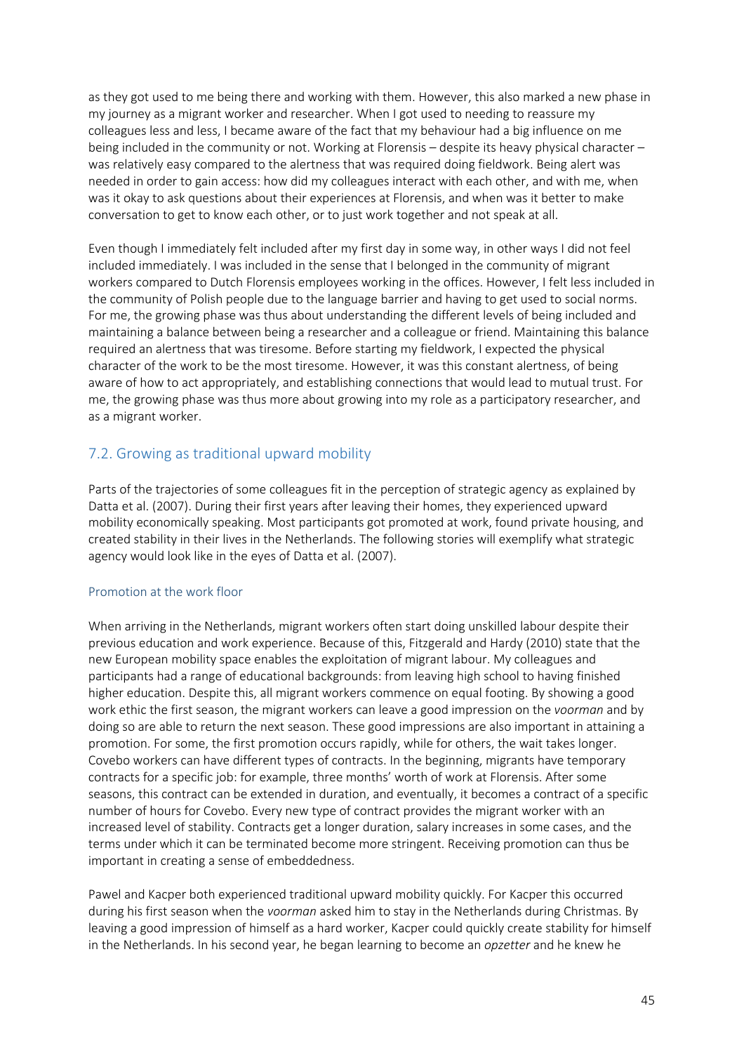as they got used to me being there and working with them. However, this also marked a new phase in my journey as a migrant worker and researcher. When I got used to needing to reassure my colleagues less and less, I became aware of the fact that my behaviour had a big influence on me being included in the community or not. Working at Florensis – despite its heavy physical character – was relatively easy compared to the alertness that was required doing fieldwork. Being alert was needed in order to gain access: how did my colleagues interact with each other, and with me, when was it okay to ask questions about their experiences at Florensis, and when was it better to make conversation to get to know each other, or to just work together and not speak at all.

Even though I immediately felt included after my first day in some way, in other ways I did not feel included immediately. I was included in the sense that I belonged in the community of migrant workers compared to Dutch Florensis employees working in the offices. However, I felt less included in the community of Polish people due to the language barrier and having to get used to social norms. For me, the growing phase was thus about understanding the different levels of being included and maintaining a balance between being a researcher and a colleague or friend. Maintaining this balance required an alertness that was tiresome. Before starting my fieldwork, I expected the physical character of the work to be the most tiresome. However, it was this constant alertness, of being aware of how to act appropriately, and establishing connections that would lead to mutual trust. For me, the growing phase was thus more about growing into my role as a participatory researcher, and as a migrant worker.

## 7.2. Growing as traditional upward mobility

Parts of the trajectories of some colleagues fit in the perception of strategic agency as explained by Datta et al. (2007). During their first years after leaving their homes, they experienced upward mobility economically speaking. Most participants got promoted at work, found private housing, and created stability in their lives in the Netherlands. The following stories will exemplify what strategic agency would look like in the eyes of Datta et al. (2007).

### Promotion at the work floor

When arriving in the Netherlands, migrant workers often start doing unskilled labour despite their previous education and work experience. Because of this, Fitzgerald and Hardy (2010) state that the new European mobility space enables the exploitation of migrant labour. My colleagues and participants had a range of educational backgrounds: from leaving high school to having finished higher education. Despite this, all migrant workers commence on equal footing. By showing a good work ethic the first season, the migrant workers can leave a good impression on the *voorman* and by doing so are able to return the next season. These good impressions are also important in attaining a promotion. For some, the first promotion occurs rapidly, while for others, the wait takes longer. Covebo workers can have different types of contracts. In the beginning, migrants have temporary contracts for a specific job: for example, three months' worth of work at Florensis. After some seasons, this contract can be extended in duration, and eventually, it becomes a contract of a specific number of hours for Covebo. Every new type of contract provides the migrant worker with an increased level of stability. Contracts get a longer duration, salary increases in some cases, and the terms under which it can be terminated become more stringent. Receiving promotion can thus be important in creating a sense of embeddedness.

Pawel and Kacper both experienced traditional upward mobility quickly. For Kacper this occurred during his first season when the *voorman* asked him to stay in the Netherlands during Christmas. By leaving a good impression of himself as a hard worker, Kacper could quickly create stability for himself in the Netherlands. In his second year, he began learning to become an *opzetter* and he knew he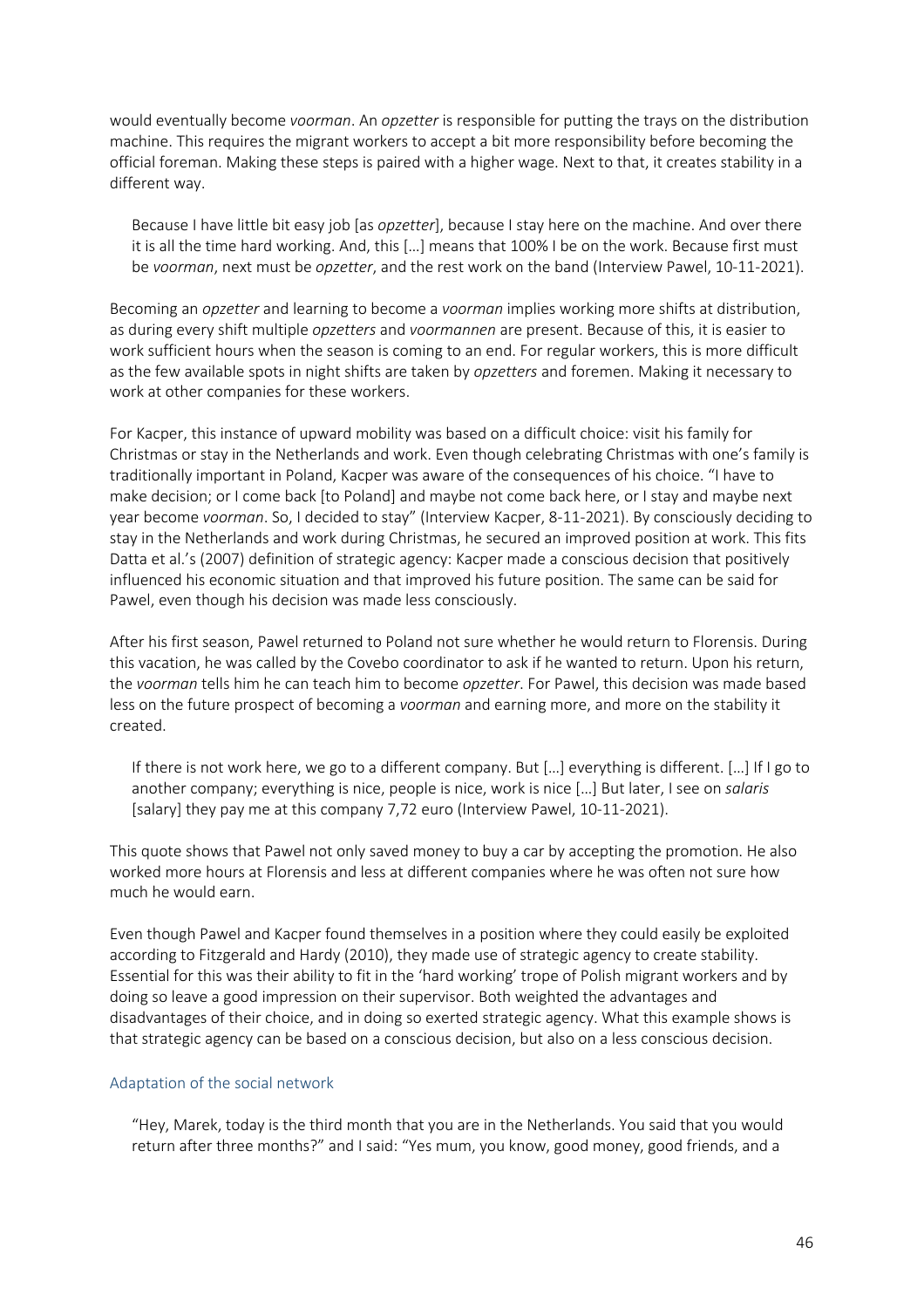would eventually become *voorman*. An *opzetter* is responsible for putting the trays on the distribution machine. This requires the migrant workers to accept a bit more responsibility before becoming the official foreman. Making these steps is paired with a higher wage. Next to that, it creates stability in a different way.

> Because I have little bit easy job [as *opzetter*], because I stay here on the machine. And over there it is all the time hard working. And, this […] means that 100% I be on the work. Because first must be *voorman*, next must be *opzetter*, and the rest work on the band (Interview Pawel, 10-11-2021).

Becoming an *opzetter* and learning to become a *voorman* implies working more shifts at distribution, as during every shift multiple *opzetters* and *voormannen* are present. Because of this, it is easier to work sufficient hours when the season is coming to an end. For regular workers, this is more difficult as the few available spots in night shifts are taken by *opzetters* and foremen. Making it necessary to work at other companies for these workers.

For Kacper, this instance of upward mobility was based on a difficult choice: visit his family for Christmas or stay in the Netherlands and work. Even though celebrating Christmas with one's family is traditionally important in Poland, Kacper was aware of the consequences of his choice. "I have to make decision; or I come back [to Poland] and maybe not come back here, or I stay and maybe next year become *voorman*. So, I decided to stay" (Interview Kacper, 8-11-2021). By consciously deciding to stay in the Netherlands and work during Christmas, he secured an improved position at work. This fits Datta et al.'s (2007) definition of strategic agency: Kacper made a conscious decision that positively influenced his economic situation and that improved his future position. The same can be said for Pawel, even though his decision was made less consciously.

After his first season, Pawel returned to Poland not sure whether he would return to Florensis. During this vacation, he was called by the Covebo coordinator to ask if he wanted to return. Upon his return, the *voorman* tells him he can teach him to become *opzetter*. For Pawel, this decision was made based less on the future prospect of becoming a *voorman* and earning more, and more on the stability it created.

> If there is not work here, we go to a different company. But […] everything is different. […] If I go to another company; everything is nice, people is nice, work is nice […] But later, I see on *salaris* [salary] they pay me at this company 7,72 euro (Interview Pawel, 10-11-2021).

This quote shows that Pawel not only saved money to buy a car by accepting the promotion. He also worked more hours at Florensis and less at different companies where he was often not sure how much he would earn.

Even though Pawel and Kacper found themselves in a position where they could easily be exploited according to Fitzgerald and Hardy (2010), they made use of strategic agency to create stability. Essential for this was their ability to fit in the 'hard working' trope of Polish migrant workers and by doing so leave a good impression on their supervisor. Both weighted the advantages and disadvantages of their choice, and in doing so exerted strategic agency. What this example shows is that strategic agency can be based on a conscious decision, but also on a less conscious decision.

### Adaptation of the social network

> "Hey, Marek, today is the third month that you are in the Netherlands. You said that you would return after three months?" and I said: "Yes mum, you know, good money, good friends, and a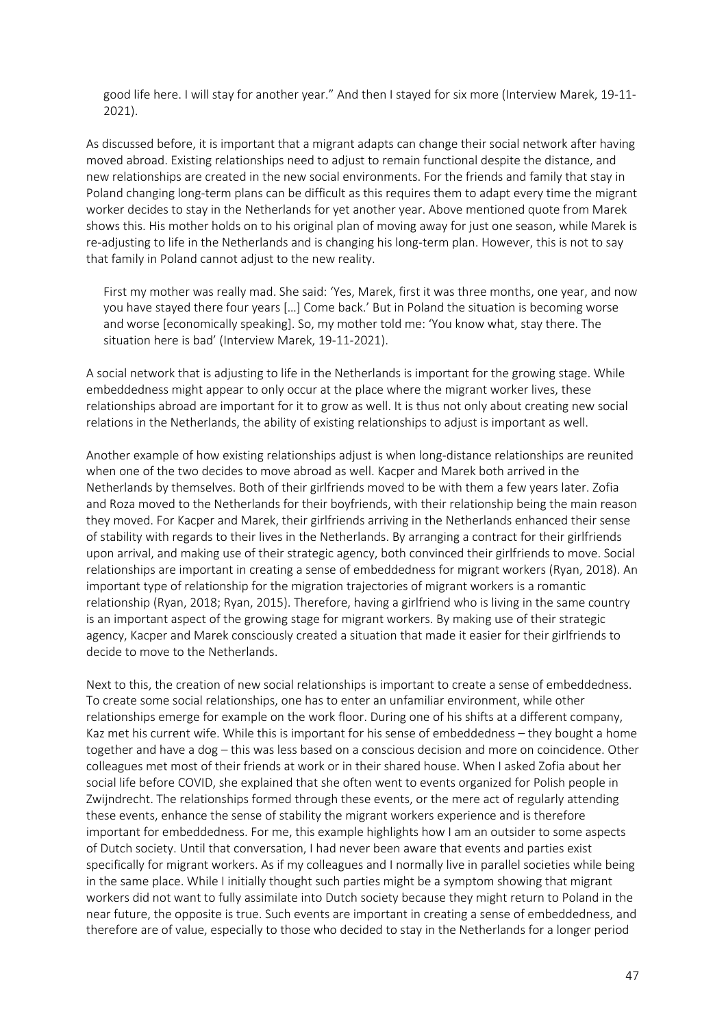good life here. I will stay for another year." And then I stayed for six more (Interview Marek, 19-11-2021).

As discussed before, it is important that a migrant adapts can change their social network after having moved abroad. Existing relationships need to adjust to remain functional despite the distance, and new relationships are created in the new social environments. For the friends and family that stay in Poland changing long-term plans can be difficult as this requires them to adapt every time the migrant worker decides to stay in the Netherlands for yet another year. Above mentioned quote from Marek shows this. His mother holds on to his original plan of moving away for just one season, while Marek is re-adjusting to life in the Netherlands and is changing his long-term plan. However, this is not to say that family in Poland cannot adjust to the new reality.

> First my mother was really mad. She said: 'Yes, Marek, first it was three months, one year, and now you have stayed there four years […] Come back.' But in Poland the situation is becoming worse and worse [economically speaking]. So, my mother told me: 'You know what, stay there. The situation here is bad' (Interview Marek, 19-11-2021).

A social network that is adjusting to life in the Netherlands is important for the growing stage. While embeddedness might appear to only occur at the place where the migrant worker lives, these relationships abroad are important for it to grow as well. It is thus not only about creating new social relations in the Netherlands, the ability of existing relationships to adjust is important as well.

Another example of how existing relationships adjust is when long-distance relationships are reunited when one of the two decides to move abroad as well. Kacper and Marek both arrived in the Netherlands by themselves. Both of their girlfriends moved to be with them a few years later. Zofia and Roza moved to the Netherlands for their boyfriends, with their relationship being the main reason they moved. For Kacper and Marek, their girlfriends arriving in the Netherlands enhanced their sense of stability with regards to their lives in the Netherlands. By arranging a contract for their girlfriends upon arrival, and making use of their strategic agency, both convinced their girlfriends to move. Social relationships are important in creating a sense of embeddedness for migrant workers (Ryan, 2018). An important type of relationship for the migration trajectories of migrant workers is a romantic relationship (Ryan, 2018; Ryan, 2015). Therefore, having a girlfriend who is living in the same country is an important aspect of the growing stage for migrant workers. By making use of their strategic agency, Kacper and Marek consciously created a situation that made it easier for their girlfriends to decide to move to the Netherlands.

Next to this, the creation of new social relationships is important to create a sense of embeddedness. To create some social relationships, one has to enter an unfamiliar environment, while other relationships emerge for example on the work floor. During one of his shifts at a different company, Kaz met his current wife. While this is important for his sense of embeddedness – they bought a home together and have a dog – this was less based on a conscious decision and more on coincidence. Other colleagues met most of their friends at work or in their shared house. When I asked Zofia about her social life before COVID, she explained that she often went to events organized for Polish people in Zwijndrecht. The relationships formed through these events, or the mere act of regularly attending these events, enhance the sense of stability the migrant workers experience and is therefore important for embeddedness. For me, this example highlights how I am an outsider to some aspects of Dutch society. Until that conversation, I had never been aware that events and parties exist specifically for migrant workers. As if my colleagues and I normally live in parallel societies while being in the same place. While I initially thought such parties might be a symptom showing that migrant workers did not want to fully assimilate into Dutch society because they might return to Poland in the near future, the opposite is true. Such events are important in creating a sense of embeddedness, and therefore are of value, especially to those who decided to stay in the Netherlands for a longer period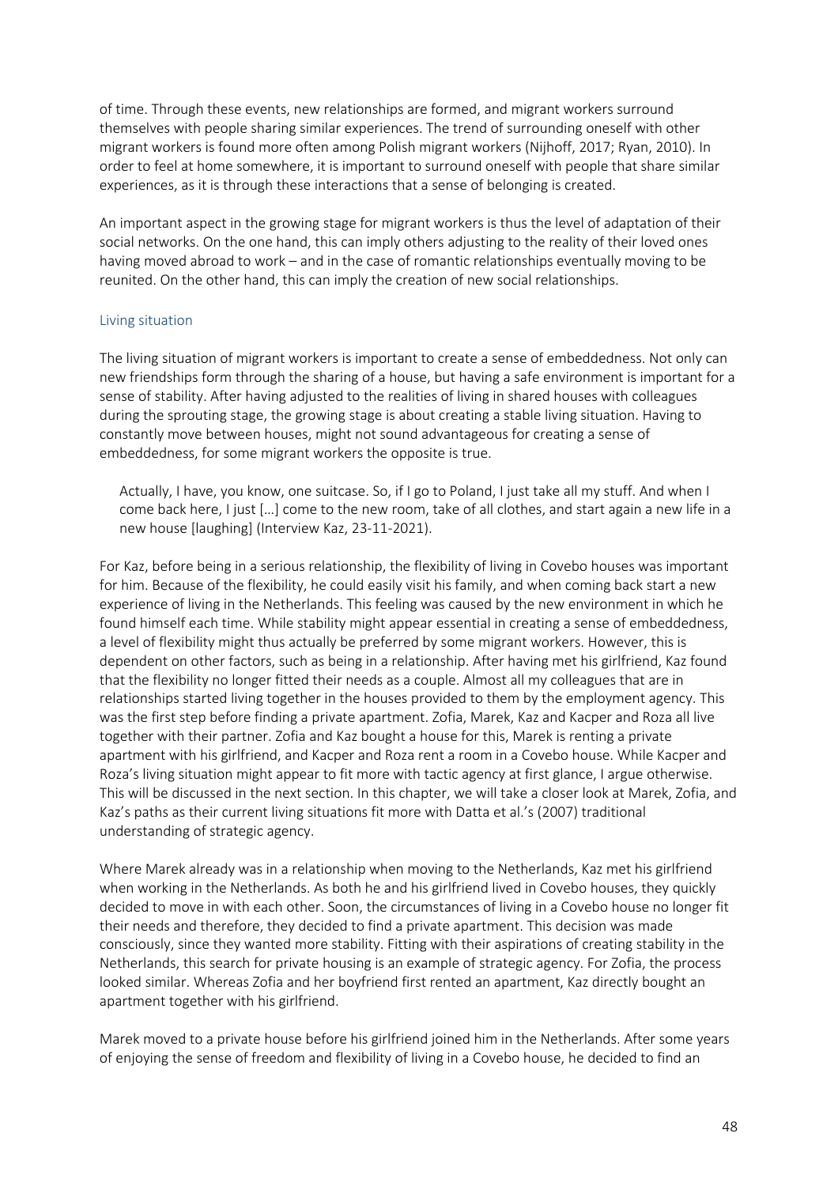of time. Through these events, new relationships are formed, and migrant workers surround themselves with people sharing similar experiences. The trend of surrounding oneself with other migrant workers is found more often among Polish migrant workers (Nijhoff, 2017; Ryan, 2010). In order to feel at home somewhere, it is important to surround oneself with people that share similar experiences, as it is through these interactions that a sense of belonging is created.

An important aspect in the growing stage for migrant workers is thus the level of adaptation of their social networks. On the one hand, this can imply others adjusting to the reality of their loved ones having moved abroad to work – and in the case of romantic relationships eventually moving to be reunited. On the other hand, this can imply the creation of new social relationships.

### Living situation

The living situation of migrant workers is important to create a sense of embeddedness. Not only can new friendships form through the sharing of a house, but having a safe environment is important for a sense of stability. After having adjusted to the realities of living in shared houses with colleagues during the sprouting stage, the growing stage is about creating a stable living situation. Having to constantly move between houses, might not sound advantageous for creating a sense of embeddedness, for some migrant workers the opposite is true.

> Actually, I have, you know, one suitcase. So, if I go to Poland, I just take all my stuff. And when I come back here, I just […] come to the new room, take of all clothes, and start again a new life in a new house [laughing] (Interview Kaz, 23-11-2021).

For Kaz, before being in a serious relationship, the flexibility of living in Covebo houses was important for him. Because of the flexibility, he could easily visit his family, and when coming back start a new experience of living in the Netherlands. This feeling was caused by the new environment in which he found himself each time. While stability might appear essential in creating a sense of embeddedness, a level of flexibility might thus actually be preferred by some migrant workers. However, this is dependent on other factors, such as being in a relationship. After having met his girlfriend, Kaz found that the flexibility no longer fitted their needs as a couple. Almost all my colleagues that are in relationships started living together in the houses provided to them by the employment agency. This was the first step before finding a private apartment. Zofia, Marek, Kaz and Kacper and Roza all live together with their partner. Zofia and Kaz bought a house for this, Marek is renting a private apartment with his girlfriend, and Kacper and Roza rent a room in a Covebo house. While Kacper and Roza's living situation might appear to fit more with tactic agency at first glance, I argue otherwise. This will be discussed in the next section. In this chapter, we will take a closer look at Marek, Zofia, and Kaz's paths as their current living situations fit more with Datta et al.'s (2007) traditional understanding of strategic agency.

Where Marek already was in a relationship when moving to the Netherlands, Kaz met his girlfriend when working in the Netherlands. As both he and his girlfriend lived in Covebo houses, they quickly decided to move in with each other. Soon, the circumstances of living in a Covebo house no longer fit their needs and therefore, they decided to find a private apartment. This decision was made consciously, since they wanted more stability. Fitting with their aspirations of creating stability in the Netherlands, this search for private housing is an example of strategic agency. For Zofia, the process looked similar. Whereas Zofia and her boyfriend first rented an apartment, Kaz directly bought an apartment together with his girlfriend.

Marek moved to a private house before his girlfriend joined him in the Netherlands. After some years of enjoying the sense of freedom and flexibility of living in a Covebo house, he decided to find an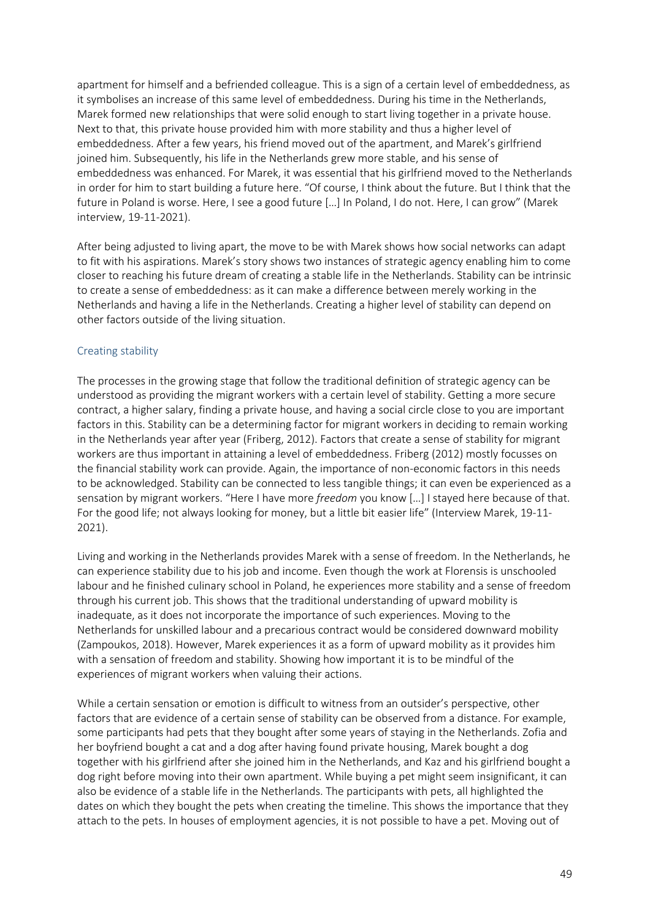apartment for himself and a befriended colleague. This is a sign of a certain level of embeddedness, as it symbolises an increase of this same level of embeddedness. During his time in the Netherlands, Marek formed new relationships that were solid enough to start living together in a private house. Next to that, this private house provided him with more stability and thus a higher level of embeddedness. After a few years, his friend moved out of the apartment, and Marek's girlfriend joined him. Subsequently, his life in the Netherlands grew more stable, and his sense of embeddedness was enhanced. For Marek, it was essential that his girlfriend moved to the Netherlands in order for him to start building a future here. "Of course, I think about the future. But I think that the future in Poland is worse. Here, I see a good future […] In Poland, I do not. Here, I can grow" (Marek interview, 19-11-2021).

After being adjusted to living apart, the move to be with Marek shows how social networks can adapt to fit with his aspirations. Marek's story shows two instances of strategic agency enabling him to come closer to reaching his future dream of creating a stable life in the Netherlands. Stability can be intrinsic to create a sense of embeddedness: as it can make a difference between merely working in the Netherlands and having a life in the Netherlands. Creating a higher level of stability can depend on other factors outside of the living situation.

### Creating stability

The processes in the growing stage that follow the traditional definition of strategic agency can be understood as providing the migrant workers with a certain level of stability. Getting a more secure contract, a higher salary, finding a private house, and having a social circle close to you are important factors in this. Stability can be a determining factor for migrant workers in deciding to remain working in the Netherlands year after year (Friberg, 2012). Factors that create a sense of stability for migrant workers are thus important in attaining a level of embeddedness. Friberg (2012) mostly focusses on the financial stability work can provide. Again, the importance of non-economic factors in this needs to be acknowledged. Stability can be connected to less tangible things; it can even be experienced as a sensation by migrant workers. "Here I have more *freedom* you know […] I stayed here because of that. For the good life; not always looking for money, but a little bit easier life" (Interview Marek, 19-11-2021).

Living and working in the Netherlands provides Marek with a sense of freedom. In the Netherlands, he can experience stability due to his job and income. Even though the work at Florensis is unschooled labour and he finished culinary school in Poland, he experiences more stability and a sense of freedom through his current job. This shows that the traditional understanding of upward mobility is inadequate, as it does not incorporate the importance of such experiences. Moving to the Netherlands for unskilled labour and a precarious contract would be considered downward mobility (Zampoukos, 2018). However, Marek experiences it as a form of upward mobility as it provides him with a sensation of freedom and stability. Showing how important it is to be mindful of the experiences of migrant workers when valuing their actions.

While a certain sensation or emotion is difficult to witness from an outsider's perspective, other factors that are evidence of a certain sense of stability can be observed from a distance. For example, some participants had pets that they bought after some years of staying in the Netherlands. Zofia and her boyfriend bought a cat and a dog after having found private housing, Marek bought a dog together with his girlfriend after she joined him in the Netherlands, and Kaz and his girlfriend bought a dog right before moving into their own apartment. While buying a pet might seem insignificant, it can also be evidence of a stable life in the Netherlands. The participants with pets, all highlighted the dates on which they bought the pets when creating the timeline. This shows the importance that they attach to the pets. In houses of employment agencies, it is not possible to have a pet. Moving out of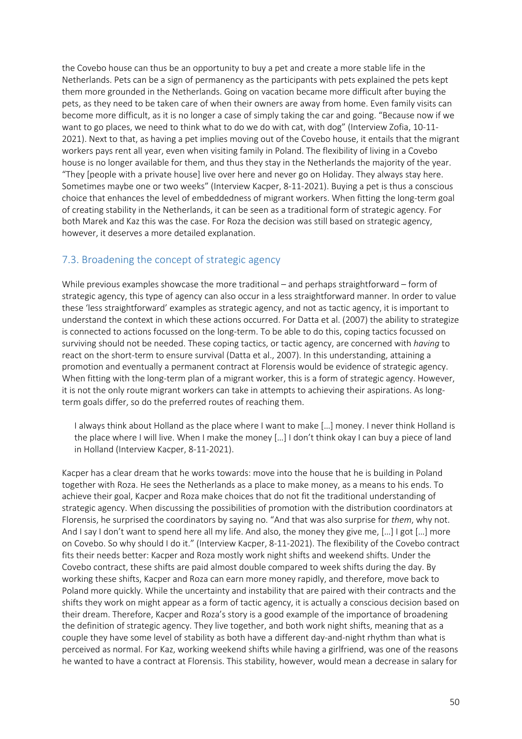the Covebo house can thus be an opportunity to buy a pet and create a more stable life in the Netherlands. Pets can be a sign of permanency as the participants with pets explained the pets kept them more grounded in the Netherlands. Going on vacation became more difficult after buying the pets, as they need to be taken care of when their owners are away from home. Even family visits can become more difficult, as it is no longer a case of simply taking the car and going. "Because now if we want to go places, we need to think what to do we do with cat, with dog" (Interview Zofia, 10-11-2021). Next to that, as having a pet implies moving out of the Covebo house, it entails that the migrant workers pays rent all year, even when visiting family in Poland. The flexibility of living in a Covebo house is no longer available for them, and thus they stay in the Netherlands the majority of the year. "They [people with a private house] live over here and never go on Holiday. They always stay here. Sometimes maybe one or two weeks" (Interview Kacper, 8-11-2021). Buying a pet is thus a conscious choice that enhances the level of embeddedness of migrant workers. When fitting the long-term goal of creating stability in the Netherlands, it can be seen as a traditional form of strategic agency. For both Marek and Kaz this was the case. For Roza the decision was still based on strategic agency, however, it deserves a more detailed explanation.

## 7.3. Broadening the concept of strategic agency

While previous examples showcase the more traditional – and perhaps straightforward – form of strategic agency, this type of agency can also occur in a less straightforward manner. In order to value these 'less straightforward' examples as strategic agency, and not as tactic agency, it is important to understand the context in which these actions occurred. For Datta et al. (2007) the ability to strategize is connected to actions focussed on the long-term. To be able to do this, coping tactics focussed on surviving should not be needed. These coping tactics, or tactic agency, are concerned with *having* to react on the short-term to ensure survival (Datta et al., 2007). In this understanding, attaining a promotion and eventually a permanent contract at Florensis would be evidence of strategic agency. When fitting with the long-term plan of a migrant worker, this is a form of strategic agency. However, it is not the only route migrant workers can take in attempts to achieving their aspirations. As long-term goals differ, so do the preferred routes of reaching them.

> I always think about Holland as the place where I want to make […] money. I never think Holland is the place where I will live. When I make the money […] I don't think okay I can buy a piece of land in Holland (Interview Kacper, 8-11-2021).

Kacper has a clear dream that he works towards: move into the house that he is building in Poland together with Roza. He sees the Netherlands as a place to make money, as a means to his ends. To achieve their goal, Kacper and Roza make choices that do not fit the traditional understanding of strategic agency. When discussing the possibilities of promotion with the distribution coordinators at Florensis, he surprised the coordinators by saying no. "And that was also surprise for *them*, why not. And I say I don't want to spend here all my life. And also, the money they give me, […] I got […] more on Covebo. So why should I do it." (Interview Kacper, 8-11-2021). The flexibility of the Covebo contract fits their needs better: Kacper and Roza mostly work night shifts and weekend shifts. Under the Covebo contract, these shifts are paid almost double compared to week shifts during the day. By working these shifts, Kacper and Roza can earn more money rapidly, and therefore, move back to Poland more quickly. While the uncertainty and instability that are paired with their contracts and the shifts they work on might appear as a form of tactic agency, it is actually a conscious decision based on their dream. Therefore, Kacper and Roza's story is a good example of the importance of broadening the definition of strategic agency. They live together, and both work night shifts, meaning that as a couple they have some level of stability as both have a different day-and-night rhythm than what is perceived as normal. For Kaz, working weekend shifts while having a girlfriend, was one of the reasons he wanted to have a contract at Florensis. This stability, however, would mean a decrease in salary for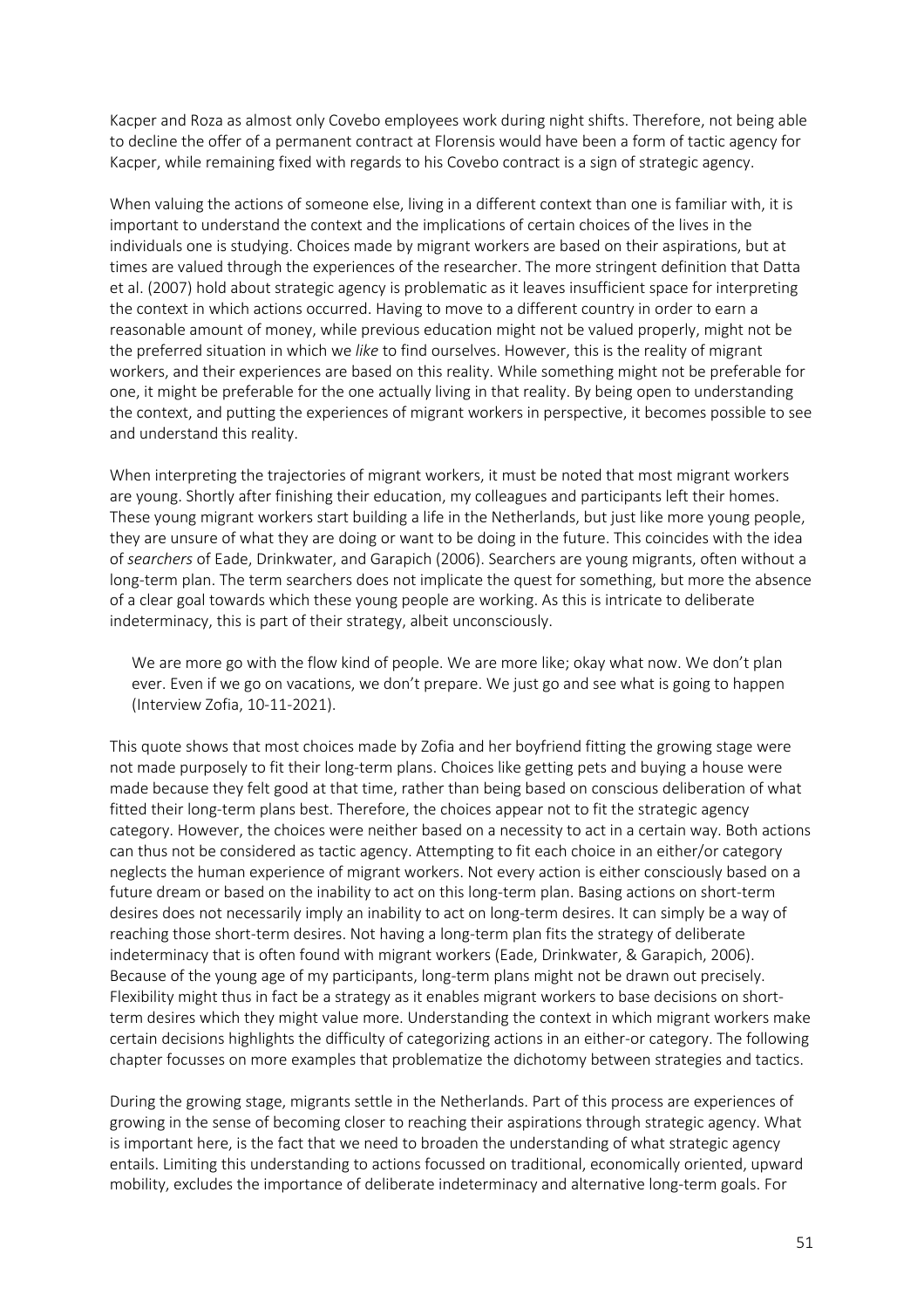Kacper and Roza as almost only Covebo employees work during night shifts. Therefore, not being able to decline the offer of a permanent contract at Florensis would have been a form of tactic agency for Kacper, while remaining fixed with regards to his Covebo contract is a sign of strategic agency.

When valuing the actions of someone else, living in a different context than one is familiar with, it is important to understand the context and the implications of certain choices of the lives in the individuals one is studying. Choices made by migrant workers are based on their aspirations, but at times are valued through the experiences of the researcher. The more stringent definition that Datta et al. (2007) hold about strategic agency is problematic as it leaves insufficient space for interpreting the context in which actions occurred. Having to move to a different country in order to earn a reasonable amount of money, while previous education might not be valued properly, might not be the preferred situation in which we *like* to find ourselves. However, this is the reality of migrant workers, and their experiences are based on this reality. While something might not be preferable for one, it might be preferable for the one actually living in that reality. By being open to understanding the context, and putting the experiences of migrant workers in perspective, it becomes possible to see and understand this reality.

When interpreting the trajectories of migrant workers, it must be noted that most migrant workers are young. Shortly after finishing their education, my colleagues and participants left their homes. These young migrant workers start building a life in the Netherlands, but just like more young people, they are unsure of what they are doing or want to be doing in the future. This coincides with the idea of *searchers* of Eade, Drinkwater, and Garapich (2006). Searchers are young migrants, often without a long-term plan. The term searchers does not implicate the quest for something, but more the absence of a clear goal towards which these young people are working. As this is intricate to deliberate indeterminacy, this is part of their strategy, albeit unconsciously.

> We are more go with the flow kind of people. We are more like; okay what now. We don't plan ever. Even if we go on vacations, we don't prepare. We just go and see what is going to happen (Interview Zofia, 10-11-2021).

This quote shows that most choices made by Zofia and her boyfriend fitting the growing stage were not made purposely to fit their long-term plans. Choices like getting pets and buying a house were made because they felt good at that time, rather than being based on conscious deliberation of what fitted their long-term plans best. Therefore, the choices appear not to fit the strategic agency category. However, the choices were neither based on a necessity to act in a certain way. Both actions can thus not be considered as tactic agency. Attempting to fit each choice in an either/or category neglects the human experience of migrant workers. Not every action is either consciously based on a future dream or based on the inability to act on this long-term plan. Basing actions on short-term desires does not necessarily imply an inability to act on long-term desires. It can simply be a way of reaching those short-term desires. Not having a long-term plan fits the strategy of deliberate indeterminacy that is often found with migrant workers (Eade, Drinkwater, & Garapich, 2006). Because of the young age of my participants, long-term plans might not be drawn out precisely. Flexibility might thus in fact be a strategy as it enables migrant workers to base decisions on short-term desires which they might value more. Understanding the context in which migrant workers make certain decisions highlights the difficulty of categorizing actions in an either-or category. The following chapter focusses on more examples that problematize the dichotomy between strategies and tactics.

During the growing stage, migrants settle in the Netherlands. Part of this process are experiences of growing in the sense of becoming closer to reaching their aspirations through strategic agency. What is important here, is the fact that we need to broaden the understanding of what strategic agency entails. Limiting this understanding to actions focussed on traditional, economically oriented, upward mobility, excludes the importance of deliberate indeterminacy and alternative long-term goals. For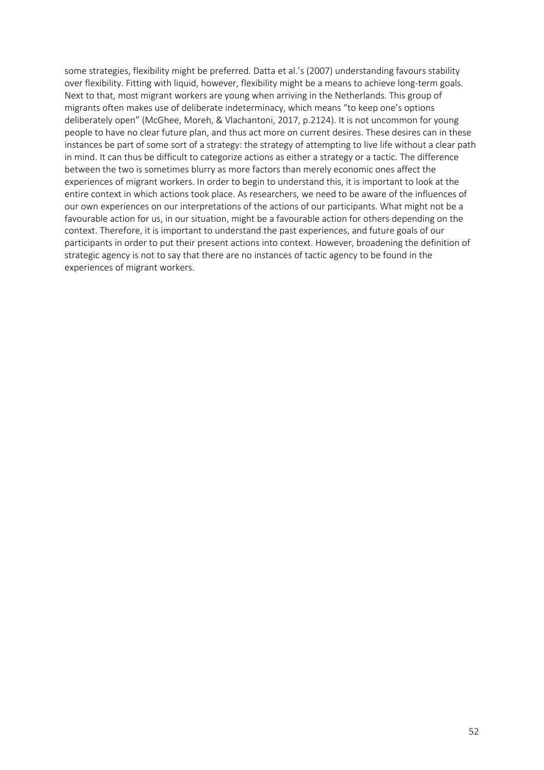some strategies, flexibility might be preferred. Datta et al.'s (2007) understanding favours stability over flexibility. Fitting with liquid, however, flexibility might be a means to achieve long-term goals. Next to that, most migrant workers are young when arriving in the Netherlands. This group of migrants often makes use of deliberate indeterminacy, which means "to keep one's options deliberately open" (McGhee, Moreh, & Vlachantoni, 2017, p.2124). It is not uncommon for young people to have no clear future plan, and thus act more on current desires. These desires can in these instances be part of some sort of a strategy: the strategy of attempting to live life without a clear path in mind. It can thus be difficult to categorize actions as either a strategy or a tactic. The difference between the two is sometimes blurry as more factors than merely economic ones affect the experiences of migrant workers. In order to begin to understand this, it is important to look at the entire context in which actions took place. As researchers, we need to be aware of the influences of our own experiences on our interpretations of the actions of our participants. What might not be a favourable action for us, in our situation, might be a favourable action for others depending on the context. Therefore, it is important to understand the past experiences, and future goals of our participants in order to put their present actions into context. However, broadening the definition of strategic agency is not to say that there are no instances of tactic agency to be found in the experiences of migrant workers.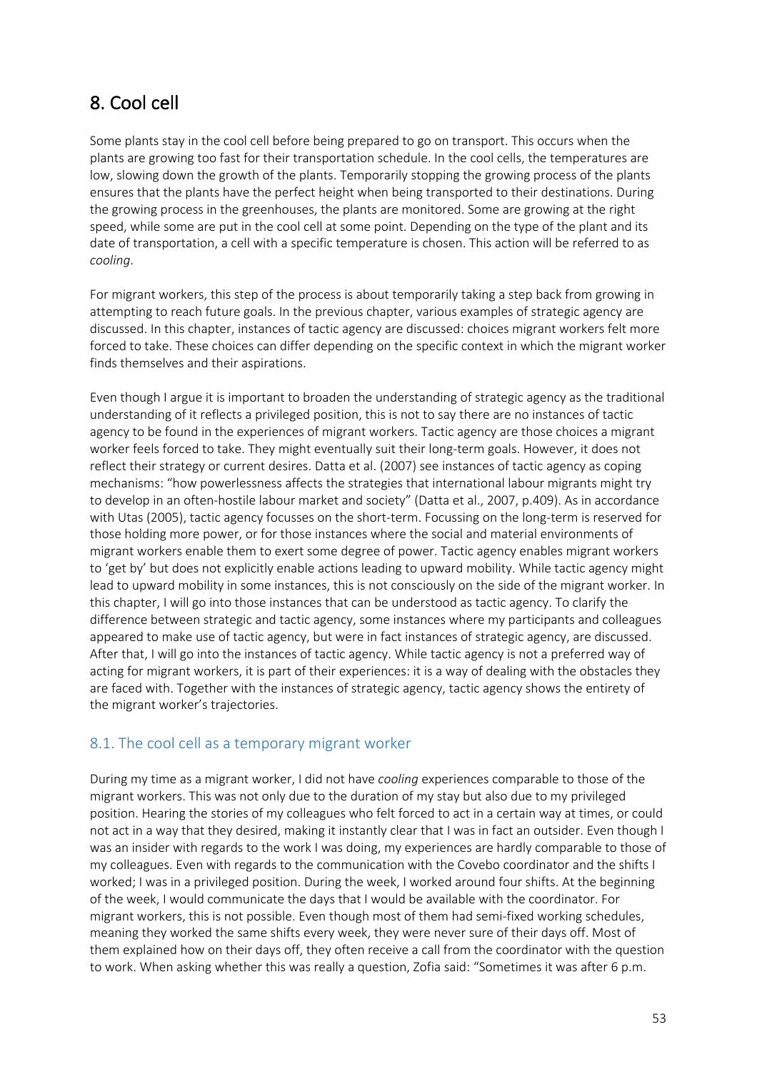# 8. Cool cell

Some plants stay in the cool cell before being prepared to go on transport. This occurs when the plants are growing too fast for their transportation schedule. In the cool cells, the temperatures are low, slowing down the growth of the plants. Temporarily stopping the growing process of the plants ensures that the plants have the perfect height when being transported to their destinations. During the growing process in the greenhouses, the plants are monitored. Some are growing at the right speed, while some are put in the cool cell at some point. Depending on the type of the plant and its date of transportation, a cell with a specific temperature is chosen. This action will be referred to as *cooling*.

For migrant workers, this step of the process is about temporarily taking a step back from growing in attempting to reach future goals. In the previous chapter, various examples of strategic agency are discussed. In this chapter, instances of tactic agency are discussed: choices migrant workers felt more forced to take. These choices can differ depending on the specific context in which the migrant worker finds themselves and their aspirations.

Even though I argue it is important to broaden the understanding of strategic agency as the traditional understanding of it reflects a privileged position, this is not to say there are no instances of tactic agency to be found in the experiences of migrant workers. Tactic agency are those choices a migrant worker feels forced to take. They might eventually suit their long-term goals. However, it does not reflect their strategy or current desires. Datta et al. (2007) see instances of tactic agency as coping mechanisms: "how powerlessness affects the strategies that international labour migrants might try to develop in an often-hostile labour market and society" (Datta et al., 2007, p.409). As in accordance with Utas (2005), tactic agency focusses on the short-term. Focussing on the long-term is reserved for those holding more power, or for those instances where the social and material environments of migrant workers enable them to exert some degree of power. Tactic agency enables migrant workers to 'get by' but does not explicitly enable actions leading to upward mobility. While tactic agency might lead to upward mobility in some instances, this is not consciously on the side of the migrant worker. In this chapter, I will go into those instances that can be understood as tactic agency. To clarify the difference between strategic and tactic agency, some instances where my participants and colleagues appeared to make use of tactic agency, but were in fact instances of strategic agency, are discussed. After that, I will go into the instances of tactic agency. While tactic agency is not a preferred way of acting for migrant workers, it is part of their experiences: it is a way of dealing with the obstacles they are faced with. Together with the instances of strategic agency, tactic agency shows the entirety of the migrant worker's trajectories.

## 8.1. The cool cell as a temporary migrant worker

During my time as a migrant worker, I did not have *cooling* experiences comparable to those of the migrant workers. This was not only due to the duration of my stay but also due to my privileged position. Hearing the stories of my colleagues who felt forced to act in a certain way at times, or could not act in a way that they desired, making it instantly clear that I was in fact an outsider. Even though I was an insider with regards to the work I was doing, my experiences are hardly comparable to those of my colleagues. Even with regards to the communication with the Covebo coordinator and the shifts I worked; I was in a privileged position. During the week, I worked around four shifts. At the beginning of the week, I would communicate the days that I would be available with the coordinator. For migrant workers, this is not possible. Even though most of them had semi-fixed working schedules, meaning they worked the same shifts every week, they were never sure of their days off. Most of them explained how on their days off, they often receive a call from the coordinator with the question to work. When asking whether this was really a question, Zofia said: "Sometimes it was after 6 p.m.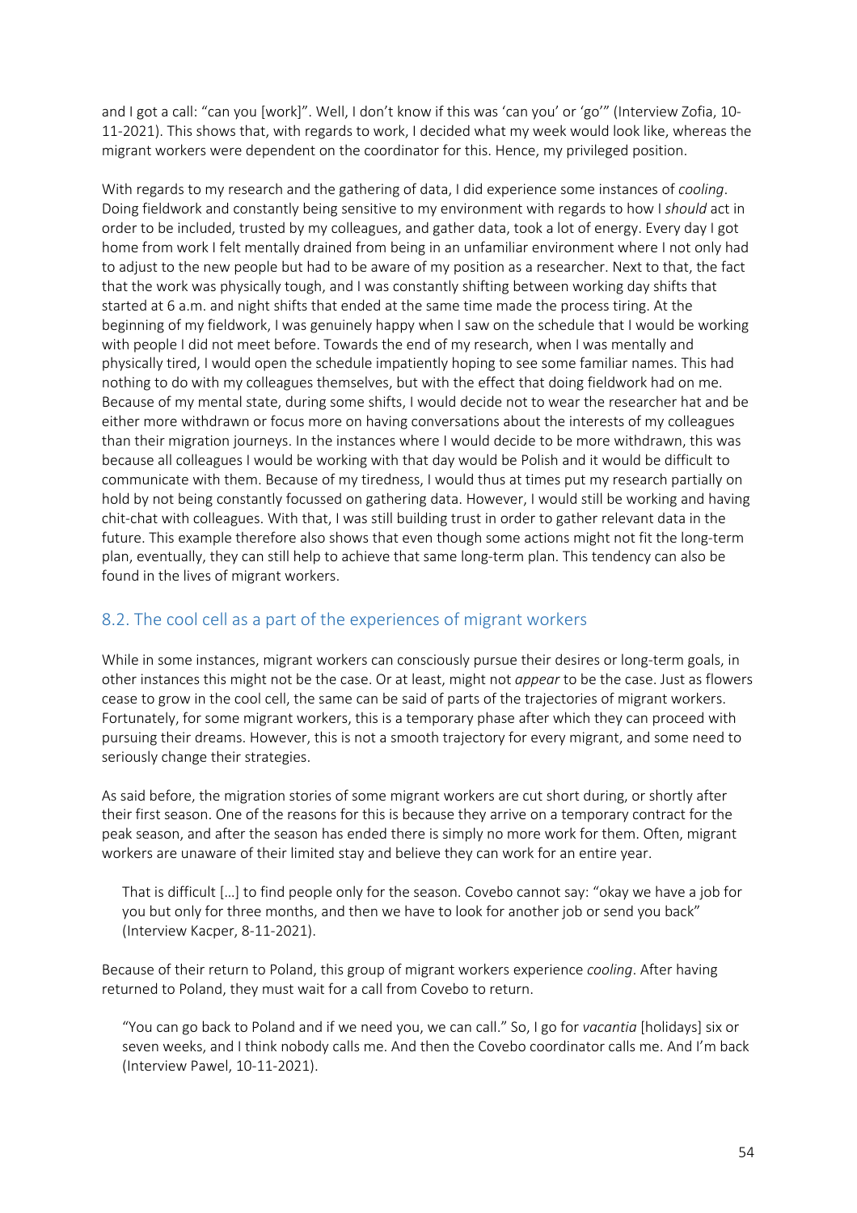and I got a call: "can you [work]". Well, I don't know if this was 'can you' or 'go'" (Interview Zofia, 10-11-2021). This shows that, with regards to work, I decided what my week would look like, whereas the migrant workers were dependent on the coordinator for this. Hence, my privileged position.

With regards to my research and the gathering of data, I did experience some instances of *cooling*. Doing fieldwork and constantly being sensitive to my environment with regards to how I *should* act in order to be included, trusted by my colleagues, and gather data, took a lot of energy. Every day I got home from work I felt mentally drained from being in an unfamiliar environment where I not only had to adjust to the new people but had to be aware of my position as a researcher. Next to that, the fact that the work was physically tough, and I was constantly shifting between working day shifts that started at 6 a.m. and night shifts that ended at the same time made the process tiring. At the beginning of my fieldwork, I was genuinely happy when I saw on the schedule that I would be working with people I did not meet before. Towards the end of my research, when I was mentally and physically tired, I would open the schedule impatiently hoping to see some familiar names. This had nothing to do with my colleagues themselves, but with the effect that doing fieldwork had on me. Because of my mental state, during some shifts, I would decide not to wear the researcher hat and be either more withdrawn or focus more on having conversations about the interests of my colleagues than their migration journeys. In the instances where I would decide to be more withdrawn, this was because all colleagues I would be working with that day would be Polish and it would be difficult to communicate with them. Because of my tiredness, I would thus at times put my research partially on hold by not being constantly focussed on gathering data. However, I would still be working and having chit-chat with colleagues. With that, I was still building trust in order to gather relevant data in the future. This example therefore also shows that even though some actions might not fit the long-term plan, eventually, they can still help to achieve that same long-term plan. This tendency can also be found in the lives of migrant workers.

## 8.2. The cool cell as a part of the experiences of migrant workers

While in some instances, migrant workers can consciously pursue their desires or long-term goals, in other instances this might not be the case. Or at least, might not *appear* to be the case. Just as flowers cease to grow in the cool cell, the same can be said of parts of the trajectories of migrant workers. Fortunately, for some migrant workers, this is a temporary phase after which they can proceed with pursuing their dreams. However, this is not a smooth trajectory for every migrant, and some need to seriously change their strategies.

As said before, the migration stories of some migrant workers are cut short during, or shortly after their first season. One of the reasons for this is because they arrive on a temporary contract for the peak season, and after the season has ended there is simply no more work for them. Often, migrant workers are unaware of their limited stay and believe they can work for an entire year.

> That is difficult […] to find people only for the season. Covebo cannot say: "okay we have a job for you but only for three months, and then we have to look for another job or send you back" (Interview Kacper, 8-11-2021).

Because of their return to Poland, this group of migrant workers experience *cooling*. After having returned to Poland, they must wait for a call from Covebo to return.

> "You can go back to Poland and if we need you, we can call." So, I go for *vacantia* [holidays] six or seven weeks, and I think nobody calls me. And then the Covebo coordinator calls me. And I'm back (Interview Pawel, 10-11-2021).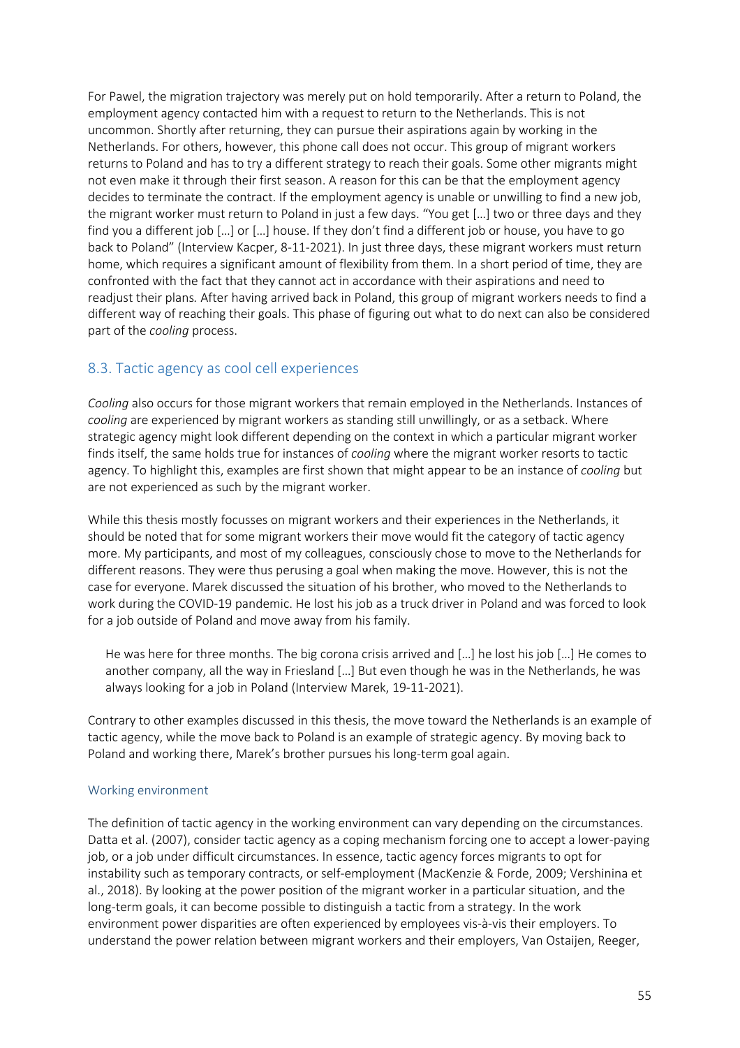For Pawel, the migration trajectory was merely put on hold temporarily. After a return to Poland, the employment agency contacted him with a request to return to the Netherlands. This is not uncommon. Shortly after returning, they can pursue their aspirations again by working in the Netherlands. For others, however, this phone call does not occur. This group of migrant workers returns to Poland and has to try a different strategy to reach their goals. Some other migrants might not even make it through their first season. A reason for this can be that the employment agency decides to terminate the contract. If the employment agency is unable or unwilling to find a new job, the migrant worker must return to Poland in just a few days. "You get […] two or three days and they find you a different job […] or […] house. If they don't find a different job or house, you have to go back to Poland" (Interview Kacper, 8-11-2021). In just three days, these migrant workers must return home, which requires a significant amount of flexibility from them. In a short period of time, they are confronted with the fact that they cannot act in accordance with their aspirations and need to readjust their plans. After having arrived back in Poland, this group of migrant workers needs to find a different way of reaching their goals. This phase of figuring out what to do next can also be considered part of the *cooling* process.

## 8.3. Tactic agency as cool cell experiences

*Cooling* also occurs for those migrant workers that remain employed in the Netherlands. Instances of *cooling* are experienced by migrant workers as standing still unwillingly, or as a setback. Where strategic agency might look different depending on the context in which a particular migrant worker finds itself, the same holds true for instances of *cooling* where the migrant worker resorts to tactic agency. To highlight this, examples are first shown that might appear to be an instance of *cooling* but are not experienced as such by the migrant worker.

While this thesis mostly focusses on migrant workers and their experiences in the Netherlands, it should be noted that for some migrant workers their move would fit the category of tactic agency more. My participants, and most of my colleagues, consciously chose to move to the Netherlands for different reasons. They were thus perusing a goal when making the move. However, this is not the case for everyone. Marek discussed the situation of his brother, who moved to the Netherlands to work during the COVID-19 pandemic. He lost his job as a truck driver in Poland and was forced to look for a job outside of Poland and move away from his family.

> He was here for three months. The big corona crisis arrived and […] he lost his job […] He comes to another company, all the way in Friesland […] But even though he was in the Netherlands, he was always looking for a job in Poland (Interview Marek, 19-11-2021).

Contrary to other examples discussed in this thesis, the move toward the Netherlands is an example of tactic agency, while the move back to Poland is an example of strategic agency. By moving back to Poland and working there, Marek's brother pursues his long-term goal again.

### Working environment

The definition of tactic agency in the working environment can vary depending on the circumstances. Datta et al. (2007), consider tactic agency as a coping mechanism forcing one to accept a lower-paying job, or a job under difficult circumstances. In essence, tactic agency forces migrants to opt for instability such as temporary contracts, or self-employment (MacKenzie & Forde, 2009; Vershinina et al., 2018). By looking at the power position of the migrant worker in a particular situation, and the long-term goals, it can become possible to distinguish a tactic from a strategy. In the work environment power disparities are often experienced by employees vis-à-vis their employers. To understand the power relation between migrant workers and their employers, Van Ostaijen, Reeger,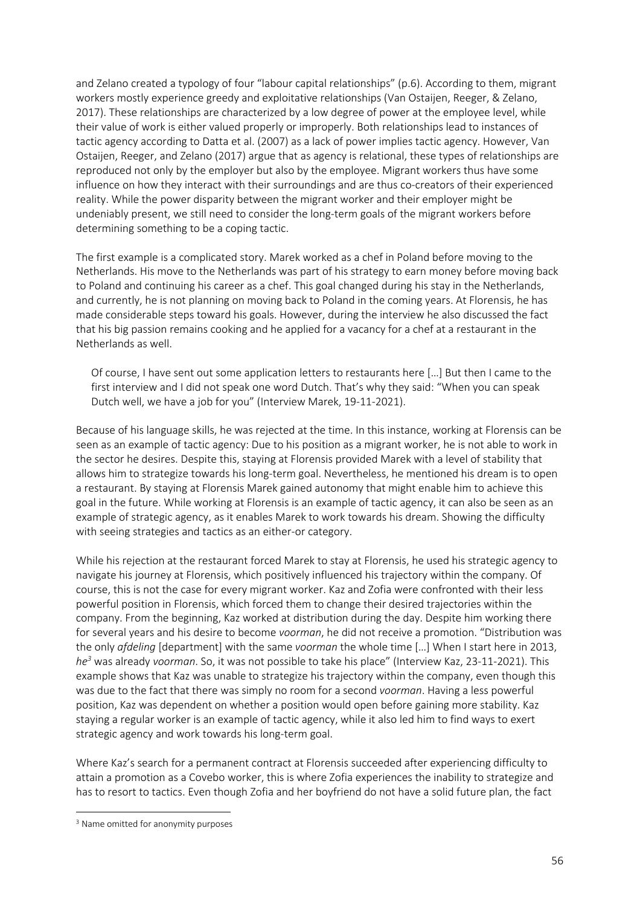and Zelano created a typology of four "labour capital relationships" (p.6). According to them, migrant workers mostly experience greedy and exploitative relationships (Van Ostaijen, Reeger, & Zelano, 2017). These relationships are characterized by a low degree of power at the employee level, while their value of work is either valued properly or improperly. Both relationships lead to instances of tactic agency according to Datta et al. (2007) as a lack of power implies tactic agency. However, Van Ostaijen, Reeger, and Zelano (2017) argue that as agency is relational, these types of relationships are reproduced not only by the employer but also by the employee. Migrant workers thus have some influence on how they interact with their surroundings and are thus co-creators of their experienced reality. While the power disparity between the migrant worker and their employer might be undeniably present, we still need to consider the long-term goals of the migrant workers before determining something to be a coping tactic.

The first example is a complicated story. Marek worked as a chef in Poland before moving to the Netherlands. His move to the Netherlands was part of his strategy to earn money before moving back to Poland and continuing his career as a chef. This goal changed during his stay in the Netherlands, and currently, he is not planning on moving back to Poland in the coming years. At Florensis, he has made considerable steps toward his goals. However, during the interview he also discussed the fact that his big passion remains cooking and he applied for a vacancy for a chef at a restaurant in the Netherlands as well.

> Of course, I have sent out some application letters to restaurants here […] But then I came to the first interview and I did not speak one word Dutch. That's why they said: "When you can speak Dutch well, we have a job for you" (Interview Marek, 19-11-2021).

Because of his language skills, he was rejected at the time. In this instance, working at Florensis can be seen as an example of tactic agency: Due to his position as a migrant worker, he is not able to work in the sector he desires. Despite this, staying at Florensis provided Marek with a level of stability that allows him to strategize towards his long-term goal. Nevertheless, he mentioned his dream is to open a restaurant. By staying at Florensis Marek gained autonomy that might enable him to achieve this goal in the future. While working at Florensis is an example of tactic agency, it can also be seen as an example of strategic agency, as it enables Marek to work towards his dream. Showing the difficulty with seeing strategies and tactics as an either-or category.

While his rejection at the restaurant forced Marek to stay at Florensis, he used his strategic agency to navigate his journey at Florensis, which positively influenced his trajectory within the company. Of course, this is not the case for every migrant worker. Kaz and Zofia were confronted with their less powerful position in Florensis, which forced them to change their desired trajectories within the company. From the beginning, Kaz worked at distribution during the day. Despite him working there for several years and his desire to become *voorman*, he did not receive a promotion. "Distribution was the only *afdeling* [department] with the same *voorman* the whole time […] When I start here in 2013, *he*[3] was already *voorman*. So, it was not possible to take his place" (Interview Kaz, 23-11-2021). This example shows that Kaz was unable to strategize his trajectory within the company, even though this was due to the fact that there was simply no room for a second *voorman*. Having a less powerful position, Kaz was dependent on whether a position would open before gaining more stability. Kaz staying a regular worker is an example of tactic agency, while it also led him to find ways to exert strategic agency and work towards his long-term goal.

Where Kaz's search for a permanent contract at Florensis succeeded after experiencing difficulty to attain a promotion as a Covebo worker, this is where Zofia experiences the inability to strategize and has to resort to tactics. Even though Zofia and her boyfriend do not have a solid future plan, the fact

[3] Name omitted for anonymity purposes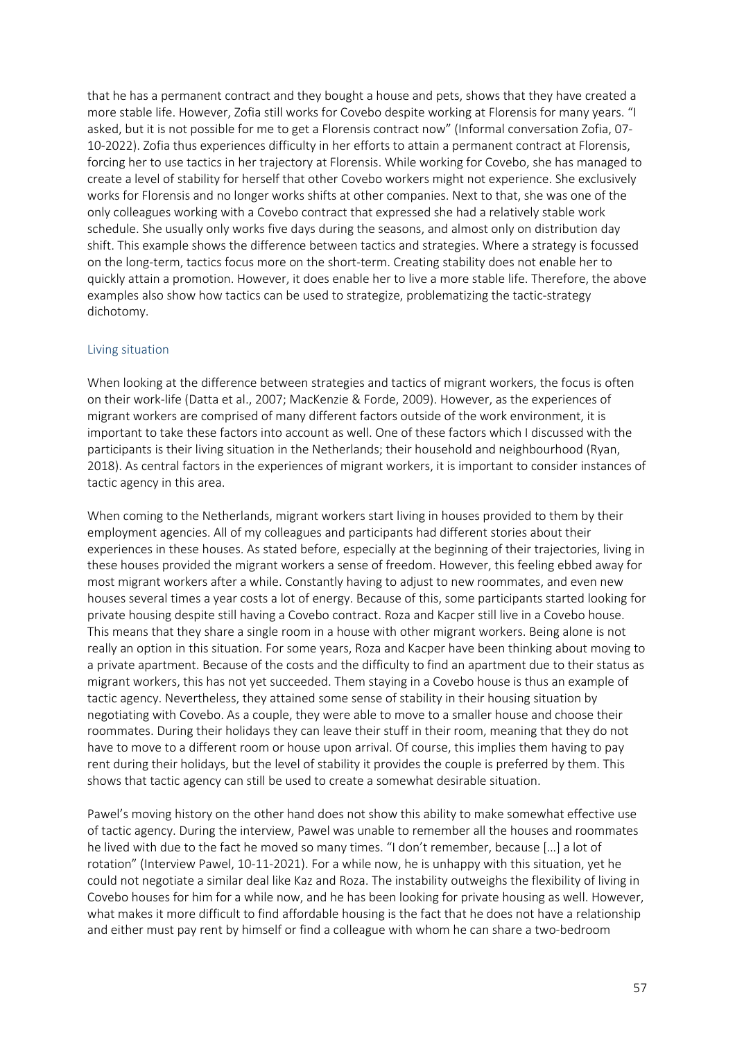that he has a permanent contract and they bought a house and pets, shows that they have created a more stable life. However, Zofia still works for Covebo despite working at Florensis for many years. "I asked, but it is not possible for me to get a Florensis contract now" (Informal conversation Zofia, 07-10-2022). Zofia thus experiences difficulty in her efforts to attain a permanent contract at Florensis, forcing her to use tactics in her trajectory at Florensis. While working for Covebo, she has managed to create a level of stability for herself that other Covebo workers might not experience. She exclusively works for Florensis and no longer works shifts at other companies. Next to that, she was one of the only colleagues working with a Covebo contract that expressed she had a relatively stable work schedule. She usually only works five days during the seasons, and almost only on distribution day shift. This example shows the difference between tactics and strategies. Where a strategy is focussed on the long-term, tactics focus more on the short-term. Creating stability does not enable her to quickly attain a promotion. However, it does enable her to live a more stable life. Therefore, the above examples also show how tactics can be used to strategize, problematizing the tactic-strategy dichotomy.

### Living situation

When looking at the difference between strategies and tactics of migrant workers, the focus is often on their work-life (Datta et al., 2007; MacKenzie & Forde, 2009). However, as the experiences of migrant workers are comprised of many different factors outside of the work environment, it is important to take these factors into account as well. One of these factors which I discussed with the participants is their living situation in the Netherlands; their household and neighbourhood (Ryan, 2018). As central factors in the experiences of migrant workers, it is important to consider instances of tactic agency in this area.

When coming to the Netherlands, migrant workers start living in houses provided to them by their employment agencies. All of my colleagues and participants had different stories about their experiences in these houses. As stated before, especially at the beginning of their trajectories, living in these houses provided the migrant workers a sense of freedom. However, this feeling ebbed away for most migrant workers after a while. Constantly having to adjust to new roommates, and even new houses several times a year costs a lot of energy. Because of this, some participants started looking for private housing despite still having a Covebo contract. Roza and Kacper still live in a Covebo house. This means that they share a single room in a house with other migrant workers. Being alone is not really an option in this situation. For some years, Roza and Kacper have been thinking about moving to a private apartment. Because of the costs and the difficulty to find an apartment due to their status as migrant workers, this has not yet succeeded. Them staying in a Covebo house is thus an example of tactic agency. Nevertheless, they attained some sense of stability in their housing situation by negotiating with Covebo. As a couple, they were able to move to a smaller house and choose their roommates. During their holidays they can leave their stuff in their room, meaning that they do not have to move to a different room or house upon arrival. Of course, this implies them having to pay rent during their holidays, but the level of stability it provides the couple is preferred by them. This shows that tactic agency can still be used to create a somewhat desirable situation.

Pawel's moving history on the other hand does not show this ability to make somewhat effective use of tactic agency. During the interview, Pawel was unable to remember all the houses and roommates he lived with due to the fact he moved so many times. "I don't remember, because […] a lot of rotation" (Interview Pawel, 10-11-2021). For a while now, he is unhappy with this situation, yet he could not negotiate a similar deal like Kaz and Roza. The instability outweighs the flexibility of living in Covebo houses for him for a while now, and he has been looking for private housing as well. However, what makes it more difficult to find affordable housing is the fact that he does not have a relationship and either must pay rent by himself or find a colleague with whom he can share a two-bedroom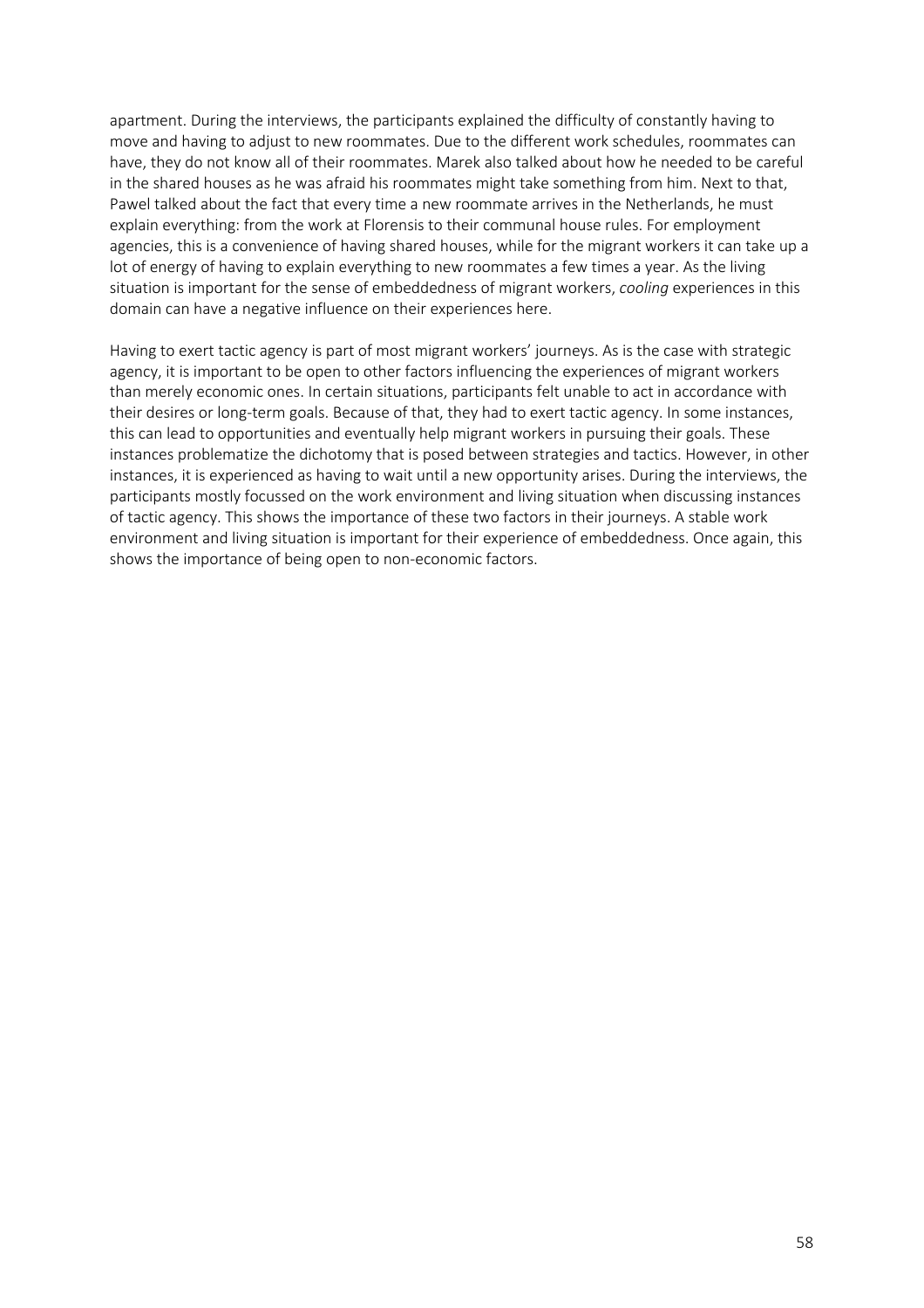apartment. During the interviews, the participants explained the difficulty of constantly having to move and having to adjust to new roommates. Due to the different work schedules, roommates can have, they do not know all of their roommates. Marek also talked about how he needed to be careful in the shared houses as he was afraid his roommates might take something from him. Next to that, Pawel talked about the fact that every time a new roommate arrives in the Netherlands, he must explain everything: from the work at Florensis to their communal house rules. For employment agencies, this is a convenience of having shared houses, while for the migrant workers it can take up a lot of energy of having to explain everything to new roommates a few times a year. As the living situation is important for the sense of embeddedness of migrant workers, *cooling* experiences in this domain can have a negative influence on their experiences here.

Having to exert tactic agency is part of most migrant workers' journeys. As is the case with strategic agency, it is important to be open to other factors influencing the experiences of migrant workers than merely economic ones. In certain situations, participants felt unable to act in accordance with their desires or long-term goals. Because of that, they had to exert tactic agency. In some instances, this can lead to opportunities and eventually help migrant workers in pursuing their goals. These instances problematize the dichotomy that is posed between strategies and tactics. However, in other instances, it is experienced as having to wait until a new opportunity arises. During the interviews, the participants mostly focussed on the work environment and living situation when discussing instances of tactic agency. This shows the importance of these two factors in their journeys. A stable work environment and living situation is important for their experience of embeddedness. Once again, this shows the importance of being open to non-economic factors.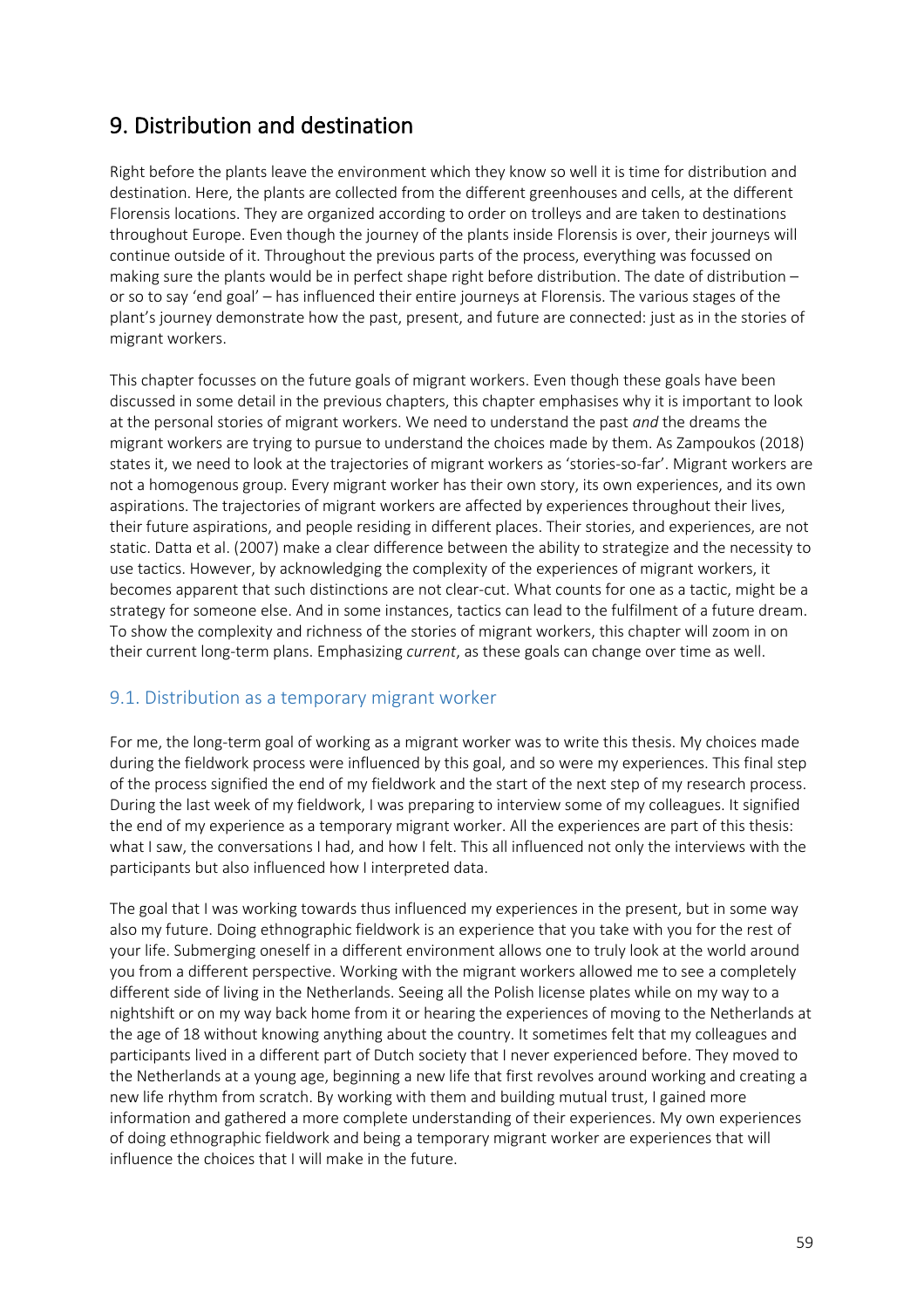# 9. Distribution and destination

Right before the plants leave the environment which they know so well it is time for distribution and destination. Here, the plants are collected from the different greenhouses and cells, at the different Florensis locations. They are organized according to order on trolleys and are taken to destinations throughout Europe. Even though the journey of the plants inside Florensis is over, their journeys will continue outside of it. Throughout the previous parts of the process, everything was focussed on making sure the plants would be in perfect shape right before distribution. The date of distribution – or so to say 'end goal' – has influenced their entire journeys at Florensis. The various stages of the plant's journey demonstrate how the past, present, and future are connected: just as in the stories of migrant workers.

This chapter focusses on the future goals of migrant workers. Even though these goals have been discussed in some detail in the previous chapters, this chapter emphasises why it is important to look at the personal stories of migrant workers. We need to understand the past *and* the dreams the migrant workers are trying to pursue to understand the choices made by them. As Zampoukos (2018) states it, we need to look at the trajectories of migrant workers as 'stories-so-far'. Migrant workers are not a homogenous group. Every migrant worker has their own story, its own experiences, and its own aspirations. The trajectories of migrant workers are affected by experiences throughout their lives, their future aspirations, and people residing in different places. Their stories, and experiences, are not static. Datta et al. (2007) make a clear difference between the ability to strategize and the necessity to use tactics. However, by acknowledging the complexity of the experiences of migrant workers, it becomes apparent that such distinctions are not clear-cut. What counts for one as a tactic, might be a strategy for someone else. And in some instances, tactics can lead to the fulfilment of a future dream. To show the complexity and richness of the stories of migrant workers, this chapter will zoom in on their current long-term plans. Emphasizing *current*, as these goals can change over time as well.

## 9.1. Distribution as a temporary migrant worker

For me, the long-term goal of working as a migrant worker was to write this thesis. My choices made during the fieldwork process were influenced by this goal, and so were my experiences. This final step of the process signified the end of my fieldwork and the start of the next step of my research process. During the last week of my fieldwork, I was preparing to interview some of my colleagues. It signified the end of my experience as a temporary migrant worker. All the experiences are part of this thesis: what I saw, the conversations I had, and how I felt. This all influenced not only the interviews with the participants but also influenced how I interpreted data.

The goal that I was working towards thus influenced my experiences in the present, but in some way also my future. Doing ethnographic fieldwork is an experience that you take with you for the rest of your life. Submerging oneself in a different environment allows one to truly look at the world around you from a different perspective. Working with the migrant workers allowed me to see a completely different side of living in the Netherlands. Seeing all the Polish license plates while on my way to a nightshift or on my way back home from it or hearing the experiences of moving to the Netherlands at the age of 18 without knowing anything about the country. It sometimes felt that my colleagues and participants lived in a different part of Dutch society that I never experienced before. They moved to the Netherlands at a young age, beginning a new life that first revolves around working and creating a new life rhythm from scratch. By working with them and building mutual trust, I gained more information and gathered a more complete understanding of their experiences. My own experiences of doing ethnographic fieldwork and being a temporary migrant worker are experiences that will influence the choices that I will make in the future.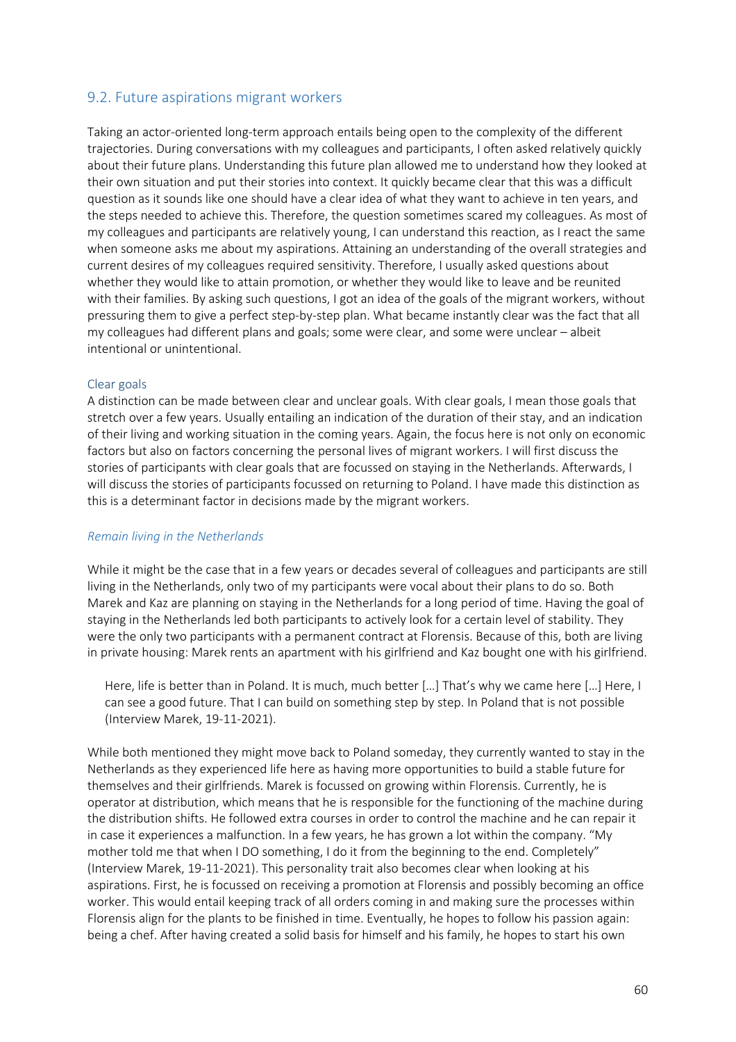## 9.2. Future aspirations migrant workers

Taking an actor-oriented long-term approach entails being open to the complexity of the different trajectories. During conversations with my colleagues and participants, I often asked relatively quickly about their future plans. Understanding this future plan allowed me to understand how they looked at their own situation and put their stories into context. It quickly became clear that this was a difficult question as it sounds like one should have a clear idea of what they want to achieve in ten years, and the steps needed to achieve this. Therefore, the question sometimes scared my colleagues. As most of my colleagues and participants are relatively young, I can understand this reaction, as I react the same when someone asks me about my aspirations. Attaining an understanding of the overall strategies and current desires of my colleagues required sensitivity. Therefore, I usually asked questions about whether they would like to attain promotion, or whether they would like to leave and be reunited with their families. By asking such questions, I got an idea of the goals of the migrant workers, without pressuring them to give a perfect step-by-step plan. What became instantly clear was the fact that all my colleagues had different plans and goals; some were clear, and some were unclear – albeit intentional or unintentional.

### Clear goals

A distinction can be made between clear and unclear goals. With clear goals, I mean those goals that stretch over a few years. Usually entailing an indication of the duration of their stay, and an indication of their living and working situation in the coming years. Again, the focus here is not only on economic factors but also on factors concerning the personal lives of migrant workers. I will first discuss the stories of participants with clear goals that are focussed on staying in the Netherlands. Afterwards, I will discuss the stories of participants focussed on returning to Poland. I have made this distinction as this is a determinant factor in decisions made by the migrant workers.

#### *Remain living in the Netherlands*

While it might be the case that in a few years or decades several of colleagues and participants are still living in the Netherlands, only two of my participants were vocal about their plans to do so. Both Marek and Kaz are planning on staying in the Netherlands for a long period of time. Having the goal of staying in the Netherlands led both participants to actively look for a certain level of stability. They were the only two participants with a permanent contract at Florensis. Because of this, both are living in private housing: Marek rents an apartment with his girlfriend and Kaz bought one with his girlfriend.

> Here, life is better than in Poland. It is much, much better […] That's why we came here […] Here, I can see a good future. That I can build on something step by step. In Poland that is not possible (Interview Marek, 19-11-2021).

While both mentioned they might move back to Poland someday, they currently wanted to stay in the Netherlands as they experienced life here as having more opportunities to build a stable future for themselves and their girlfriends. Marek is focussed on growing within Florensis. Currently, he is operator at distribution, which means that he is responsible for the functioning of the machine during the distribution shifts. He followed extra courses in order to control the machine and he can repair it in case it experiences a malfunction. In a few years, he has grown a lot within the company. "My mother told me that when I DO something, I do it from the beginning to the end. Completely" (Interview Marek, 19-11-2021). This personality trait also becomes clear when looking at his aspirations. First, he is focussed on receiving a promotion at Florensis and possibly becoming an office worker. This would entail keeping track of all orders coming in and making sure the processes within Florensis align for the plants to be finished in time. Eventually, he hopes to follow his passion again: being a chef. After having created a solid basis for himself and his family, he hopes to start his own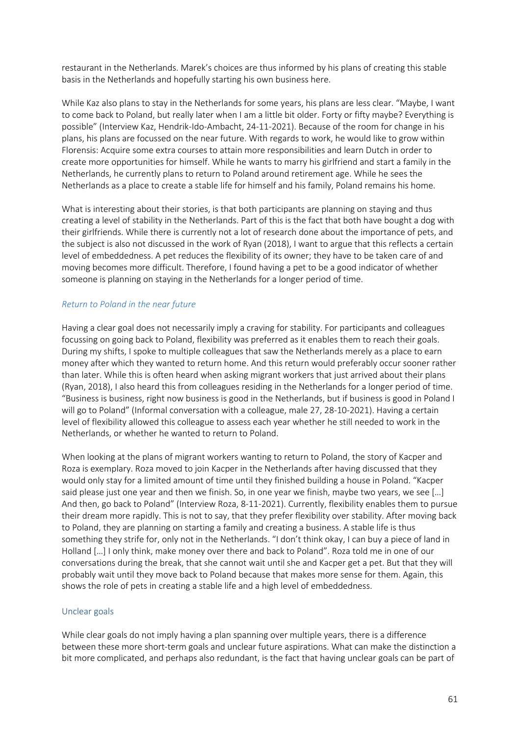restaurant in the Netherlands. Marek's choices are thus informed by his plans of creating this stable basis in the Netherlands and hopefully starting his own business here.

While Kaz also plans to stay in the Netherlands for some years, his plans are less clear. "Maybe, I want to come back to Poland, but really later when I am a little bit older. Forty or fifty maybe? Everything is possible" (Interview Kaz, Hendrik-Ido-Ambacht, 24-11-2021). Because of the room for change in his plans, his plans are focussed on the near future. With regards to work, he would like to grow within Florensis: Acquire some extra courses to attain more responsibilities and learn Dutch in order to create more opportunities for himself. While he wants to marry his girlfriend and start a family in the Netherlands, he currently plans to return to Poland around retirement age. While he sees the Netherlands as a place to create a stable life for himself and his family, Poland remains his home.

What is interesting about their stories, is that both participants are planning on staying and thus creating a level of stability in the Netherlands. Part of this is the fact that both have bought a dog with their girlfriends. While there is currently not a lot of research done about the importance of pets, and the subject is also not discussed in the work of Ryan (2018), I want to argue that this reflects a certain level of embeddedness. A pet reduces the flexibility of its owner; they have to be taken care of and moving becomes more difficult. Therefore, I found having a pet to be a good indicator of whether someone is planning on staying in the Netherlands for a longer period of time.

#### *Return to Poland in the near future*

Having a clear goal does not necessarily imply a craving for stability. For participants and colleagues focussing on going back to Poland, flexibility was preferred as it enables them to reach their goals. During my shifts, I spoke to multiple colleagues that saw the Netherlands merely as a place to earn money after which they wanted to return home. And this return would preferably occur sooner rather than later. While this is often heard when asking migrant workers that just arrived about their plans (Ryan, 2018), I also heard this from colleagues residing in the Netherlands for a longer period of time. "Business is business, right now business is good in the Netherlands, but if business is good in Poland I will go to Poland" (Informal conversation with a colleague, male 27, 28-10-2021). Having a certain level of flexibility allowed this colleague to assess each year whether he still needed to work in the Netherlands, or whether he wanted to return to Poland.

When looking at the plans of migrant workers wanting to return to Poland, the story of Kacper and Roza is exemplary. Roza moved to join Kacper in the Netherlands after having discussed that they would only stay for a limited amount of time until they finished building a house in Poland. "Kacper said please just one year and then we finish. So, in one year we finish, maybe two years, we see […] And then, go back to Poland" (Interview Roza, 8-11-2021). Currently, flexibility enables them to pursue their dream more rapidly. This is not to say, that they prefer flexibility over stability. After moving back to Poland, they are planning on starting a family and creating a business. A stable life is thus something they strife for, only not in the Netherlands. "I don't think okay, I can buy a piece of land in Holland […] I only think, make money over there and back to Poland". Roza told me in one of our conversations during the break, that she cannot wait until she and Kacper get a pet. But that they will probably wait until they move back to Poland because that makes more sense for them. Again, this shows the role of pets in creating a stable life and a high level of embeddedness.

### Unclear goals

While clear goals do not imply having a plan spanning over multiple years, there is a difference between these more short-term goals and unclear future aspirations. What can make the distinction a bit more complicated, and perhaps also redundant, is the fact that having unclear goals can be part of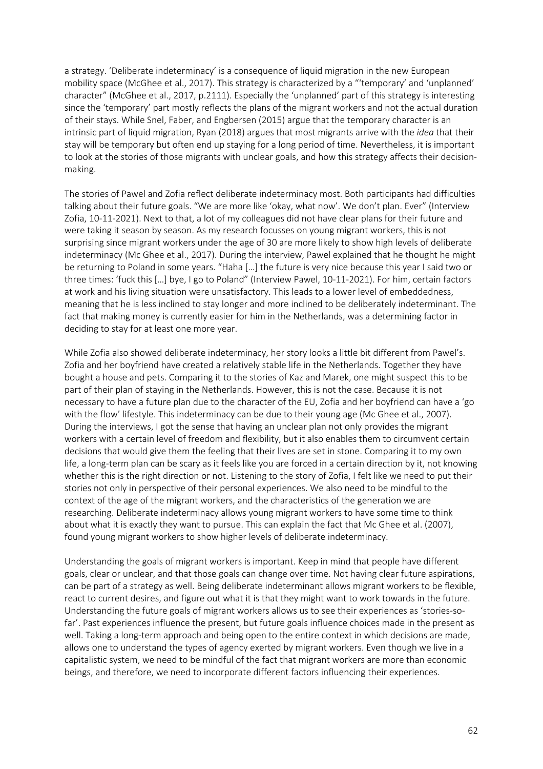a strategy. 'Deliberate indeterminacy' is a consequence of liquid migration in the new European mobility space (McGhee et al., 2017). This strategy is characterized by a "'temporary' and 'unplanned' character" (McGhee et al., 2017, p.2111). Especially the 'unplanned' part of this strategy is interesting since the 'temporary' part mostly reflects the plans of the migrant workers and not the actual duration of their stays. While Snel, Faber, and Engbersen (2015) argue that the temporary character is an intrinsic part of liquid migration, Ryan (2018) argues that most migrants arrive with the *idea* that their stay will be temporary but often end up staying for a long period of time. Nevertheless, it is important to look at the stories of those migrants with unclear goals, and how this strategy affects their decision-making.

The stories of Pawel and Zofia reflect deliberate indeterminacy most. Both participants had difficulties talking about their future goals. "We are more like 'okay, what now'. We don't plan. Ever" (Interview Zofia, 10-11-2021). Next to that, a lot of my colleagues did not have clear plans for their future and were taking it season by season. As my research focusses on young migrant workers, this is not surprising since migrant workers under the age of 30 are more likely to show high levels of deliberate indeterminacy (Mc Ghee et al., 2017). During the interview, Pawel explained that he thought he might be returning to Poland in some years. "Haha […] the future is very nice because this year I said two or three times: 'fuck this […] bye, I go to Poland" (Interview Pawel, 10-11-2021). For him, certain factors at work and his living situation were unsatisfactory. This leads to a lower level of embeddedness, meaning that he is less inclined to stay longer and more inclined to be deliberately indeterminant. The fact that making money is currently easier for him in the Netherlands, was a determining factor in deciding to stay for at least one more year.

While Zofia also showed deliberate indeterminacy, her story looks a little bit different from Pawel's. Zofia and her boyfriend have created a relatively stable life in the Netherlands. Together they have bought a house and pets. Comparing it to the stories of Kaz and Marek, one might suspect this to be part of their plan of staying in the Netherlands. However, this is not the case. Because it is not necessary to have a future plan due to the character of the EU, Zofia and her boyfriend can have a 'go with the flow' lifestyle. This indeterminacy can be due to their young age (Mc Ghee et al., 2007). During the interviews, I got the sense that having an unclear plan not only provides the migrant workers with a certain level of freedom and flexibility, but it also enables them to circumvent certain decisions that would give them the feeling that their lives are set in stone. Comparing it to my own life, a long-term plan can be scary as it feels like you are forced in a certain direction by it, not knowing whether this is the right direction or not. Listening to the story of Zofia, I felt like we need to put their stories not only in perspective of their personal experiences. We also need to be mindful to the context of the age of the migrant workers, and the characteristics of the generation we are researching. Deliberate indeterminacy allows young migrant workers to have some time to think about what it is exactly they want to pursue. This can explain the fact that Mc Ghee et al. (2007), found young migrant workers to show higher levels of deliberate indeterminacy.

Understanding the goals of migrant workers is important. Keep in mind that people have different goals, clear or unclear, and that those goals can change over time. Not having clear future aspirations, can be part of a strategy as well. Being deliberate indeterminant allows migrant workers to be flexible, react to current desires, and figure out what it is that they might want to work towards in the future. Understanding the future goals of migrant workers allows us to see their experiences as 'stories-so-far'. Past experiences influence the present, but future goals influence choices made in the present as well. Taking a long-term approach and being open to the entire context in which decisions are made, allows one to understand the types of agency exerted by migrant workers. Even though we live in a capitalistic system, we need to be mindful of the fact that migrant workers are more than economic beings, and therefore, we need to incorporate different factors influencing their experiences.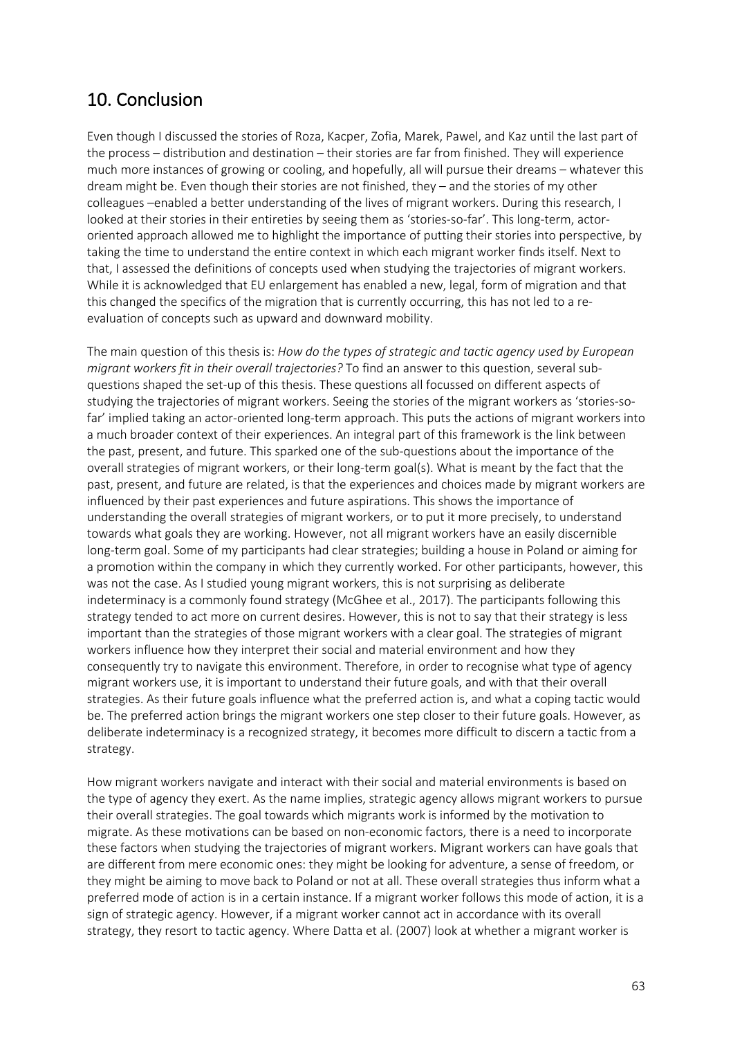## 10. Conclusion

Even though I discussed the stories of Roza, Kacper, Zofia, Marek, Pawel, and Kaz until the last part of the process – distribution and destination – their stories are far from finished. They will experience much more instances of growing or cooling, and hopefully, all will pursue their dreams – whatever this dream might be. Even though their stories are not finished, they – and the stories of my other colleagues –enabled a better understanding of the lives of migrant workers. During this research, I looked at their stories in their entireties by seeing them as 'stories-so-far'. This long-term, actor-oriented approach allowed me to highlight the importance of putting their stories into perspective, by taking the time to understand the entire context in which each migrant worker finds itself. Next to that, I assessed the definitions of concepts used when studying the trajectories of migrant workers. While it is acknowledged that EU enlargement has enabled a new, legal, form of migration and that this changed the specifics of the migration that is currently occurring, this has not led to a re-evaluation of concepts such as upward and downward mobility.

The main question of this thesis is: *How do the types of strategic and tactic agency used by European migrant workers fit in their overall trajectories?* To find an answer to this question, several sub-questions shaped the set-up of this thesis. These questions all focussed on different aspects of studying the trajectories of migrant workers. Seeing the stories of the migrant workers as 'stories-so-far' implied taking an actor-oriented long-term approach. This puts the actions of migrant workers into a much broader context of their experiences. An integral part of this framework is the link between the past, present, and future. This sparked one of the sub-questions about the importance of the overall strategies of migrant workers, or their long-term goal(s). What is meant by the fact that the past, present, and future are related, is that the experiences and choices made by migrant workers are influenced by their past experiences and future aspirations. This shows the importance of understanding the overall strategies of migrant workers, or to put it more precisely, to understand towards what goals they are working. However, not all migrant workers have an easily discernible long-term goal. Some of my participants had clear strategies; building a house in Poland or aiming for a promotion within the company in which they currently worked. For other participants, however, this was not the case. As I studied young migrant workers, this is not surprising as deliberate indeterminacy is a commonly found strategy (McGhee et al., 2017). The participants following this strategy tended to act more on current desires. However, this is not to say that their strategy is less important than the strategies of those migrant workers with a clear goal. The strategies of migrant workers influence how they interpret their social and material environment and how they consequently try to navigate this environment. Therefore, in order to recognise what type of agency migrant workers use, it is important to understand their future goals, and with that their overall strategies. As their future goals influence what the preferred action is, and what a coping tactic would be. The preferred action brings the migrant workers one step closer to their future goals. However, as deliberate indeterminacy is a recognized strategy, it becomes more difficult to discern a tactic from a strategy.

How migrant workers navigate and interact with their social and material environments is based on the type of agency they exert. As the name implies, strategic agency allows migrant workers to pursue their overall strategies. The goal towards which migrants work is informed by the motivation to migrate. As these motivations can be based on non-economic factors, there is a need to incorporate these factors when studying the trajectories of migrant workers. Migrant workers can have goals that are different from mere economic ones: they might be looking for adventure, a sense of freedom, or they might be aiming to move back to Poland or not at all. These overall strategies thus inform what a preferred mode of action is in a certain instance. If a migrant worker follows this mode of action, it is a sign of strategic agency. However, if a migrant worker cannot act in accordance with its overall strategy, they resort to tactic agency. Where Datta et al. (2007) look at whether a migrant worker is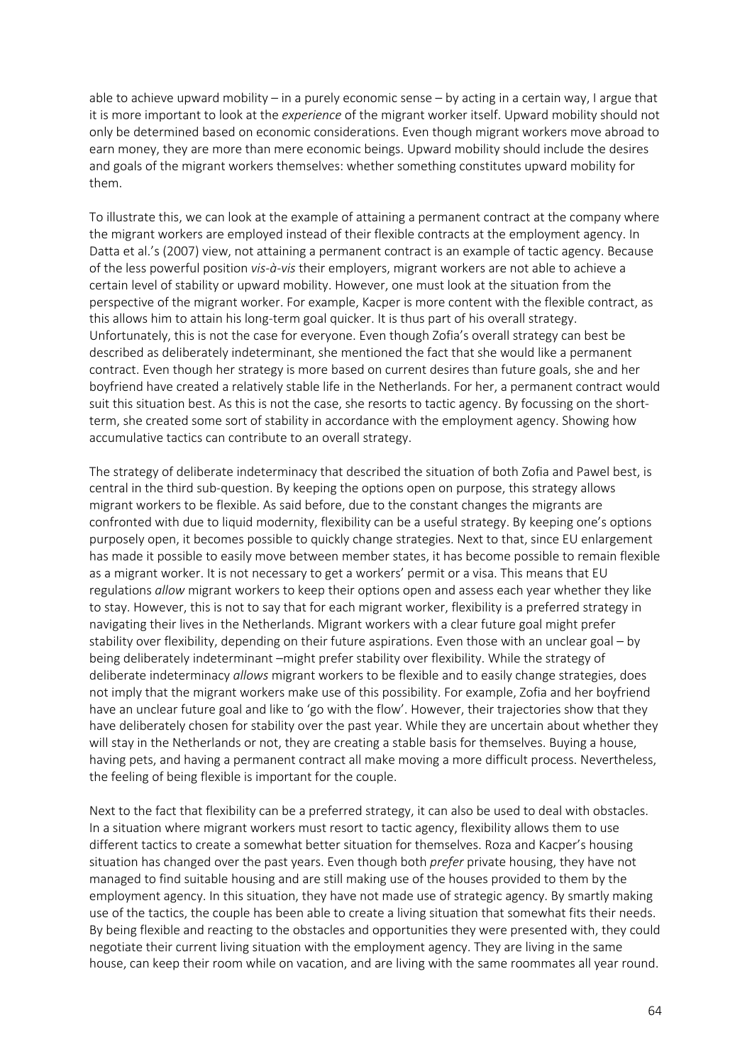able to achieve upward mobility – in a purely economic sense – by acting in a certain way, I argue that it is more important to look at the *experience* of the migrant worker itself. Upward mobility should not only be determined based on economic considerations. Even though migrant workers move abroad to earn money, they are more than mere economic beings. Upward mobility should include the desires and goals of the migrant workers themselves: whether something constitutes upward mobility for them.

To illustrate this, we can look at the example of attaining a permanent contract at the company where the migrant workers are employed instead of their flexible contracts at the employment agency. In Datta et al.'s (2007) view, not attaining a permanent contract is an example of tactic agency. Because of the less powerful position *vis-à-vis* their employers, migrant workers are not able to achieve a certain level of stability or upward mobility. However, one must look at the situation from the perspective of the migrant worker. For example, Kacper is more content with the flexible contract, as this allows him to attain his long-term goal quicker. It is thus part of his overall strategy. Unfortunately, this is not the case for everyone. Even though Zofia's overall strategy can best be described as deliberately indeterminant, she mentioned the fact that she would like a permanent contract. Even though her strategy is more based on current desires than future goals, she and her boyfriend have created a relatively stable life in the Netherlands. For her, a permanent contract would suit this situation best. As this is not the case, she resorts to tactic agency. By focussing on the short-term, she created some sort of stability in accordance with the employment agency. Showing how accumulative tactics can contribute to an overall strategy.

The strategy of deliberate indeterminacy that described the situation of both Zofia and Pawel best, is central in the third sub-question. By keeping the options open on purpose, this strategy allows migrant workers to be flexible. As said before, due to the constant changes the migrants are confronted with due to liquid modernity, flexibility can be a useful strategy. By keeping one's options purposely open, it becomes possible to quickly change strategies. Next to that, since EU enlargement has made it possible to easily move between member states, it has become possible to remain flexible as a migrant worker. It is not necessary to get a workers' permit or a visa. This means that EU regulations *allow* migrant workers to keep their options open and assess each year whether they like to stay. However, this is not to say that for each migrant worker, flexibility is a preferred strategy in navigating their lives in the Netherlands. Migrant workers with a clear future goal might prefer stability over flexibility, depending on their future aspirations. Even those with an unclear goal – by being deliberately indeterminant –might prefer stability over flexibility. While the strategy of deliberate indeterminacy *allows* migrant workers to be flexible and to easily change strategies, does not imply that the migrant workers make use of this possibility. For example, Zofia and her boyfriend have an unclear future goal and like to 'go with the flow'. However, their trajectories show that they have deliberately chosen for stability over the past year. While they are uncertain about whether they will stay in the Netherlands or not, they are creating a stable basis for themselves. Buying a house, having pets, and having a permanent contract all make moving a more difficult process. Nevertheless, the feeling of being flexible is important for the couple.

Next to the fact that flexibility can be a preferred strategy, it can also be used to deal with obstacles. In a situation where migrant workers must resort to tactic agency, flexibility allows them to use different tactics to create a somewhat better situation for themselves. Roza and Kacper's housing situation has changed over the past years. Even though both *prefer* private housing, they have not managed to find suitable housing and are still making use of the houses provided to them by the employment agency. In this situation, they have not made use of strategic agency. By smartly making use of the tactics, the couple has been able to create a living situation that somewhat fits their needs. By being flexible and reacting to the obstacles and opportunities they were presented with, they could negotiate their current living situation with the employment agency. They are living in the same house, can keep their room while on vacation, and are living with the same roommates all year round.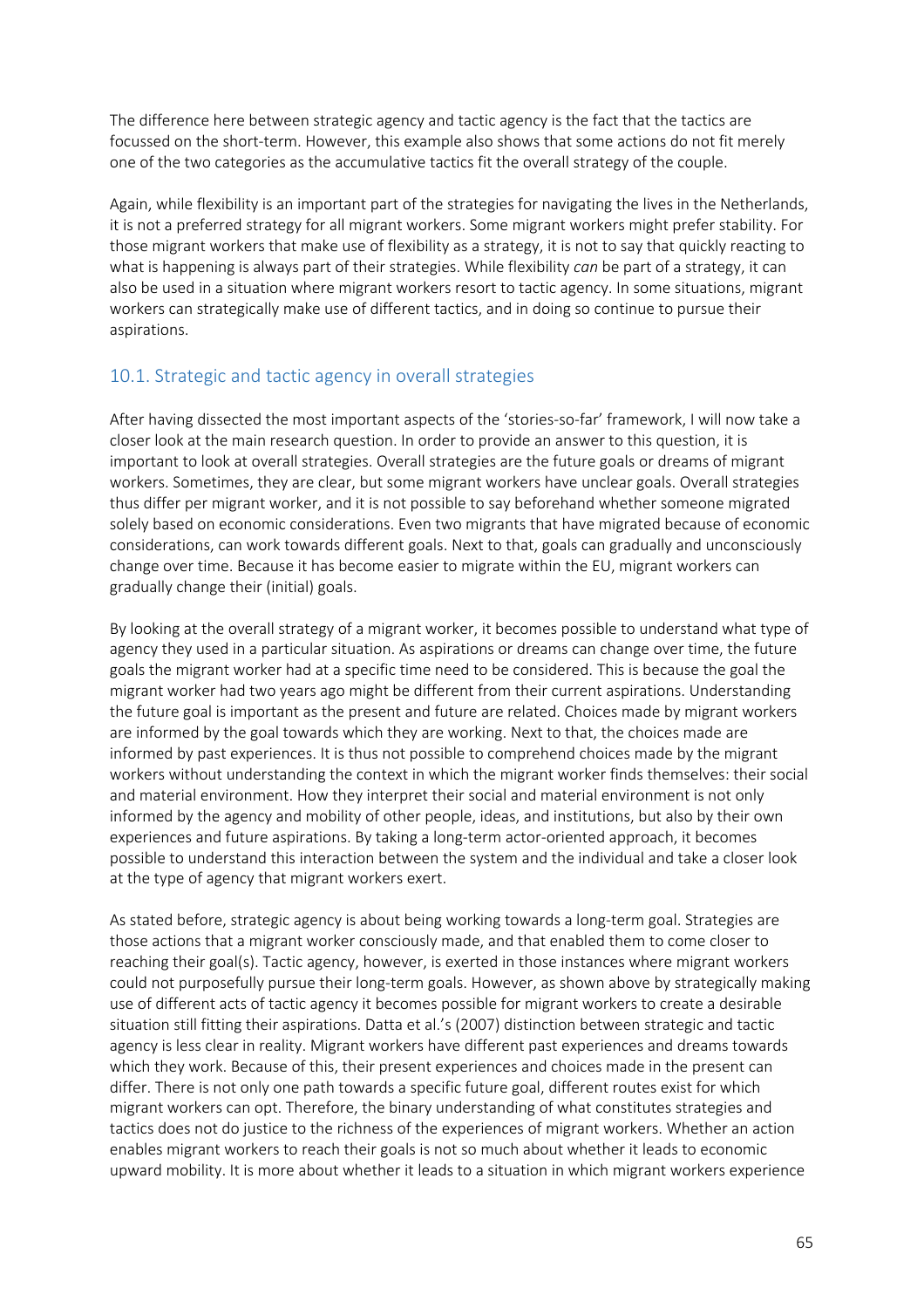The difference here between strategic agency and tactic agency is the fact that the tactics are focussed on the short-term. However, this example also shows that some actions do not fit merely one of the two categories as the accumulative tactics fit the overall strategy of the couple.

Again, while flexibility is an important part of the strategies for navigating the lives in the Netherlands, it is not a preferred strategy for all migrant workers. Some migrant workers might prefer stability. For those migrant workers that make use of flexibility as a strategy, it is not to say that quickly reacting to what is happening is always part of their strategies. While flexibility *can* be part of a strategy, it can also be used in a situation where migrant workers resort to tactic agency. In some situations, migrant workers can strategically make use of different tactics, and in doing so continue to pursue their aspirations.

## 10.1. Strategic and tactic agency in overall strategies

After having dissected the most important aspects of the 'stories-so-far' framework, I will now take a closer look at the main research question. In order to provide an answer to this question, it is important to look at overall strategies. Overall strategies are the future goals or dreams of migrant workers. Sometimes, they are clear, but some migrant workers have unclear goals. Overall strategies thus differ per migrant worker, and it is not possible to say beforehand whether someone migrated solely based on economic considerations. Even two migrants that have migrated because of economic considerations, can work towards different goals. Next to that, goals can gradually and unconsciously change over time. Because it has become easier to migrate within the EU, migrant workers can gradually change their (initial) goals.

By looking at the overall strategy of a migrant worker, it becomes possible to understand what type of agency they used in a particular situation. As aspirations or dreams can change over time, the future goals the migrant worker had at a specific time need to be considered. This is because the goal the migrant worker had two years ago might be different from their current aspirations. Understanding the future goal is important as the present and future are related. Choices made by migrant workers are informed by the goal towards which they are working. Next to that, the choices made are informed by past experiences. It is thus not possible to comprehend choices made by the migrant workers without understanding the context in which the migrant worker finds themselves: their social and material environment. How they interpret their social and material environment is not only informed by the agency and mobility of other people, ideas, and institutions, but also by their own experiences and future aspirations. By taking a long-term actor-oriented approach, it becomes possible to understand this interaction between the system and the individual and take a closer look at the type of agency that migrant workers exert.

As stated before, strategic agency is about being working towards a long-term goal. Strategies are those actions that a migrant worker consciously made, and that enabled them to come closer to reaching their goal(s). Tactic agency, however, is exerted in those instances where migrant workers could not purposefully pursue their long-term goals. However, as shown above by strategically making use of different acts of tactic agency it becomes possible for migrant workers to create a desirable situation still fitting their aspirations. Datta et al.'s (2007) distinction between strategic and tactic agency is less clear in reality. Migrant workers have different past experiences and dreams towards which they work. Because of this, their present experiences and choices made in the present can differ. There is not only one path towards a specific future goal, different routes exist for which migrant workers can opt. Therefore, the binary understanding of what constitutes strategies and tactics does not do justice to the richness of the experiences of migrant workers. Whether an action enables migrant workers to reach their goals is not so much about whether it leads to economic upward mobility. It is more about whether it leads to a situation in which migrant workers experience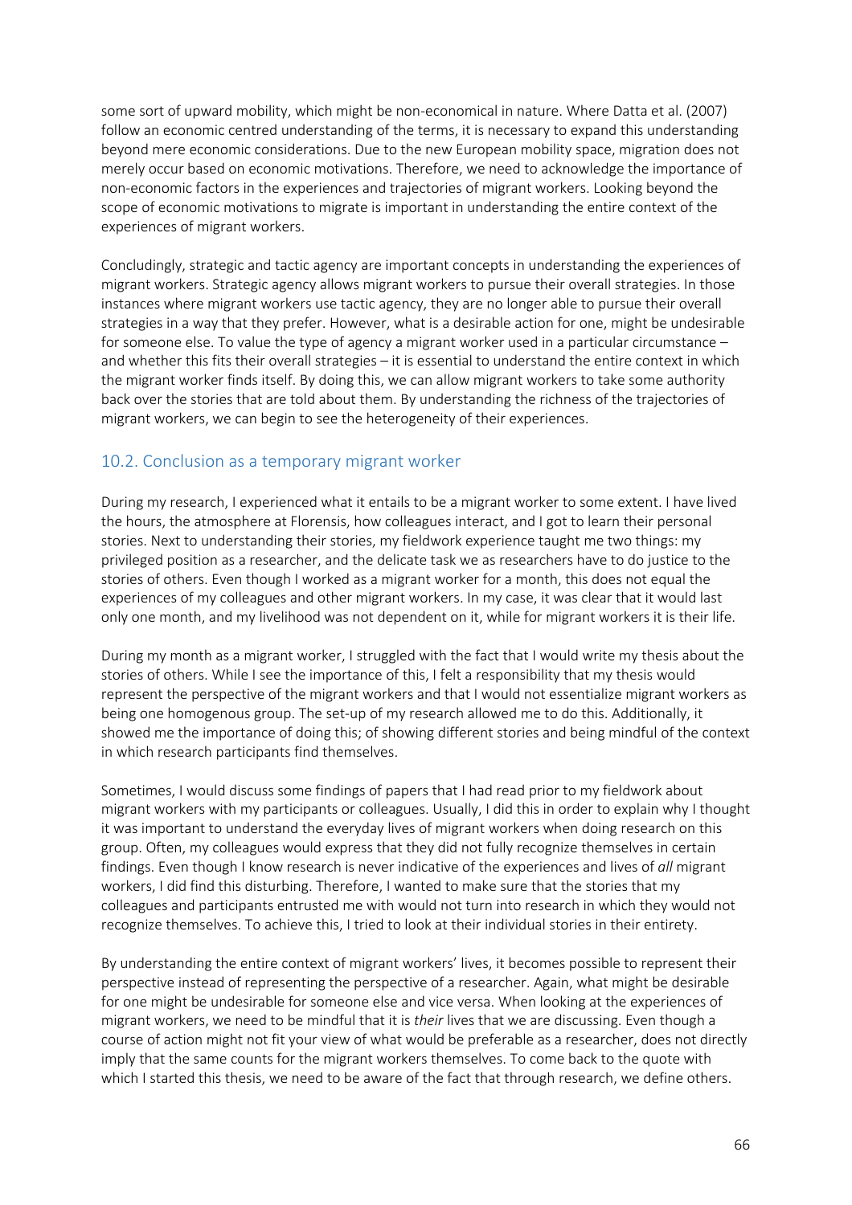some sort of upward mobility, which might be non-economical in nature. Where Datta et al. (2007) follow an economic centred understanding of the terms, it is necessary to expand this understanding beyond mere economic considerations. Due to the new European mobility space, migration does not merely occur based on economic motivations. Therefore, we need to acknowledge the importance of non-economic factors in the experiences and trajectories of migrant workers. Looking beyond the scope of economic motivations to migrate is important in understanding the entire context of the experiences of migrant workers.

Concludingly, strategic and tactic agency are important concepts in understanding the experiences of migrant workers. Strategic agency allows migrant workers to pursue their overall strategies. In those instances where migrant workers use tactic agency, they are no longer able to pursue their overall strategies in a way that they prefer. However, what is a desirable action for one, might be undesirable for someone else. To value the type of agency a migrant worker used in a particular circumstance – and whether this fits their overall strategies – it is essential to understand the entire context in which the migrant worker finds itself. By doing this, we can allow migrant workers to take some authority back over the stories that are told about them. By understanding the richness of the trajectories of migrant workers, we can begin to see the heterogeneity of their experiences.

## 10.2. Conclusion as a temporary migrant worker

During my research, I experienced what it entails to be a migrant worker to some extent. I have lived the hours, the atmosphere at Florensis, how colleagues interact, and I got to learn their personal stories. Next to understanding their stories, my fieldwork experience taught me two things: my privileged position as a researcher, and the delicate task we as researchers have to do justice to the stories of others. Even though I worked as a migrant worker for a month, this does not equal the experiences of my colleagues and other migrant workers. In my case, it was clear that it would last only one month, and my livelihood was not dependent on it, while for migrant workers it is their life.

During my month as a migrant worker, I struggled with the fact that I would write my thesis about the stories of others. While I see the importance of this, I felt a responsibility that my thesis would represent the perspective of the migrant workers and that I would not essentialize migrant workers as being one homogenous group. The set-up of my research allowed me to do this. Additionally, it showed me the importance of doing this; of showing different stories and being mindful of the context in which research participants find themselves.

Sometimes, I would discuss some findings of papers that I had read prior to my fieldwork about migrant workers with my participants or colleagues. Usually, I did this in order to explain why I thought it was important to understand the everyday lives of migrant workers when doing research on this group. Often, my colleagues would express that they did not fully recognize themselves in certain findings. Even though I know research is never indicative of the experiences and lives of *all* migrant workers, I did find this disturbing. Therefore, I wanted to make sure that the stories that my colleagues and participants entrusted me with would not turn into research in which they would not recognize themselves. To achieve this, I tried to look at their individual stories in their entirety.

By understanding the entire context of migrant workers' lives, it becomes possible to represent their perspective instead of representing the perspective of a researcher. Again, what might be desirable for one might be undesirable for someone else and vice versa. When looking at the experiences of migrant workers, we need to be mindful that it is *their* lives that we are discussing. Even though a course of action might not fit your view of what would be preferable as a researcher, does not directly imply that the same counts for the migrant workers themselves. To come back to the quote with which I started this thesis, we need to be aware of the fact that through research, we define others.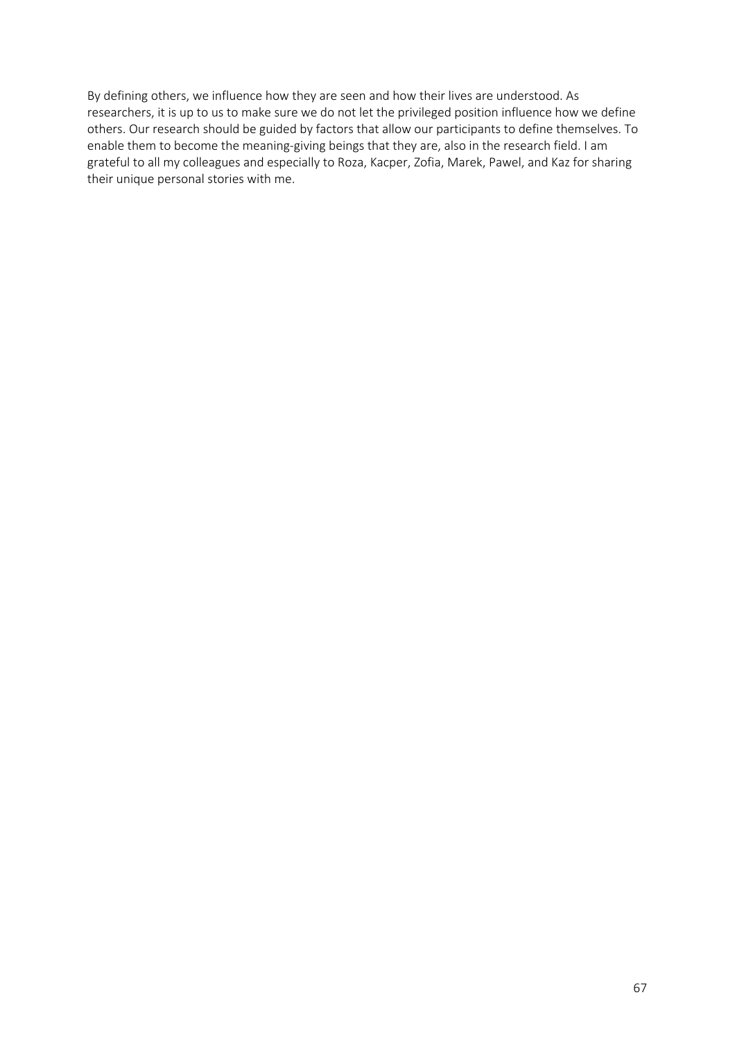By defining others, we influence how they are seen and how their lives are understood. As researchers, it is up to us to make sure we do not let the privileged position influence how we define others. Our research should be guided by factors that allow our participants to define themselves. To enable them to become the meaning-giving beings that they are, also in the research field. I am grateful to all my colleagues and especially to Roza, Kacper, Zofia, Marek, Pawel, and Kaz for sharing their unique personal stories with me.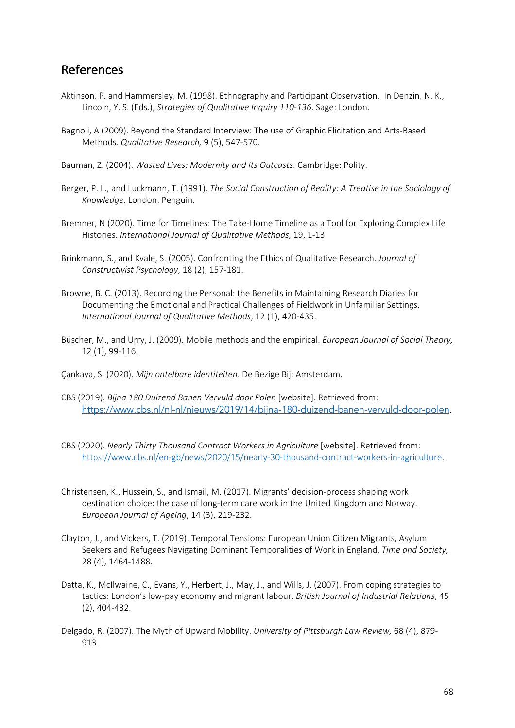## References

Aktinson, P. and Hammersley, M. (1998). Ethnography and Participant Observation. In Denzin, N. K., Lincoln, Y. S. (Eds.), *Strategies of Qualitative Inquiry 110-136*. Sage: London.

Bagnoli, A (2009). Beyond the Standard Interview: The use of Graphic Elicitation and Arts-Based Methods. *Qualitative Research,* 9 (5), 547-570.

Bauman, Z. (2004). *Wasted Lives: Modernity and Its Outcasts*. Cambridge: Polity.

Berger, P. L., and Luckmann, T. (1991). *The Social Construction of Reality: A Treatise in the Sociology of Knowledge.* London: Penguin.

Bremner, N (2020). Time for Timelines: The Take-Home Timeline as a Tool for Exploring Complex Life Histories. *International Journal of Qualitative Methods,* 19, 1-13.

Brinkmann, S., and Kvale, S. (2005). Confronting the Ethics of Qualitative Research. *Journal of Constructivist Psychology*, 18 (2), 157-181.

Browne, B. C. (2013). Recording the Personal: the Benefits in Maintaining Research Diaries for Documenting the Emotional and Practical Challenges of Fieldwork in Unfamiliar Settings. *International Journal of Qualitative Methods*, 12 (1), 420-435.

Büscher, M., and Urry, J. (2009). Mobile methods and the empirical. *European Journal of Social Theory,* 12 (1), 99-116.

Çankaya, S. (2020). *Mijn ontelbare identiteiten*. De Bezige Bij: Amsterdam.

CBS (2019). *Bijna 180 Duizend Banen Vervuld door Polen* [website]. Retrieved from: https://www.cbs.nl/nl-nl/nieuws/2019/14/bijna-180-duizend-banen-vervuld-door-polen.

CBS (2020). *Nearly Thirty Thousand Contract Workers in Agriculture* [website]. Retrieved from: https://www.cbs.nl/en-gb/news/2020/15/nearly-30-thousand-contract-workers-in-agriculture.

Christensen, K., Hussein, S., and Ismail, M. (2017). Migrants' decision-process shaping work destination choice: the case of long-term care work in the United Kingdom and Norway. *European Journal of Ageing*, 14 (3), 219-232.

Clayton, J., and Vickers, T. (2019). Temporal Tensions: European Union Citizen Migrants, Asylum Seekers and Refugees Navigating Dominant Temporalities of Work in England. *Time and Society*, 28 (4), 1464-1488.

Datta, K., McIlwaine, C., Evans, Y., Herbert, J., May, J., and Wills, J. (2007). From coping strategies to tactics: London's low-pay economy and migrant labour. *British Journal of Industrial Relations*, 45 (2), 404-432.

Delgado, R. (2007). The Myth of Upward Mobility. *University of Pittsburgh Law Review,* 68 (4), 879-913.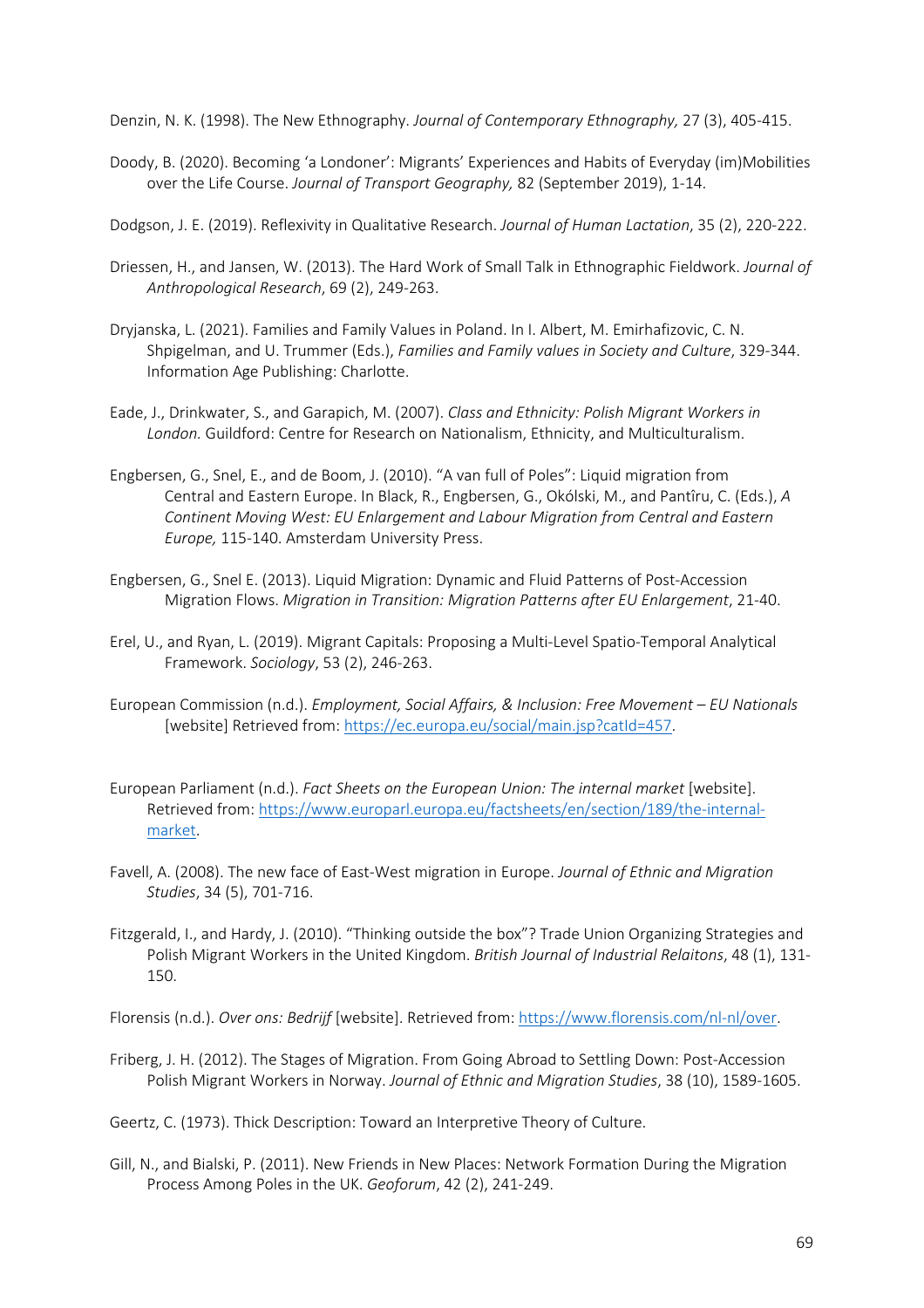Denzin, N. K. (1998). The New Ethnography. *Journal of Contemporary Ethnography,* 27 (3), 405-415.

Doody, B. (2020). Becoming 'a Londoner': Migrants' Experiences and Habits of Everyday (im)Mobilities over the Life Course. *Journal of Transport Geography,* 82 (September 2019), 1-14.

Dodgson, J. E. (2019). Reflexivity in Qualitative Research. *Journal of Human Lactation*, 35 (2), 220-222.

Driessen, H., and Jansen, W. (2013). The Hard Work of Small Talk in Ethnographic Fieldwork. *Journal of Anthropological Research*, 69 (2), 249-263.

Dryjanska, L. (2021). Families and Family Values in Poland. In I. Albert, M. Emirhafizovic, C. N. Shpigelman, and U. Trummer (Eds.), *Families and Family values in Society and Culture*, 329-344. Information Age Publishing: Charlotte.

Eade, J., Drinkwater, S., and Garapich, M. (2007). *Class and Ethnicity: Polish Migrant Workers in London.* Guildford: Centre for Research on Nationalism, Ethnicity, and Multiculturalism.

Engbersen, G., Snel, E., and de Boom, J. (2010). "A van full of Poles": Liquid migration from Central and Eastern Europe. In Black, R., Engbersen, G., Okólski, M., and Pantîru, C. (Eds.), *A Continent Moving West: EU Enlargement and Labour Migration from Central and Eastern Europe,* 115-140. Amsterdam University Press.

Engbersen, G., Snel E. (2013). Liquid Migration: Dynamic and Fluid Patterns of Post-Accession Migration Flows. *Migration in Transition: Migration Patterns after EU Enlargement*, 21-40.

Erel, U., and Ryan, L. (2019). Migrant Capitals: Proposing a Multi-Level Spatio-Temporal Analytical Framework. *Sociology*, 53 (2), 246-263.

European Commission (n.d.). *Employment, Social Affairs, & Inclusion: Free Movement – EU Nationals* [website] Retrieved from: https://ec.europa.eu/social/main.jsp?catId=457.

European Parliament (n.d.). *Fact Sheets on the European Union: The internal market* [website]. Retrieved from: https://www.europarl.europa.eu/factsheets/en/section/189/the-internal-market.

Favell, A. (2008). The new face of East-West migration in Europe. *Journal of Ethnic and Migration Studies*, 34 (5), 701-716.

Fitzgerald, I., and Hardy, J. (2010). "Thinking outside the box"? Trade Union Organizing Strategies and Polish Migrant Workers in the United Kingdom. *British Journal of Industrial Relaitons*, 48 (1), 131-150.

Florensis (n.d.). *Over ons: Bedrijf* [website]. Retrieved from: https://www.florensis.com/nl-nl/over.

Friberg, J. H. (2012). The Stages of Migration. From Going Abroad to Settling Down: Post-Accession Polish Migrant Workers in Norway. *Journal of Ethnic and Migration Studies*, 38 (10), 1589-1605.

Geertz, C. (1973). Thick Description: Toward an Interpretive Theory of Culture.

Gill, N., and Bialski, P. (2011). New Friends in New Places: Network Formation During the Migration Process Among Poles in the UK. *Geoforum*, 42 (2), 241-249.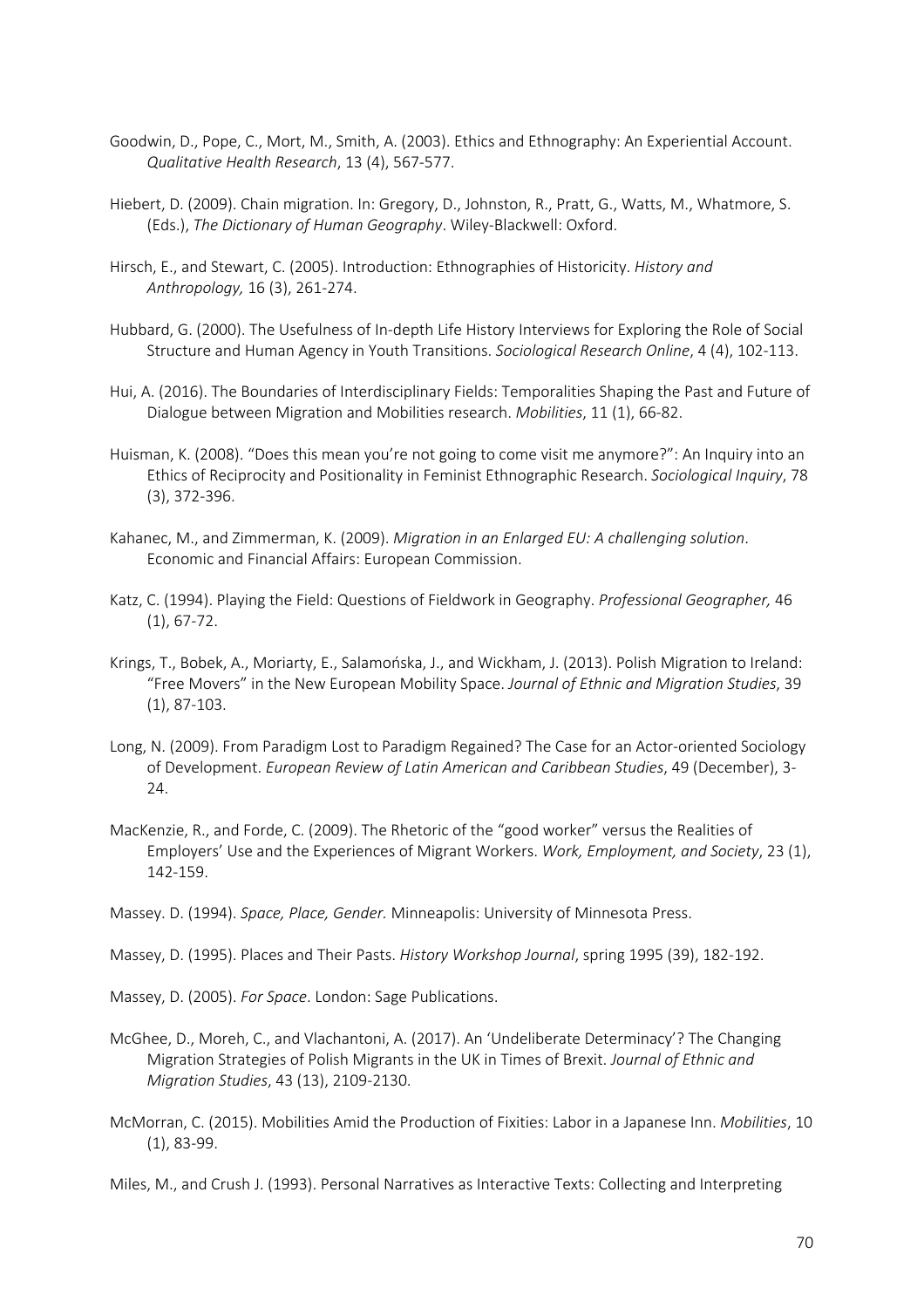Goodwin, D., Pope, C., Mort, M., Smith, A. (2003). Ethics and Ethnography: An Experiential Account. *Qualitative Health Research*, 13 (4), 567-577.

Hiebert, D. (2009). Chain migration. In: Gregory, D., Johnston, R., Pratt, G., Watts, M., Whatmore, S. (Eds.), *The Dictionary of Human Geography*. Wiley-Blackwell: Oxford.

Hirsch, E., and Stewart, C. (2005). Introduction: Ethnographies of Historicity. *History and Anthropology,* 16 (3), 261-274.

Hubbard, G. (2000). The Usefulness of In-depth Life History Interviews for Exploring the Role of Social Structure and Human Agency in Youth Transitions. *Sociological Research Online*, 4 (4), 102-113.

Hui, A. (2016). The Boundaries of Interdisciplinary Fields: Temporalities Shaping the Past and Future of Dialogue between Migration and Mobilities research. *Mobilities*, 11 (1), 66-82.

Huisman, K. (2008). "Does this mean you're not going to come visit me anymore?": An Inquiry into an Ethics of Reciprocity and Positionality in Feminist Ethnographic Research. *Sociological Inquiry*, 78 (3), 372-396.

Kahanec, M., and Zimmerman, K. (2009). *Migration in an Enlarged EU: A challenging solution*. Economic and Financial Affairs: European Commission.

Katz, C. (1994). Playing the Field: Questions of Fieldwork in Geography. *Professional Geographer,* 46 (1), 67-72.

Krings, T., Bobek, A., Moriarty, E., Salamońska, J., and Wickham, J. (2013). Polish Migration to Ireland: "Free Movers" in the New European Mobility Space. *Journal of Ethnic and Migration Studies*, 39 (1), 87-103.

Long, N. (2009). From Paradigm Lost to Paradigm Regained? The Case for an Actor-oriented Sociology of Development. *European Review of Latin American and Caribbean Studies*, 49 (December), 3-24.

MacKenzie, R., and Forde, C. (2009). The Rhetoric of the "good worker" versus the Realities of Employers' Use and the Experiences of Migrant Workers. *Work, Employment, and Society*, 23 (1), 142-159.

Massey. D. (1994). *Space, Place, Gender.* Minneapolis: University of Minnesota Press.

Massey, D. (1995). Places and Their Pasts. *History Workshop Journal*, spring 1995 (39), 182-192.

Massey, D. (2005). *For Space*. London: Sage Publications.

McGhee, D., Moreh, C., and Vlachantoni, A. (2017). An 'Undeliberate Determinacy'? The Changing Migration Strategies of Polish Migrants in the UK in Times of Brexit. *Journal of Ethnic and Migration Studies*, 43 (13), 2109-2130.

McMorran, C. (2015). Mobilities Amid the Production of Fixities: Labor in a Japanese Inn. *Mobilities*, 10 (1), 83-99.

Miles, M., and Crush J. (1993). Personal Narratives as Interactive Texts: Collecting and Interpreting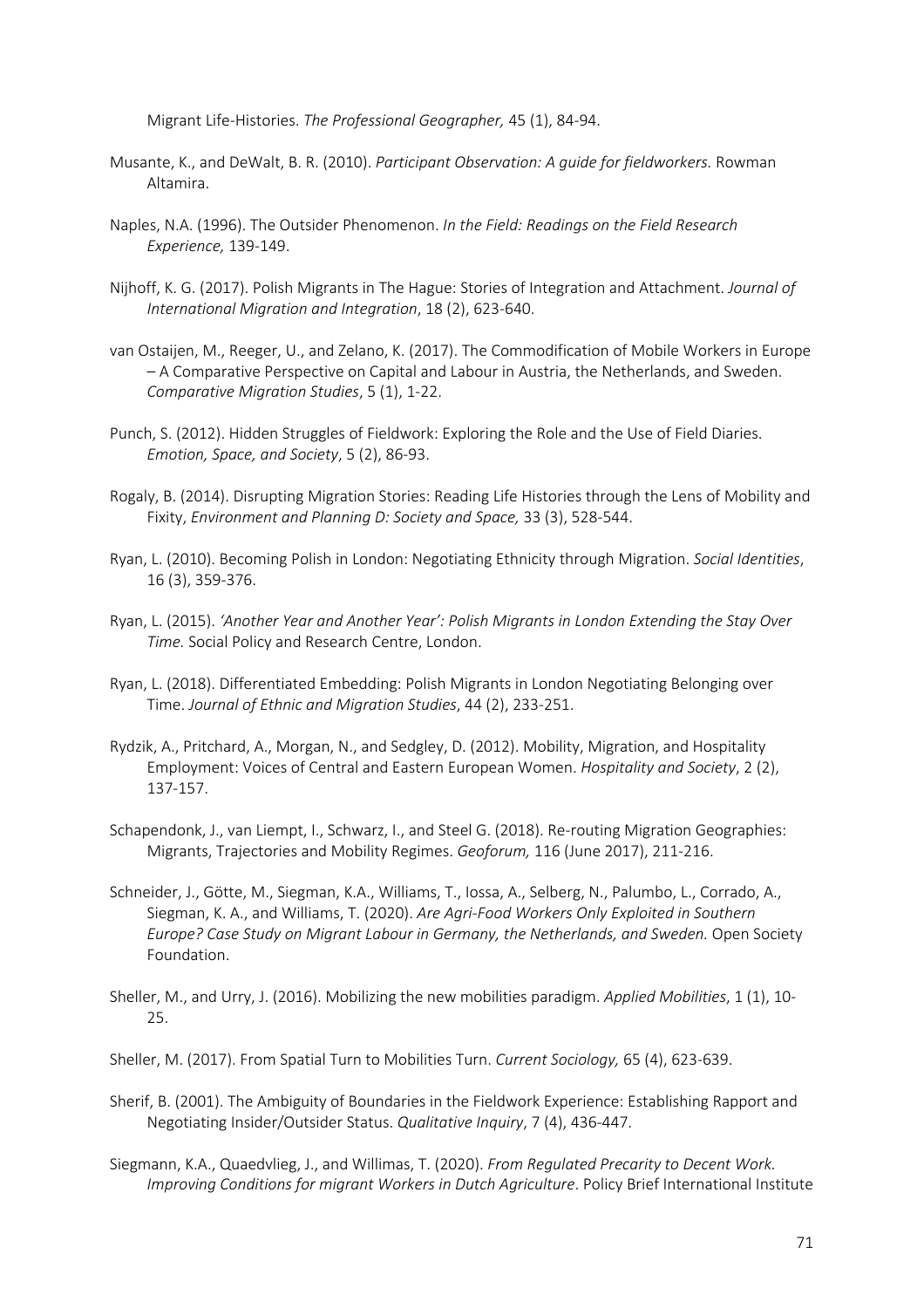Migrant Life-Histories. *The Professional Geographer,* 45 (1), 84-94.

Musante, K., and DeWalt, B. R. (2010). *Participant Observation: A guide for fieldworkers.* Rowman Altamira.

Naples, N.A. (1996). The Outsider Phenomenon. *In the Field: Readings on the Field Research Experience,* 139-149.

Nijhoff, K. G. (2017). Polish Migrants in The Hague: Stories of Integration and Attachment. *Journal of International Migration and Integration*, 18 (2), 623-640.

van Ostaijen, M., Reeger, U., and Zelano, K. (2017). The Commodification of Mobile Workers in Europe – A Comparative Perspective on Capital and Labour in Austria, the Netherlands, and Sweden. *Comparative Migration Studies*, 5 (1), 1-22.

Punch, S. (2012). Hidden Struggles of Fieldwork: Exploring the Role and the Use of Field Diaries. *Emotion, Space, and Society*, 5 (2), 86-93.

Rogaly, B. (2014). Disrupting Migration Stories: Reading Life Histories through the Lens of Mobility and Fixity, *Environment and Planning D: Society and Space,* 33 (3), 528-544.

Ryan, L. (2010). Becoming Polish in London: Negotiating Ethnicity through Migration. *Social Identities*, 16 (3), 359-376.

Ryan, L. (2015). *'Another Year and Another Year': Polish Migrants in London Extending the Stay Over Time.* Social Policy and Research Centre, London.

Ryan, L. (2018). Differentiated Embedding: Polish Migrants in London Negotiating Belonging over Time. *Journal of Ethnic and Migration Studies*, 44 (2), 233-251.

Rydzik, A., Pritchard, A., Morgan, N., and Sedgley, D. (2012). Mobility, Migration, and Hospitality Employment: Voices of Central and Eastern European Women. *Hospitality and Society*, 2 (2), 137-157.

Schapendonk, J., van Liempt, I., Schwarz, I., and Steel G. (2018). Re-routing Migration Geographies: Migrants, Trajectories and Mobility Regimes. *Geoforum,* 116 (June 2017), 211-216.

Schneider, J., Götte, M., Siegman, K.A., Williams, T., Iossa, A., Selberg, N., Palumbo, L., Corrado, A., Siegman, K. A., and Williams, T. (2020). *Are Agri-Food Workers Only Exploited in Southern Europe? Case Study on Migrant Labour in Germany, the Netherlands, and Sweden.* Open Society Foundation.

Sheller, M., and Urry, J. (2016). Mobilizing the new mobilities paradigm. *Applied Mobilities*, 1 (1), 10-25.

Sheller, M. (2017). From Spatial Turn to Mobilities Turn. *Current Sociology,* 65 (4), 623-639.

Sherif, B. (2001). The Ambiguity of Boundaries in the Fieldwork Experience: Establishing Rapport and Negotiating Insider/Outsider Status. *Qualitative Inquiry*, 7 (4), 436-447.

Siegmann, K.A., Quaedvlieg, J., and Willimas, T. (2020). *From Regulated Precarity to Decent Work. Improving Conditions for migrant Workers in Dutch Agriculture*. Policy Brief International Institute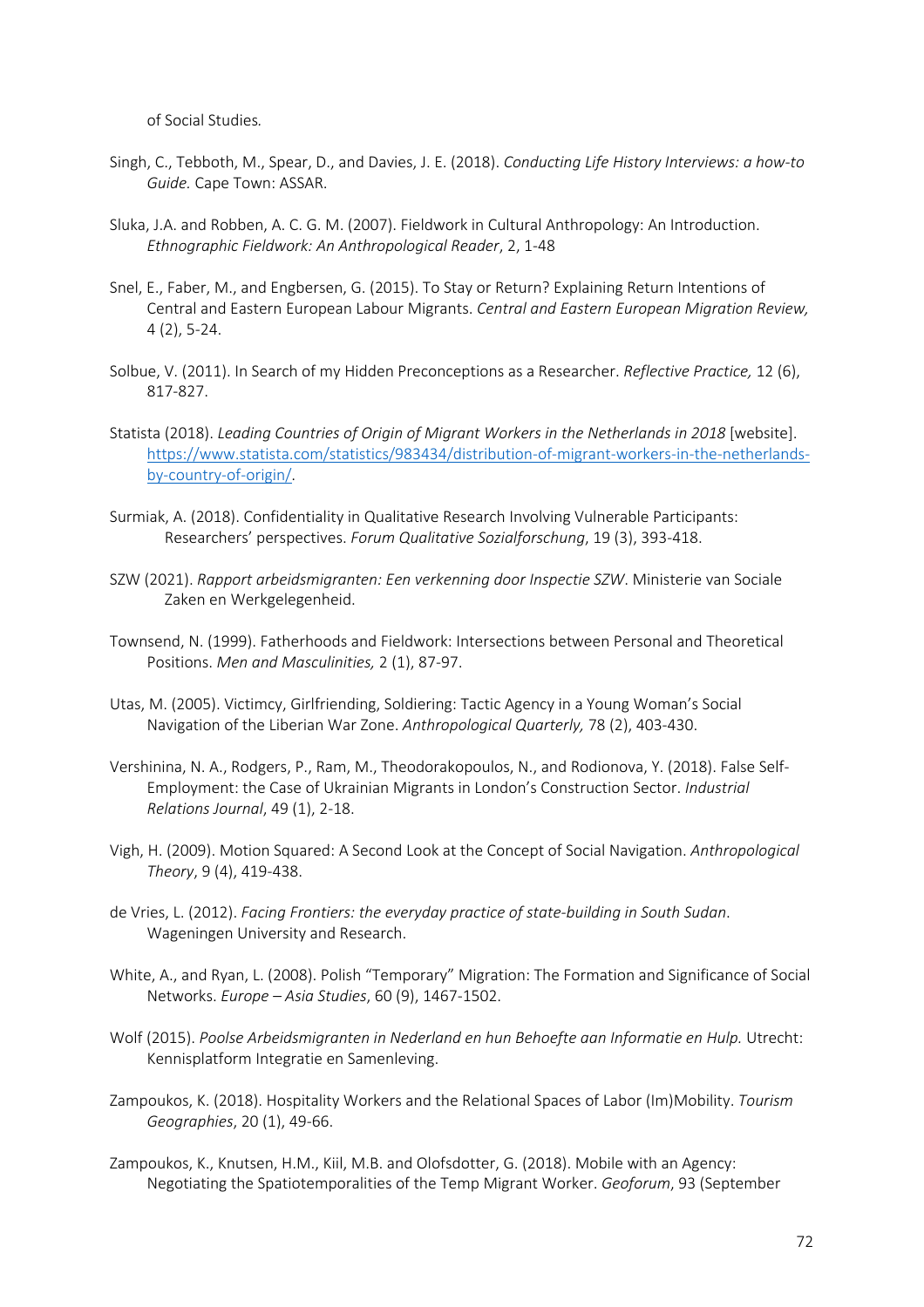of Social Studies*.*

Singh, C., Tebboth, M., Spear, D., and Davies, J. E. (2018). *Conducting Life History Interviews: a how-to Guide.* Cape Town: ASSAR.

Sluka, J.A. and Robben, A. C. G. M. (2007). Fieldwork in Cultural Anthropology: An Introduction. *Ethnographic Fieldwork: An Anthropological Reader*, 2, 1-48

Snel, E., Faber, M., and Engbersen, G. (2015). To Stay or Return? Explaining Return Intentions of Central and Eastern European Labour Migrants. *Central and Eastern European Migration Review,* 4 (2), 5-24.

Solbue, V. (2011). In Search of my Hidden Preconceptions as a Researcher. *Reflective Practice,* 12 (6), 817-827.

Statista (2018). *Leading Countries of Origin of Migrant Workers in the Netherlands in 2018* [website]. https://www.statista.com/statistics/983434/distribution-of-migrant-workers-in-the-netherlands-by-country-of-origin/.

Surmiak, A. (2018). Confidentiality in Qualitative Research Involving Vulnerable Participants: Researchers' perspectives. *Forum Qualitative Sozialforschung*, 19 (3), 393-418.

SZW (2021). *Rapport arbeidsmigranten: Een verkenning door Inspectie SZW*. Ministerie van Sociale Zaken en Werkgelegenheid.

Townsend, N. (1999). Fatherhoods and Fieldwork: Intersections between Personal and Theoretical Positions. *Men and Masculinities,* 2 (1), 87-97.

Utas, M. (2005). Victimcy, Girlfriending, Soldiering: Tactic Agency in a Young Woman's Social Navigation of the Liberian War Zone. *Anthropological Quarterly,* 78 (2), 403-430.

Vershinina, N. A., Rodgers, P., Ram, M., Theodorakopoulos, N., and Rodionova, Y. (2018). False Self-Employment: the Case of Ukrainian Migrants in London's Construction Sector. *Industrial Relations Journal*, 49 (1), 2-18.

Vigh, H. (2009). Motion Squared: A Second Look at the Concept of Social Navigation. *Anthropological Theory*, 9 (4), 419-438.

de Vries, L. (2012). *Facing Frontiers: the everyday practice of state-building in South Sudan*. Wageningen University and Research.

White, A., and Ryan, L. (2008). Polish "Temporary" Migration: The Formation and Significance of Social Networks. *Europe – Asia Studies*, 60 (9), 1467-1502.

Wolf (2015). *Poolse Arbeidsmigranten in Nederland en hun Behoefte aan Informatie en Hulp.* Utrecht: Kennisplatform Integratie en Samenleving.

Zampoukos, K. (2018). Hospitality Workers and the Relational Spaces of Labor (Im)Mobility. *Tourism Geographies*, 20 (1), 49-66.

Zampoukos, K., Knutsen, H.M., Kiil, M.B. and Olofsdotter, G. (2018). Mobile with an Agency: Negotiating the Spatiotemporalities of the Temp Migrant Worker. *Geoforum*, 93 (September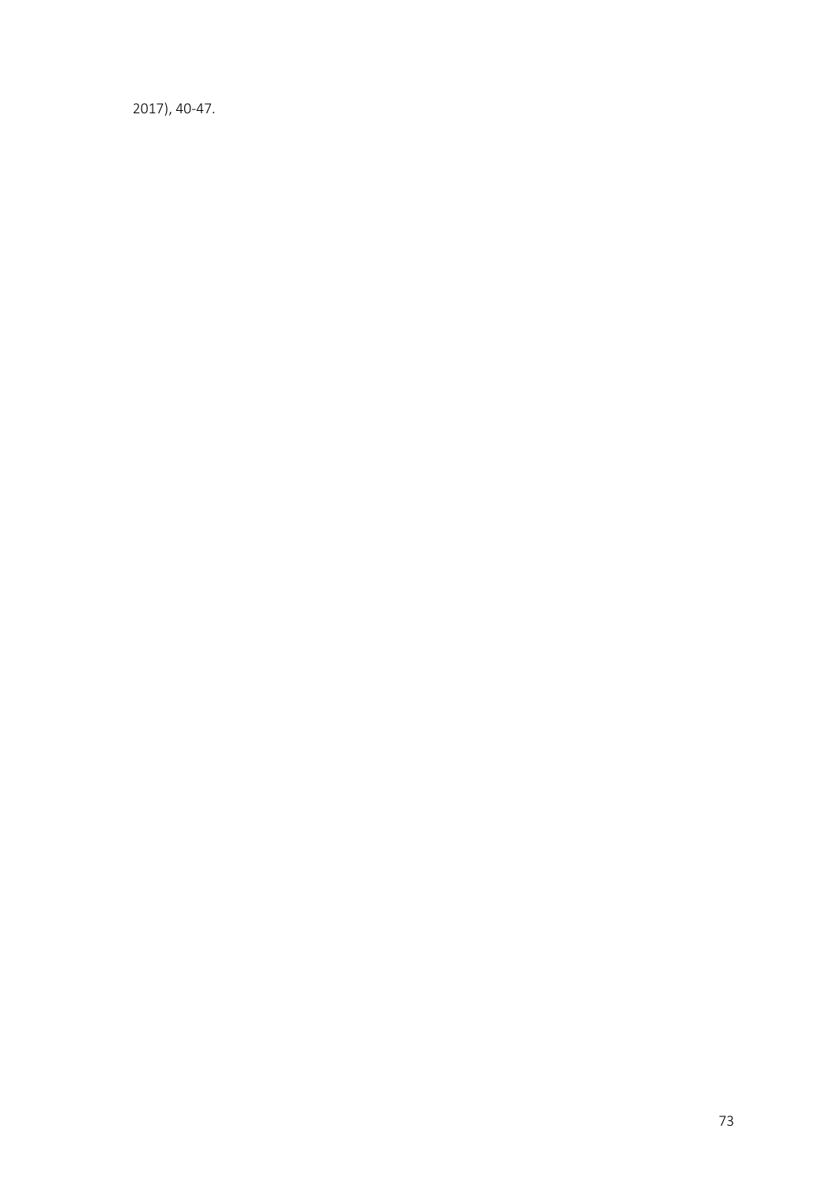2017), 40-47.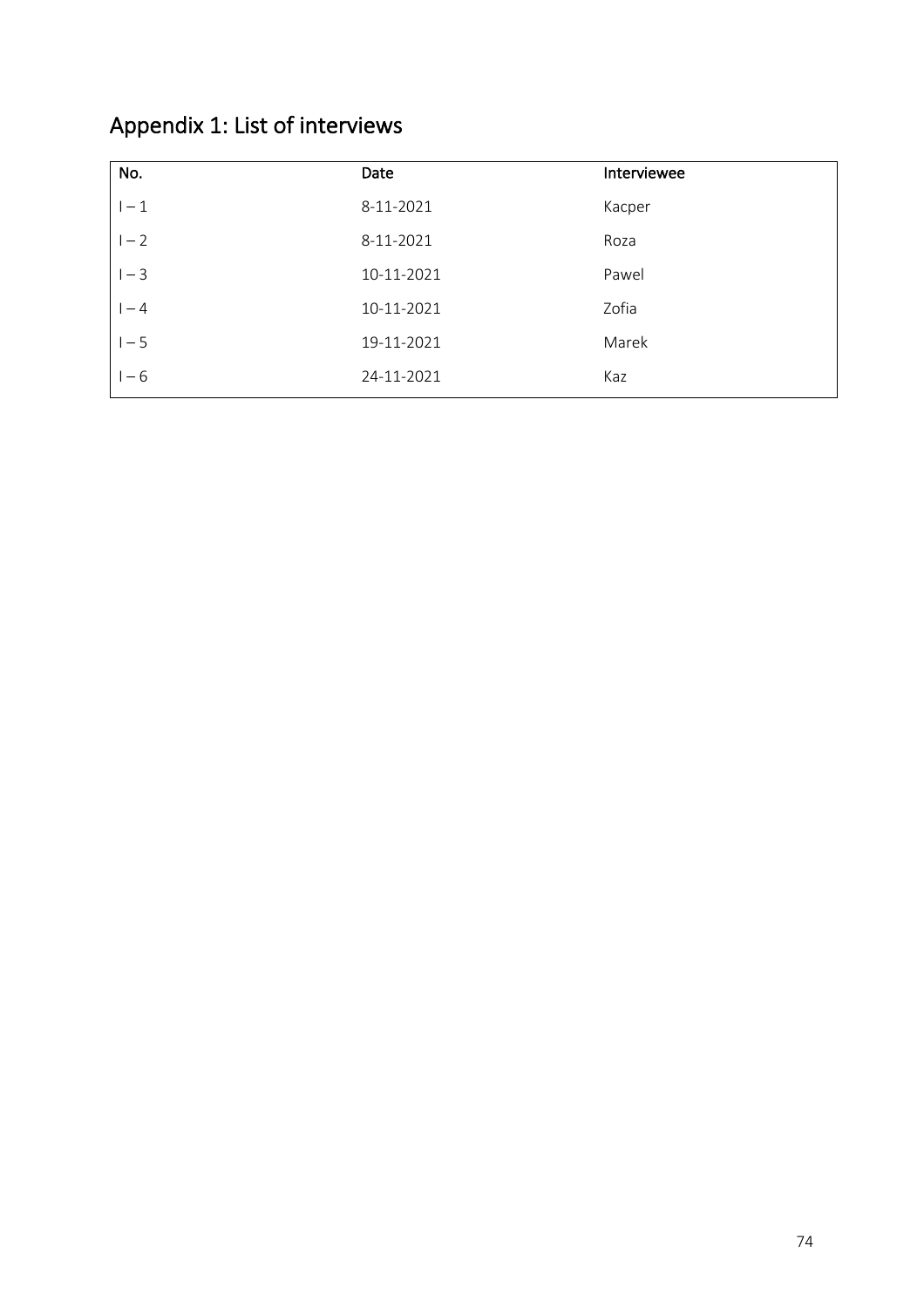# Appendix 1: List of interviews

| No. | Date | Interviewee |
|---|---|---|
| I – 1 | 8-11-2021 | Kacper |
| I – 2 | 8-11-2021 | Roza |
| I – 3 | 10-11-2021 | Pawel |
| I – 4 | 10-11-2021 | Zofia |
| I – 5 | 19-11-2021 | Marek |
| I – 6 | 24-11-2021 | Kaz |